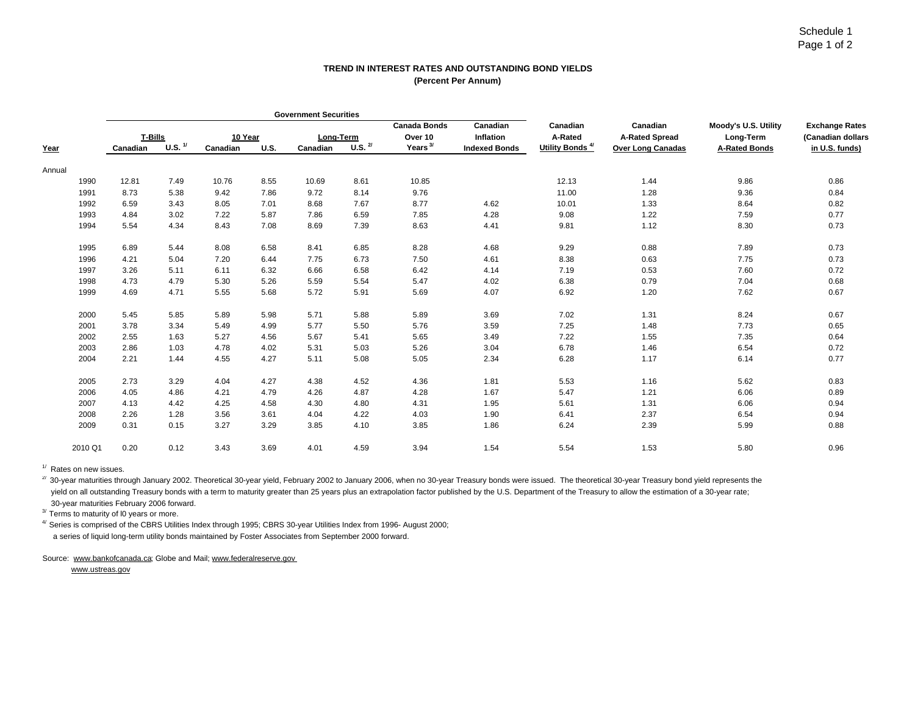Schedule 1
Page 1 of 2

**TREND IN INTEREST RATES AND OUTSTANDING BOND YIELDS**
**(Percent Per Annum)**

| | Government Securities | | | | | | | | | | | | |
|---|---|---|---|---|---|---|---|---|---|---|---|---|---|
| | T-Bills | | 10 Year | | Long-Term | | Canada Bonds Over 10 Years [3/] | Canadian Inflation Indexed Bonds | Canadian A-Rated Utility Bonds [4/] | Canadian A-Rated Spread Over Long Canadas | Moody's U.S. Utility Long-Term A-Rated Bonds | Exchange Rates (Canadian dollars in U.S. funds) |
| Year | Canadian | U.S. [1/] | Canadian | U.S. | Canadian | U.S. [2/] | | | | | | |
| Annual | | | | | | | | | | | | |
| 1990 | 12.81 | 7.49 | 10.76 | 8.55 | 10.69 | 8.61 | 10.85 | | 12.13 | 1.44 | 9.86 | 0.86 |
| 1991 | 8.73 | 5.38 | 9.42 | 7.86 | 9.72 | 8.14 | 9.76 | | 11.00 | 1.28 | 9.36 | 0.84 |
| 1992 | 6.59 | 3.43 | 8.05 | 7.01 | 8.68 | 7.67 | 8.77 | 4.62 | 10.01 | 1.33 | 8.64 | 0.82 |
| 1993 | 4.84 | 3.02 | 7.22 | 5.87 | 7.86 | 6.59 | 7.85 | 4.28 | 9.08 | 1.22 | 7.59 | 0.77 |
| 1994 | 5.54 | 4.34 | 8.43 | 7.08 | 8.69 | 7.39 | 8.63 | 4.41 | 9.81 | 1.12 | 8.30 | 0.73 |
| 1995 | 6.89 | 5.44 | 8.08 | 6.58 | 8.41 | 6.85 | 8.28 | 4.68 | 9.29 | 0.88 | 7.89 | 0.73 |
| 1996 | 4.21 | 5.04 | 7.20 | 6.44 | 7.75 | 6.73 | 7.50 | 4.61 | 8.38 | 0.63 | 7.75 | 0.73 |
| 1997 | 3.26 | 5.11 | 6.11 | 6.32 | 6.66 | 6.58 | 6.42 | 4.14 | 7.19 | 0.53 | 7.60 | 0.72 |
| 1998 | 4.73 | 4.79 | 5.30 | 5.26 | 5.59 | 5.54 | 5.47 | 4.02 | 6.38 | 0.79 | 7.04 | 0.68 |
| 1999 | 4.69 | 4.71 | 5.55 | 5.68 | 5.72 | 5.91 | 5.69 | 4.07 | 6.92 | 1.20 | 7.62 | 0.67 |
| 2000 | 5.45 | 5.85 | 5.89 | 5.98 | 5.71 | 5.88 | 5.89 | 3.69 | 7.02 | 1.31 | 8.24 | 0.67 |
| 2001 | 3.78 | 3.34 | 5.49 | 4.99 | 5.77 | 5.50 | 5.76 | 3.59 | 7.25 | 1.48 | 7.73 | 0.65 |
| 2002 | 2.55 | 1.63 | 5.27 | 4.56 | 5.67 | 5.41 | 5.65 | 3.49 | 7.22 | 1.55 | 7.35 | 0.64 |
| 2003 | 2.86 | 1.03 | 4.78 | 4.02 | 5.31 | 5.03 | 5.26 | 3.04 | 6.78 | 1.46 | 6.54 | 0.72 |
| 2004 | 2.21 | 1.44 | 4.55 | 4.27 | 5.11 | 5.08 | 5.05 | 2.34 | 6.28 | 1.17 | 6.14 | 0.77 |
| 2005 | 2.73 | 3.29 | 4.04 | 4.27 | 4.38 | 4.52 | 4.36 | 1.81 | 5.53 | 1.16 | 5.62 | 0.83 |
| 2006 | 4.05 | 4.86 | 4.21 | 4.79 | 4.26 | 4.87 | 4.28 | 1.67 | 5.47 | 1.21 | 6.06 | 0.89 |
| 2007 | 4.13 | 4.42 | 4.25 | 4.58 | 4.30 | 4.80 | 4.31 | 1.95 | 5.61 | 1.31 | 6.06 | 0.94 |
| 2008 | 2.26 | 1.28 | 3.56 | 3.61 | 4.04 | 4.22 | 4.03 | 1.90 | 6.41 | 2.37 | 6.54 | 0.94 |
| 2009 | 0.31 | 0.15 | 3.27 | 3.29 | 3.85 | 4.10 | 3.85 | 1.86 | 6.24 | 2.39 | 5.99 | 0.88 |
| 2010 Q1 | 0.20 | 0.12 | 3.43 | 3.69 | 4.01 | 4.59 | 3.94 | 1.54 | 5.54 | 1.53 | 5.80 | 0.96 |

[1/] Rates on new issues.

[2/] 30-year maturities through January 2002. Theoretical 30-year yield, February 2002 to January 2006, when no 30-year Treasury bonds were issued. The theoretical 30-year Treasury bond yield represents the yield on all outstanding Treasury bonds with a term to maturity greater than 25 years plus an extrapolation factor published by the U.S. Department of the Treasury to allow the estimation of a 30-year rate; 30-year maturities February 2006 forward.

[3/] Terms to maturity of l0 years or more.

[4/] Series is comprised of the CBRS Utilities Index through 1995; CBRS 30-year Utilities Index from 1996- August 2000; a series of liquid long-term utility bonds maintained by Foster Associates from September 2000 forward.

Source: www.bankofcanada.ca; Globe and Mail; www.federalreserve.gov
www.ustreas.gov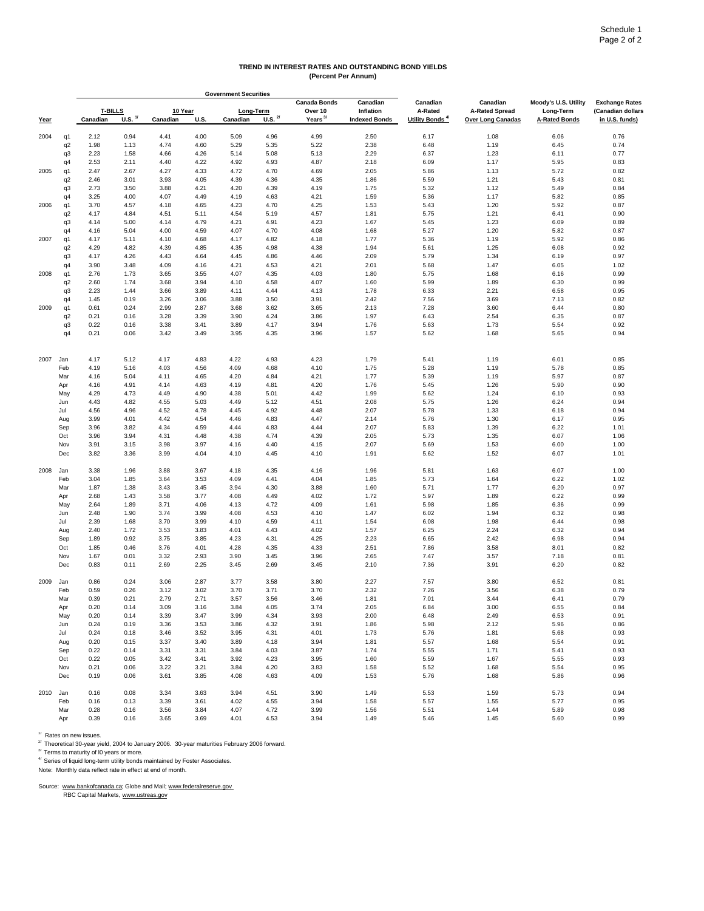**TREND IN INTEREST RATES AND OUTSTANDING BOND YIELDS**
**(Percent Per Annum)**

| | | Government Securities | | | | | | | | | | | |
|---|---|---|---|---|---|---|---|---|---|---|---|---|---|
| | | T-BILLS | | 10 Year | | Long-Term | | Canada Bonds Over 10 Years [3/] | Canadian Inflation Indexed Bonds | Canadian A-Rated Utility Bonds [4/] | Canadian A-Rated Spread Over Long Canadas | Moody's U.S. Utility Long-Term A-Rated Bonds | Exchange Rates (Canadian dollars in U.S. funds) |
| Year | | Canadian | U.S. [1/] | Canadian | U.S. | Canadian | U.S. [2/] | | | | | | |
| 2004 | q1 | 2.12 | 0.94 | 4.41 | 4.00 | 5.09 | 4.96 | 4.99 | 2.50 | 6.17 | 1.08 | 6.06 | 0.76 |
| | q2 | 1.98 | 1.13 | 4.74 | 4.60 | 5.29 | 5.35 | 5.22 | 2.38 | 6.48 | 1.19 | 6.45 | 0.74 |
| | q3 | 2.23 | 1.58 | 4.66 | 4.26 | 5.14 | 5.08 | 5.13 | 2.29 | 6.37 | 1.23 | 6.11 | 0.77 |
| | q4 | 2.53 | 2.11 | 4.40 | 4.22 | 4.92 | 4.93 | 4.87 | 2.18 | 6.09 | 1.17 | 5.95 | 0.83 |
| 2005 | q1 | 2.47 | 2.67 | 4.27 | 4.33 | 4.72 | 4.70 | 4.69 | 2.05 | 5.86 | 1.13 | 5.72 | 0.82 |
| | q2 | 2.46 | 3.01 | 3.93 | 4.05 | 4.39 | 4.36 | 4.35 | 1.86 | 5.59 | 1.21 | 5.43 | 0.81 |
| | q3 | 2.73 | 3.50 | 3.88 | 4.21 | 4.20 | 4.39 | 4.19 | 1.75 | 5.32 | 1.12 | 5.49 | 0.84 |
| | q4 | 3.25 | 4.00 | 4.07 | 4.49 | 4.19 | 4.63 | 4.21 | 1.59 | 5.36 | 1.17 | 5.82 | 0.85 |
| 2006 | q1 | 3.70 | 4.57 | 4.18 | 4.65 | 4.23 | 4.70 | 4.25 | 1.53 | 5.43 | 1.20 | 5.92 | 0.87 |
| | q2 | 4.17 | 4.84 | 4.51 | 5.11 | 4.54 | 5.19 | 4.57 | 1.81 | 5.75 | 1.21 | 6.41 | 0.90 |
| | q3 | 4.14 | 5.00 | 4.14 | 4.79 | 4.21 | 4.91 | 4.23 | 1.67 | 5.45 | 1.23 | 6.09 | 0.89 |
| | q4 | 4.16 | 5.04 | 4.00 | 4.59 | 4.07 | 4.70 | 4.08 | 1.68 | 5.27 | 1.20 | 5.82 | 0.87 |
| 2007 | q1 | 4.17 | 5.11 | 4.10 | 4.68 | 4.17 | 4.82 | 4.18 | 1.77 | 5.36 | 1.19 | 5.92 | 0.86 |
| | q2 | 4.29 | 4.82 | 4.39 | 4.85 | 4.35 | 4.98 | 4.38 | 1.94 | 5.61 | 1.25 | 6.08 | 0.92 |
| | q3 | 4.17 | 4.26 | 4.43 | 4.64 | 4.45 | 4.86 | 4.46 | 2.09 | 5.79 | 1.34 | 6.19 | 0.97 |
| | q4 | 3.90 | 3.48 | 4.09 | 4.16 | 4.21 | 4.53 | 4.21 | 2.01 | 5.68 | 1.47 | 6.05 | 1.02 |
| 2008 | q1 | 2.76 | 1.73 | 3.65 | 3.55 | 4.07 | 4.35 | 4.03 | 1.80 | 5.75 | 1.68 | 6.16 | 0.99 |
| | q2 | 2.60 | 1.74 | 3.68 | 3.94 | 4.10 | 4.58 | 4.07 | 1.60 | 5.99 | 1.89 | 6.30 | 0.99 |
| | q3 | 2.23 | 1.44 | 3.66 | 3.89 | 4.11 | 4.44 | 4.13 | 1.78 | 6.33 | 2.21 | 6.58 | 0.95 |
| | q4 | 1.45 | 0.19 | 3.26 | 3.06 | 3.88 | 3.50 | 3.91 | 2.42 | 7.56 | 3.69 | 7.13 | 0.82 |
| 2009 | q1 | 0.61 | 0.24 | 2.99 | 2.87 | 3.68 | 3.62 | 3.65 | 2.13 | 7.28 | 3.60 | 6.44 | 0.80 |
| | q2 | 0.21 | 0.16 | 3.28 | 3.39 | 3.90 | 4.24 | 3.86 | 1.97 | 6.43 | 2.54 | 6.35 | 0.87 |
| | q3 | 0.22 | 0.16 | 3.38 | 3.41 | 3.89 | 4.17 | 3.94 | 1.76 | 5.63 | 1.73 | 5.54 | 0.92 |
| | q4 | 0.21 | 0.06 | 3.42 | 3.49 | 3.95 | 4.35 | 3.96 | 1.57 | 5.62 | 1.68 | 5.65 | 0.94 |
| 2007 | Jan | 4.17 | 5.12 | 4.17 | 4.83 | 4.22 | 4.93 | 4.23 | 1.79 | 5.41 | 1.19 | 6.01 | 0.85 |
| | Feb | 4.19 | 5.16 | 4.03 | 4.56 | 4.09 | 4.68 | 4.10 | 1.75 | 5.28 | 1.19 | 5.78 | 0.85 |
| | Mar | 4.16 | 5.04 | 4.11 | 4.65 | 4.20 | 4.84 | 4.21 | 1.77 | 5.39 | 1.19 | 5.97 | 0.87 |
| | Apr | 4.16 | 4.91 | 4.14 | 4.63 | 4.19 | 4.81 | 4.20 | 1.76 | 5.45 | 1.26 | 5.90 | 0.90 |
| | May | 4.29 | 4.73 | 4.49 | 4.90 | 4.38 | 5.01 | 4.42 | 1.99 | 5.62 | 1.24 | 6.10 | 0.93 |
| | Jun | 4.43 | 4.82 | 4.55 | 5.03 | 4.49 | 5.12 | 4.51 | 2.08 | 5.75 | 1.26 | 6.24 | 0.94 |
| | Jul | 4.56 | 4.96 | 4.52 | 4.78 | 4.45 | 4.92 | 4.48 | 2.07 | 5.78 | 1.33 | 6.18 | 0.94 |
| | Aug | 3.99 | 4.01 | 4.42 | 4.54 | 4.46 | 4.83 | 4.47 | 2.14 | 5.76 | 1.30 | 6.17 | 0.95 |
| | Sep | 3.96 | 3.82 | 4.34 | 4.59 | 4.44 | 4.83 | 4.44 | 2.07 | 5.83 | 1.39 | 6.22 | 1.01 |
| | Oct | 3.96 | 3.94 | 4.31 | 4.48 | 4.38 | 4.74 | 4.39 | 2.05 | 5.73 | 1.35 | 6.07 | 1.06 |
| | Nov | 3.91 | 3.15 | 3.98 | 3.97 | 4.16 | 4.40 | 4.15 | 2.07 | 5.69 | 1.53 | 6.00 | 1.00 |
| | Dec | 3.82 | 3.36 | 3.99 | 4.04 | 4.10 | 4.45 | 4.10 | 1.91 | 5.62 | 1.52 | 6.07 | 1.01 |
| 2008 | Jan | 3.38 | 1.96 | 3.88 | 3.67 | 4.18 | 4.35 | 4.16 | 1.96 | 5.81 | 1.63 | 6.07 | 1.00 |
| | Feb | 3.04 | 1.85 | 3.64 | 3.53 | 4.09 | 4.41 | 4.04 | 1.85 | 5.73 | 1.64 | 6.22 | 1.02 |
| | Mar | 1.87 | 1.38 | 3.43 | 3.45 | 3.94 | 4.30 | 3.88 | 1.60 | 5.71 | 1.77 | 6.20 | 0.97 |
| | Apr | 2.68 | 1.43 | 3.58 | 3.77 | 4.08 | 4.49 | 4.02 | 1.72 | 5.97 | 1.89 | 6.22 | 0.99 |
| | May | 2.64 | 1.89 | 3.71 | 4.06 | 4.13 | 4.72 | 4.09 | 1.61 | 5.98 | 1.85 | 6.36 | 0.99 |
| | Jun | 2.48 | 1.90 | 3.74 | 3.99 | 4.08 | 4.53 | 4.10 | 1.47 | 6.02 | 1.94 | 6.32 | 0.98 |
| | Jul | 2.39 | 1.68 | 3.70 | 3.99 | 4.10 | 4.59 | 4.11 | 1.54 | 6.08 | 1.98 | 6.44 | 0.98 |
| | Aug | 2.40 | 1.72 | 3.53 | 3.83 | 4.01 | 4.43 | 4.02 | 1.57 | 6.25 | 2.24 | 6.32 | 0.94 |
| | Sep | 1.89 | 0.92 | 3.75 | 3.85 | 4.23 | 4.31 | 4.25 | 2.23 | 6.65 | 2.42 | 6.98 | 0.94 |
| | Oct | 1.85 | 0.46 | 3.76 | 4.01 | 4.28 | 4.35 | 4.33 | 2.51 | 7.86 | 3.58 | 8.01 | 0.82 |
| | Nov | 1.67 | 0.01 | 3.32 | 2.93 | 3.90 | 3.45 | 3.96 | 2.65 | 7.47 | 3.57 | 7.18 | 0.81 |
| | Dec | 0.83 | 0.11 | 2.69 | 2.25 | 3.45 | 2.69 | 3.45 | 2.10 | 7.36 | 3.91 | 6.20 | 0.82 |
| 2009 | Jan | 0.86 | 0.24 | 3.06 | 2.87 | 3.77 | 3.58 | 3.80 | 2.27 | 7.57 | 3.80 | 6.52 | 0.81 |
| | Feb | 0.59 | 0.26 | 3.12 | 3.02 | 3.70 | 3.71 | 3.70 | 2.32 | 7.26 | 3.56 | 6.38 | 0.79 |
| | Mar | 0.39 | 0.21 | 2.79 | 2.71 | 3.57 | 3.56 | 3.46 | 1.81 | 7.01 | 3.44 | 6.41 | 0.79 |
| | Apr | 0.20 | 0.14 | 3.09 | 3.16 | 3.84 | 4.05 | 3.74 | 2.05 | 6.84 | 3.00 | 6.55 | 0.84 |
| | May | 0.20 | 0.14 | 3.39 | 3.47 | 3.99 | 4.34 | 3.93 | 2.00 | 6.48 | 2.49 | 6.53 | 0.91 |
| | Jun | 0.24 | 0.19 | 3.36 | 3.53 | 3.86 | 4.32 | 3.91 | 1.86 | 5.98 | 2.12 | 5.96 | 0.86 |
| | Jul | 0.24 | 0.18 | 3.46 | 3.52 | 3.95 | 4.31 | 4.01 | 1.73 | 5.76 | 1.81 | 5.68 | 0.93 |
| | Aug | 0.20 | 0.15 | 3.37 | 3.40 | 3.89 | 4.18 | 3.94 | 1.81 | 5.57 | 1.68 | 5.54 | 0.91 |
| | Sep | 0.22 | 0.14 | 3.31 | 3.31 | 3.84 | 4.03 | 3.87 | 1.74 | 5.55 | 1.71 | 5.41 | 0.93 |
| | Oct | 0.22 | 0.05 | 3.42 | 3.41 | 3.92 | 4.23 | 3.95 | 1.60 | 5.59 | 1.67 | 5.55 | 0.93 |
| | Nov | 0.21 | 0.06 | 3.22 | 3.21 | 3.84 | 4.20 | 3.83 | 1.58 | 5.52 | 1.68 | 5.54 | 0.95 |
| | Dec | 0.19 | 0.06 | 3.61 | 3.85 | 4.08 | 4.63 | 4.09 | 1.53 | 5.76 | 1.68 | 5.86 | 0.96 |
| 2010 | Jan | 0.16 | 0.08 | 3.34 | 3.63 | 3.94 | 4.51 | 3.90 | 1.49 | 5.53 | 1.59 | 5.73 | 0.94 |
| | Feb | 0.16 | 0.13 | 3.39 | 3.61 | 4.02 | 4.55 | 3.94 | 1.58 | 5.57 | 1.55 | 5.77 | 0.95 |
| | Mar | 0.28 | 0.16 | 3.56 | 3.84 | 4.07 | 4.72 | 3.99 | 1.56 | 5.51 | 1.44 | 5.89 | 0.98 |
| | Apr | 0.39 | 0.16 | 3.65 | 3.69 | 4.01 | 4.53 | 3.94 | 1.49 | 5.46 | 1.45 | 5.60 | 0.99 |

[1/] Rates on new issues.

[2/] Theoretical 30-year yield, 2004 to January 2006. 30-year maturities February 2006 forward.

[3/] Terms to maturity of l0 years or more.

[4/] Series of liquid long-term utility bonds maintained by Foster Associates.

Note: Monthly data reflect rate in effect at end of month.

Source: www.bankofcanada.ca; Globe and Mail; www.federalreserve.gov
RBC Capital Markets, www.ustreas.gov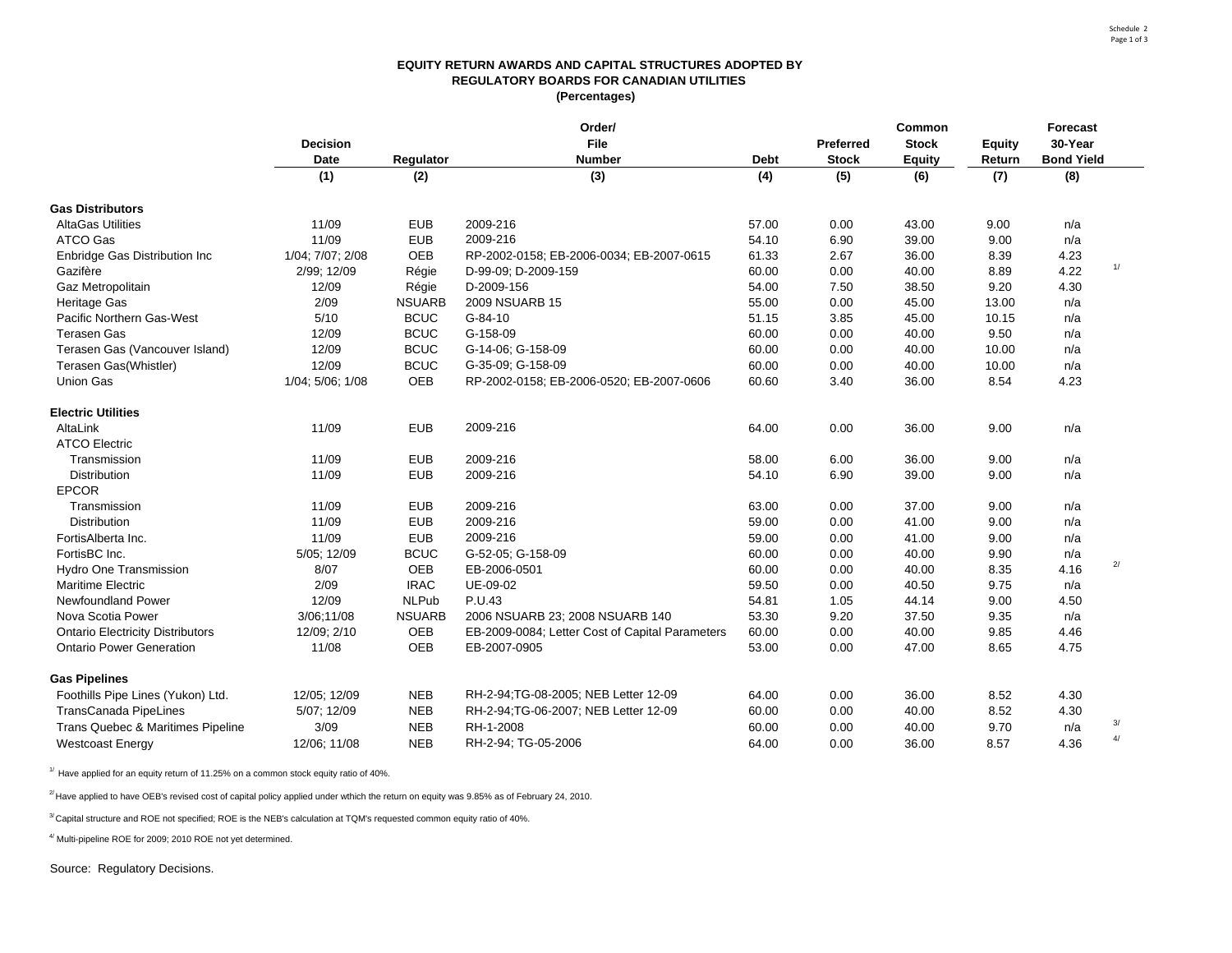**EQUITY RETURN AWARDS AND CAPITAL STRUCTURES ADOPTED BY REGULATORY BOARDS FOR CANADIAN UTILITIES**
**(Percentages)**

| | Decision Date | Regulator | Order/ File Number | Debt | Preferred Stock | Common Stock Equity | Equity Return | Forecast 30-Year Bond Yield | |
|---|---|---|---|---|---|---|---|---|---|
| | (1) | (2) | (3) | (4) | (5) | (6) | (7) | (8) | |
| **Gas Distributors** | | | | | | | | | |
| AltaGas Utilities | 11/09 | EUB | 2009-216 | 57.00 | 0.00 | 43.00 | 9.00 | n/a | |
| ATCO Gas | 11/09 | EUB | 2009-216 | 54.10 | 6.90 | 39.00 | 9.00 | n/a | |
| Enbridge Gas Distribution Inc | 1/04; 7/07; 2/08 | OEB | RP-2002-0158; EB-2006-0034; EB-2007-0615 | 61.33 | 2.67 | 36.00 | 8.39 | 4.23 | |
| Gazifère | 2/99; 12/09 | Régie | D-99-09; D-2009-159 | 60.00 | 0.00 | 40.00 | 8.89 | 4.22 | 1/ |
| Gaz Metropolitain | 12/09 | Régie | D-2009-156 | 54.00 | 7.50 | 38.50 | 9.20 | 4.30 | |
| Heritage Gas | 2/09 | NSUARB | 2009 NSUARB 15 | 55.00 | 0.00 | 45.00 | 13.00 | n/a | |
| Pacific Northern Gas-West | 5/10 | BCUC | G-84-10 | 51.15 | 3.85 | 45.00 | 10.15 | n/a | |
| Terasen Gas | 12/09 | BCUC | G-158-09 | 60.00 | 0.00 | 40.00 | 9.50 | n/a | |
| Terasen Gas (Vancouver Island) | 12/09 | BCUC | G-14-06; G-158-09 | 60.00 | 0.00 | 40.00 | 10.00 | n/a | |
| Terasen Gas(Whistler) | 12/09 | BCUC | G-35-09; G-158-09 | 60.00 | 0.00 | 40.00 | 10.00 | n/a | |
| Union Gas | 1/04; 5/06; 1/08 | OEB | RP-2002-0158; EB-2006-0520; EB-2007-0606 | 60.60 | 3.40 | 36.00 | 8.54 | 4.23 | |
| **Electric Utilities** | | | | | | | | | |
| AltaLink | 11/09 | EUB | 2009-216 | 64.00 | 0.00 | 36.00 | 9.00 | n/a | |
| ATCO Electric | | | | | | | | | |
| Transmission | 11/09 | EUB | 2009-216 | 58.00 | 6.00 | 36.00 | 9.00 | n/a | |
| Distribution | 11/09 | EUB | 2009-216 | 54.10 | 6.90 | 39.00 | 9.00 | n/a | |
| EPCOR | | | | | | | | | |
| Transmission | 11/09 | EUB | 2009-216 | 63.00 | 0.00 | 37.00 | 9.00 | n/a | |
| Distribution | 11/09 | EUB | 2009-216 | 59.00 | 0.00 | 41.00 | 9.00 | n/a | |
| FortisAlberta Inc. | 11/09 | EUB | 2009-216 | 59.00 | 0.00 | 41.00 | 9.00 | n/a | |
| FortisBC Inc. | 5/05; 12/09 | BCUC | G-52-05; G-158-09 | 60.00 | 0.00 | 40.00 | 9.90 | n/a | |
| Hydro One Transmission | 8/07 | OEB | EB-2006-0501 | 60.00 | 0.00 | 40.00 | 8.35 | 4.16 | 2/ |
| Maritime Electric | 2/09 | IRAC | UE-09-02 | 59.50 | 0.00 | 40.50 | 9.75 | n/a | |
| Newfoundland Power | 12/09 | NLPub | P.U.43 | 54.81 | 1.05 | 44.14 | 9.00 | 4.50 | |
| Nova Scotia Power | 3/06;11/08 | NSUARB | 2006 NSUARB 23; 2008 NSUARB 140 | 53.30 | 9.20 | 37.50 | 9.35 | n/a | |
| Ontario Electricity Distributors | 12/09; 2/10 | OEB | EB-2009-0084; Letter Cost of Capital Parameters | 60.00 | 0.00 | 40.00 | 9.85 | 4.46 | |
| Ontario Power Generation | 11/08 | OEB | EB-2007-0905 | 53.00 | 0.00 | 47.00 | 8.65 | 4.75 | |
| **Gas Pipelines** | | | | | | | | | |
| Foothills Pipe Lines (Yukon) Ltd. | 12/05; 12/09 | NEB | RH-2-94;TG-08-2005; NEB Letter 12-09 | 64.00 | 0.00 | 36.00 | 8.52 | 4.30 | |
| TransCanada PipeLines | 5/07; 12/09 | NEB | RH-2-94;TG-06-2007; NEB Letter 12-09 | 60.00 | 0.00 | 40.00 | 8.52 | 4.30 | |
| Trans Quebec & Maritimes Pipeline | 3/09 | NEB | RH-1-2008 | 60.00 | 0.00 | 40.00 | 9.70 | n/a | 3/ |
| Westcoast Energy | 12/06; 11/08 | NEB | RH-2-94; TG-05-2006 | 64.00 | 0.00 | 36.00 | 8.57 | 4.36 | 4/ |

1/ Have applied for an equity return of 11.25% on a common stock equity ratio of 40%.

2/ Have applied to have OEB's revised cost of capital policy applied under wthich the return on equity was 9.85% as of February 24, 2010.

3/ Capital structure and ROE not specified; ROE is the NEB's calculation at TQM's requested common equity ratio of 40%.

4/ Multi-pipeline ROE for 2009; 2010 ROE not yet determined.

Source: Regulatory Decisions.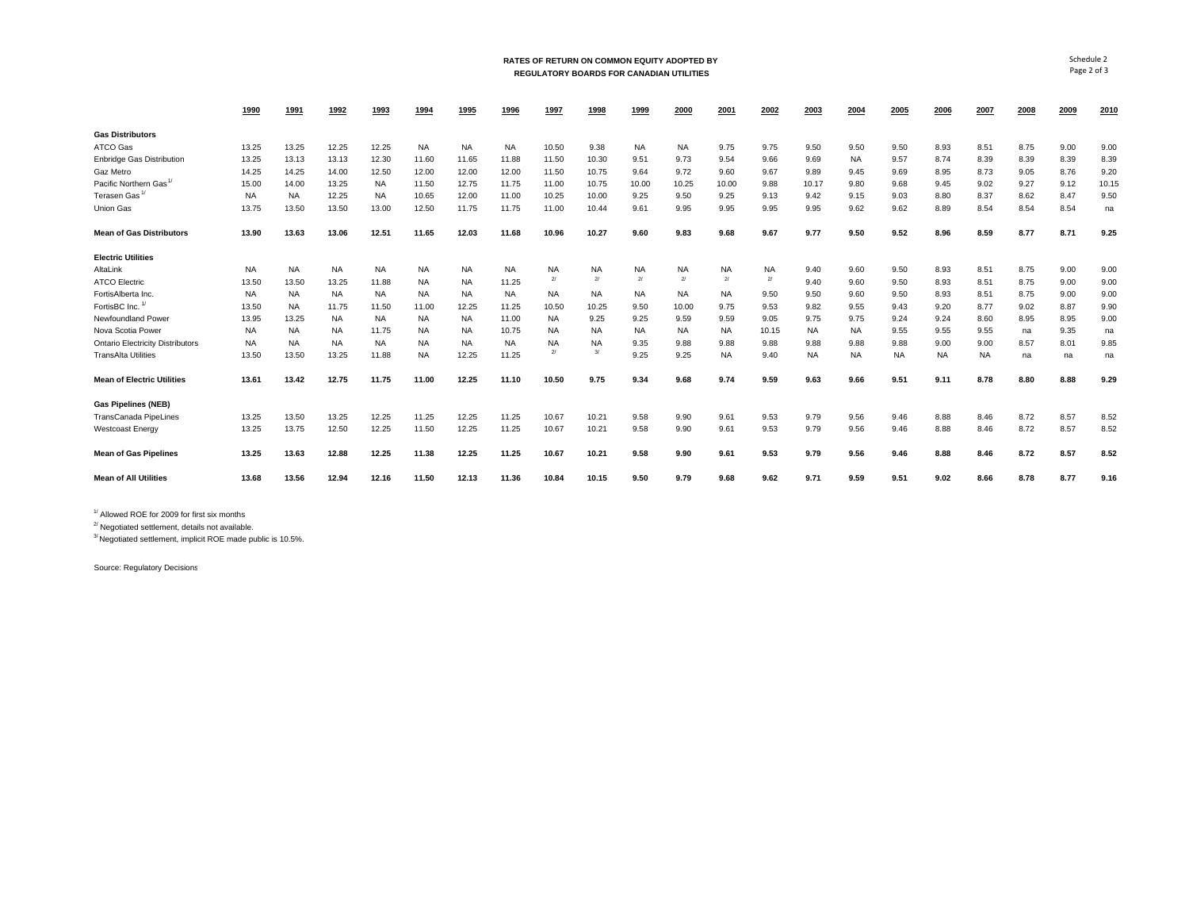**RATES OF RETURN ON COMMON EQUITY ADOPTED BY REGULATORY BOARDS FOR CANADIAN UTILITIES**

Schedule 2
Page 2 of 3

| | 1990 | 1991 | 1992 | 1993 | 1994 | 1995 | 1996 | 1997 | 1998 | 1999 | 2000 | 2001 | 2002 | 2003 | 2004 | 2005 | 2006 | 2007 | 2008 | 2009 | 2010 |
|---|---|---|---|---|---|---|---|---|---|---|---|---|---|---|---|---|---|---|---|---|---|
| **Gas Distributors** | | | | | | | | | | | | | | | | | | | | | |
| ATCO Gas | 13.25 | 13.25 | 12.25 | 12.25 | NA | NA | NA | 10.50 | 9.38 | NA | NA | 9.75 | 9.75 | 9.50 | 9.50 | 9.50 | 8.93 | 8.51 | 8.75 | 9.00 | 9.00 |
| Enbridge Gas Distribution | 13.25 | 13.13 | 13.13 | 12.30 | 11.60 | 11.65 | 11.88 | 11.50 | 10.30 | 9.51 | 9.73 | 9.54 | 9.66 | 9.69 | NA | 9.57 | 8.74 | 8.39 | 8.39 | 8.39 | 8.39 |
| Gaz Metro | 14.25 | 14.25 | 14.00 | 12.50 | 12.00 | 12.00 | 12.00 | 11.50 | 10.75 | 9.64 | 9.72 | 9.60 | 9.67 | 9.89 | 9.45 | 9.69 | 8.95 | 8.73 | 9.05 | 8.76 | 9.20 |
| Pacific Northern Gas [1/] | 15.00 | 14.00 | 13.25 | NA | 11.50 | 12.75 | 11.75 | 11.00 | 10.75 | 10.00 | 10.25 | 10.00 | 9.88 | 10.17 | 9.80 | 9.68 | 9.45 | 9.02 | 9.27 | 9.12 | 10.15 |
| Terasen Gas [1/] | NA | NA | 12.25 | NA | 10.65 | 12.00 | 11.00 | 10.25 | 10.00 | 9.25 | 9.50 | 9.25 | 9.13 | 9.42 | 9.15 | 9.03 | 8.80 | 8.37 | 8.62 | 8.47 | 9.50 |
| Union Gas | 13.75 | 13.50 | 13.50 | 13.00 | 12.50 | 11.75 | 11.75 | 11.00 | 10.44 | 9.61 | 9.95 | 9.95 | 9.95 | 9.95 | 9.62 | 9.62 | 8.89 | 8.54 | 8.54 | 8.54 | na |
| **Mean of Gas Distributors** | **13.90** | **13.63** | **13.06** | **12.51** | **11.65** | **12.03** | **11.68** | **10.96** | **10.27** | **9.60** | **9.83** | **9.68** | **9.67** | **9.77** | **9.50** | **9.52** | **8.96** | **8.59** | **8.77** | **8.71** | **9.25** |
| **Electric Utilities** | | | | | | | | | | | | | | | | | | | | | |
| AltaLink | NA | NA | NA | NA | NA | NA | NA | NA | NA | NA | NA | NA | NA | 9.40 | 9.60 | 9.50 | 8.93 | 8.51 | 8.75 | 9.00 | 9.00 |
| ATCO Electric | 13.50 | 13.50 | 13.25 | 11.88 | NA | NA | 11.25 | [2/] | [2/] | [2/] | [2/] | [2/] | [2/] | 9.40 | 9.60 | 9.50 | 8.93 | 8.51 | 8.75 | 9.00 | 9.00 |
| FortisAlberta Inc. | NA | NA | NA | NA | NA | NA | NA | NA | NA | NA | NA | NA | 9.50 | 9.50 | 9.60 | 9.50 | 8.93 | 8.51 | 8.75 | 9.00 | 9.00 |
| FortisBC Inc. [1/] | 13.50 | NA | 11.75 | 11.50 | 11.00 | 12.25 | 11.25 | 10.50 | 10.25 | 9.50 | 10.00 | 9.75 | 9.53 | 9.82 | 9.55 | 9.43 | 9.20 | 8.77 | 9.02 | 8.87 | 9.90 |
| Newfoundland Power | 13.95 | 13.25 | NA | NA | NA | NA | 11.00 | NA | 9.25 | 9.25 | 9.59 | 9.59 | 9.05 | 9.75 | 9.75 | 9.24 | 9.24 | 8.60 | 8.95 | 8.95 | 9.00 |
| Nova Scotia Power | NA | NA | NA | 11.75 | NA | NA | 10.75 | NA | NA | NA | NA | NA | 10.15 | NA | NA | 9.55 | 9.55 | 9.55 | na | 9.35 | na |
| Ontario Electricity Distributors | NA | NA | NA | NA | NA | NA | NA | NA | NA | 9.35 | 9.88 | 9.88 | 9.88 | 9.88 | 9.88 | 9.88 | 9.00 | 9.00 | 8.57 | 8.01 | 9.85 |
| TransAlta Utilities | 13.50 | 13.50 | 13.25 | 11.88 | NA | 12.25 | 11.25 | [2/] | [3/] | 9.25 | 9.25 | NA | 9.40 | NA | NA | NA | NA | NA | na | na | na |
| **Mean of Electric Utilities** | **13.61** | **13.42** | **12.75** | **11.75** | **11.00** | **12.25** | **11.10** | **10.50** | **9.75** | **9.34** | **9.68** | **9.74** | **9.59** | **9.63** | **9.66** | **9.51** | **9.11** | **8.78** | **8.80** | **8.88** | **9.29** |
| **Gas Pipelines (NEB)** | | | | | | | | | | | | | | | | | | | | | |
| TransCanada PipeLines | 13.25 | 13.50 | 13.25 | 12.25 | 11.25 | 12.25 | 11.25 | 10.67 | 10.21 | 9.58 | 9.90 | 9.61 | 9.53 | 9.79 | 9.56 | 9.46 | 8.88 | 8.46 | 8.72 | 8.57 | 8.52 |
| Westcoast Energy | 13.25 | 13.75 | 12.50 | 12.25 | 11.50 | 12.25 | 11.25 | 10.67 | 10.21 | 9.58 | 9.90 | 9.61 | 9.53 | 9.79 | 9.56 | 9.46 | 8.88 | 8.46 | 8.72 | 8.57 | 8.52 |
| **Mean of Gas Pipelines** | **13.25** | **13.63** | **12.88** | **12.25** | **11.38** | **12.25** | **11.25** | **10.67** | **10.21** | **9.58** | **9.90** | **9.61** | **9.53** | **9.79** | **9.56** | **9.46** | **8.88** | **8.46** | **8.72** | **8.57** | **8.52** |
| **Mean of All Utilities** | **13.68** | **13.56** | **12.94** | **12.16** | **11.50** | **12.13** | **11.36** | **10.84** | **10.15** | **9.50** | **9.79** | **9.68** | **9.62** | **9.71** | **9.59** | **9.51** | **9.02** | **8.66** | **8.78** | **8.77** | **9.16** |

[1/] Allowed ROE for 2009 for first six months

[2/] Negotiated settlement, details not available.

[3/] Negotiated settlement, implicit ROE made public is 10.5%.

Source: Regulatory Decisions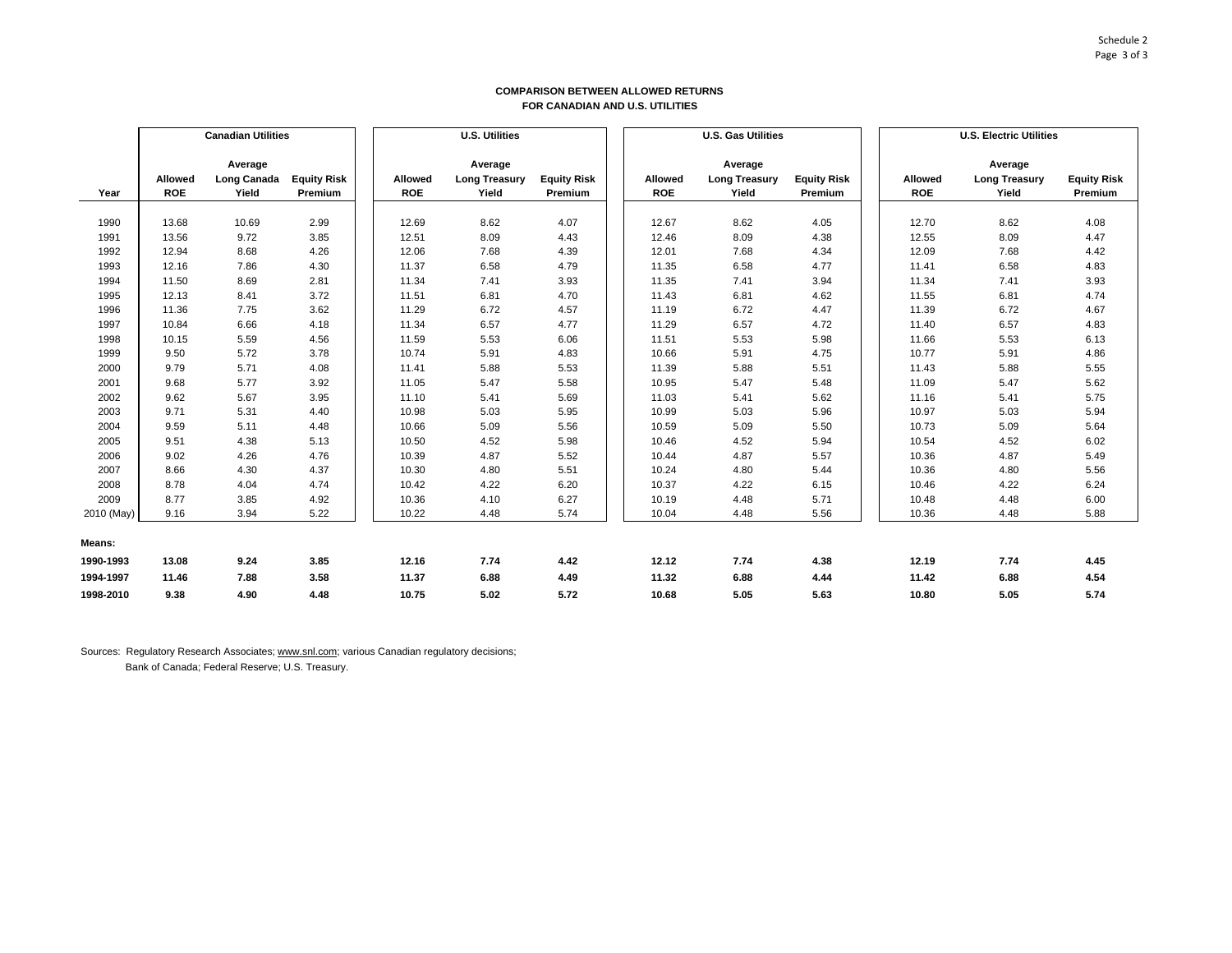Schedule 2

**COMPARISON BETWEEN ALLOWED RETURNS FOR CANADIAN AND U.S. UTILITIES**

| | Canadian Utilities | | | U.S. Utilities | | | U.S. Gas Utilities | | | U.S. Electric Utilities | | |
|---|---|---|---|---|---|---|---|---|---|---|---|---|
| Year | Allowed ROE | Average Long Canada Yield | Equity Risk Premium | Allowed ROE | Average Long Treasury Yield | Equity Risk Premium | Allowed ROE | Average Long Treasury Yield | Equity Risk Premium | Allowed ROE | Average Long Treasury Yield | Equity Risk Premium |
| 1990 | 13.68 | 10.69 | 2.99 | 12.69 | 8.62 | 4.07 | 12.67 | 8.62 | 4.05 | 12.70 | 8.62 | 4.08 |
| 1991 | 13.56 | 9.72 | 3.85 | 12.51 | 8.09 | 4.43 | 12.46 | 8.09 | 4.38 | 12.55 | 8.09 | 4.47 |
| 1992 | 12.94 | 8.68 | 4.26 | 12.06 | 7.68 | 4.39 | 12.01 | 7.68 | 4.34 | 12.09 | 7.68 | 4.42 |
| 1993 | 12.16 | 7.86 | 4.30 | 11.37 | 6.58 | 4.79 | 11.35 | 6.58 | 4.77 | 11.41 | 6.58 | 4.83 |
| 1994 | 11.50 | 8.69 | 2.81 | 11.34 | 7.41 | 3.93 | 11.35 | 7.41 | 3.94 | 11.34 | 7.41 | 3.93 |
| 1995 | 12.13 | 8.41 | 3.72 | 11.51 | 6.81 | 4.70 | 11.43 | 6.81 | 4.62 | 11.55 | 6.81 | 4.74 |
| 1996 | 11.36 | 7.75 | 3.62 | 11.29 | 6.72 | 4.57 | 11.19 | 6.72 | 4.47 | 11.39 | 6.72 | 4.67 |
| 1997 | 10.84 | 6.66 | 4.18 | 11.34 | 6.57 | 4.77 | 11.29 | 6.57 | 4.72 | 11.40 | 6.57 | 4.83 |
| 1998 | 10.15 | 5.59 | 4.56 | 11.59 | 5.53 | 6.06 | 11.51 | 5.53 | 5.98 | 11.66 | 5.53 | 6.13 |
| 1999 | 9.50 | 5.72 | 3.78 | 10.74 | 5.91 | 4.83 | 10.66 | 5.91 | 4.75 | 10.77 | 5.91 | 4.86 |
| 2000 | 9.79 | 5.71 | 4.08 | 11.41 | 5.88 | 5.53 | 11.39 | 5.88 | 5.51 | 11.43 | 5.88 | 5.55 |
| 2001 | 9.68 | 5.77 | 3.92 | 11.05 | 5.47 | 5.58 | 10.95 | 5.47 | 5.48 | 11.09 | 5.47 | 5.62 |
| 2002 | 9.62 | 5.67 | 3.95 | 11.10 | 5.41 | 5.69 | 11.03 | 5.41 | 5.62 | 11.16 | 5.41 | 5.75 |
| 2003 | 9.71 | 5.31 | 4.40 | 10.98 | 5.03 | 5.95 | 10.99 | 5.03 | 5.96 | 10.97 | 5.03 | 5.94 |
| 2004 | 9.59 | 5.11 | 4.48 | 10.66 | 5.09 | 5.56 | 10.59 | 5.09 | 5.50 | 10.73 | 5.09 | 5.64 |
| 2005 | 9.51 | 4.38 | 5.13 | 10.50 | 4.52 | 5.98 | 10.46 | 4.52 | 5.94 | 10.54 | 4.52 | 6.02 |
| 2006 | 9.02 | 4.26 | 4.76 | 10.39 | 4.87 | 5.52 | 10.44 | 4.87 | 5.57 | 10.36 | 4.87 | 5.49 |
| 2007 | 8.66 | 4.30 | 4.37 | 10.30 | 4.80 | 5.51 | 10.24 | 4.80 | 5.44 | 10.36 | 4.80 | 5.56 |
| 2008 | 8.78 | 4.04 | 4.74 | 10.42 | 4.22 | 6.20 | 10.37 | 4.22 | 6.15 | 10.46 | 4.22 | 6.24 |
| 2009 | 8.77 | 3.85 | 4.92 | 10.36 | 4.10 | 6.27 | 10.19 | 4.48 | 5.71 | 10.48 | 4.48 | 6.00 |
| 2010 (May) | 9.16 | 3.94 | 5.22 | 10.22 | 4.48 | 5.74 | 10.04 | 4.48 | 5.56 | 10.36 | 4.48 | 5.88 |
| **Means:** | | | | | | | | | | | | |
| **1990-1993** | **13.08** | **9.24** | **3.85** | **12.16** | **7.74** | **4.42** | **12.12** | **7.74** | **4.38** | **12.19** | **7.74** | **4.45** |
| **1994-1997** | **11.46** | **7.88** | **3.58** | **11.37** | **6.88** | **4.49** | **11.32** | **6.88** | **4.44** | **11.42** | **6.88** | **4.54** |
| **1998-2010** | **9.38** | **4.90** | **4.48** | **10.75** | **5.02** | **5.72** | **10.68** | **5.05** | **5.63** | **10.80** | **5.05** | **5.74** |

Sources: Regulatory Research Associates; www.snl.com; various Canadian regulatory decisions; Bank of Canada; Federal Reserve; U.S. Treasury.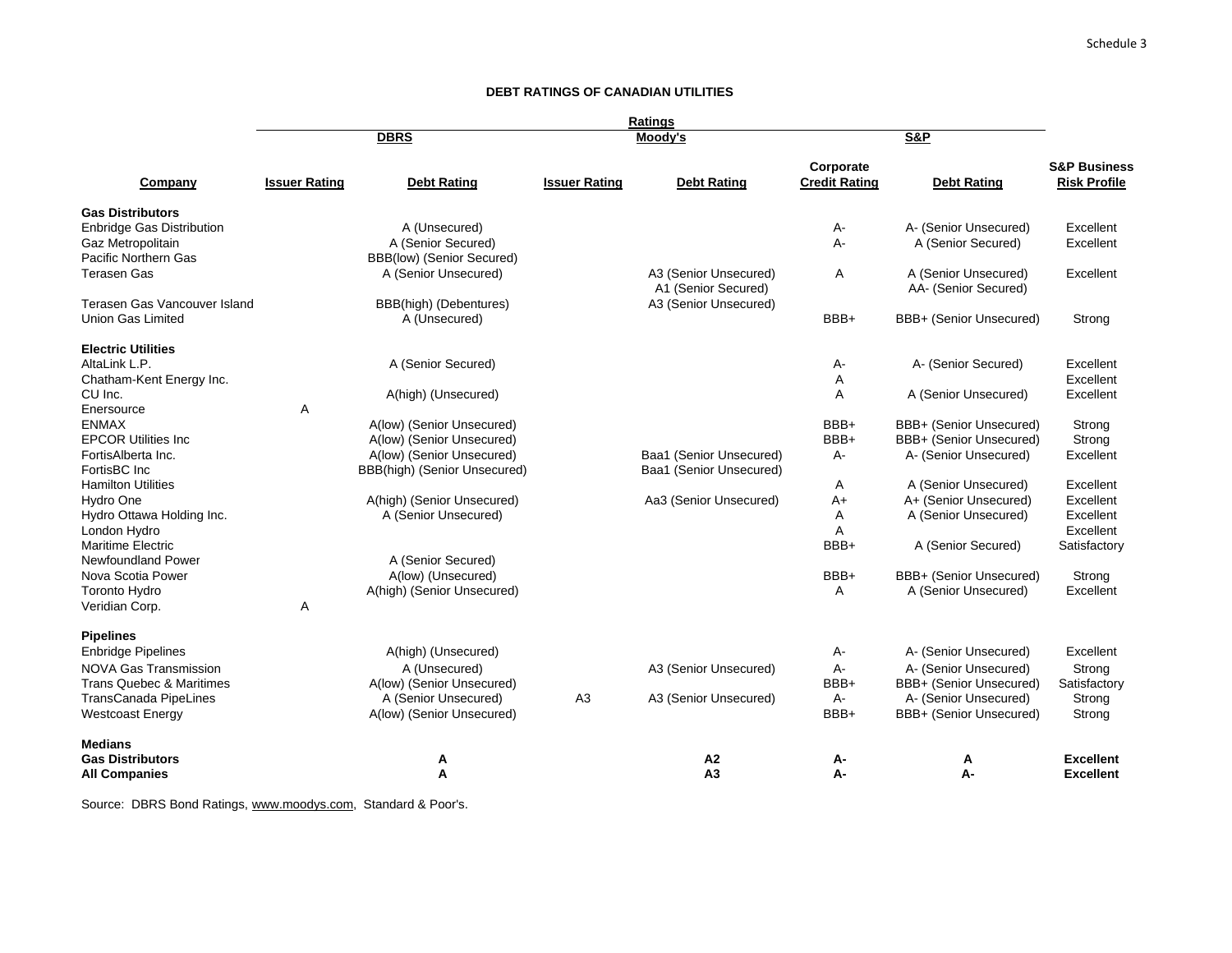Schedule 3

## DEBT RATINGS OF CANADIAN UTILITIES

| | Ratings | | | | | | |
|---|---|---|---|---|---|---|---|
| | DBRS | | Moody's | | S&P | | |
| Company | Issuer Rating | Debt Rating | Issuer Rating | Debt Rating | Corporate Credit Rating | Debt Rating | S&P Business Risk Profile |
| **Gas Distributors** | | | | | | | |
| Enbridge Gas Distribution | | A (Unsecured) | | | A- | A- (Senior Unsecured) | Excellent |
| Gaz Metropolitain | | A (Senior Secured) | | | A- | A (Senior Secured) | Excellent |
| Pacific Northern Gas | | BBB(low) (Senior Secured) | | | | | |
| Terasen Gas | | A (Senior Unsecured) | | A3 (Senior Unsecured)<br>A1 (Senior Secured) | A | A (Senior Unsecured)<br>AA- (Senior Secured) | Excellent |
| Terasen Gas Vancouver Island | | BBB(high) (Debentures) | | A3 (Senior Unsecured) | | | |
| Union Gas Limited | | A (Unsecured) | | | BBB+ | BBB+ (Senior Unsecured) | Strong |
| **Electric Utilities** | | | | | | | |
| AltaLink L.P. | | A (Senior Secured) | | | A- | A- (Senior Secured) | Excellent |
| Chatham-Kent Energy Inc. | | | | | A | | Excellent |
| CU Inc. | | A(high) (Unsecured) | | | A | A (Senior Unsecured) | Excellent |
| Enersource | A | | | | | | |
| ENMAX | | A(low) (Senior Unsecured) | | | BBB+ | BBB+ (Senior Unsecured) | Strong |
| EPCOR Utilities Inc | | A(low) (Senior Unsecured) | | | BBB+ | BBB+ (Senior Unsecured) | Strong |
| FortisAlberta Inc. | | A(low) (Senior Unsecured) | | Baa1 (Senior Unsecured) | A- | A- (Senior Unsecured) | Excellent |
| FortisBC Inc | | BBB(high) (Senior Unsecured) | | Baa1 (Senior Unsecured) | | | |
| Hamilton Utilities | | | | | A | A (Senior Unsecured) | Excellent |
| Hydro One | | A(high) (Senior Unsecured) | | Aa3 (Senior Unsecured) | A+ | A+ (Senior Unsecured) | Excellent |
| Hydro Ottawa Holding Inc. | | A (Senior Unsecured) | | | A | A (Senior Unsecured) | Excellent |
| London Hydro | | | | | A | | Excellent |
| Maritime Electric | | | | | BBB+ | A (Senior Secured) | Satisfactory |
| Newfoundland Power | | A (Senior Secured) | | | | | |
| Nova Scotia Power | | A(low) (Unsecured) | | | BBB+ | BBB+ (Senior Unsecured) | Strong |
| Toronto Hydro | | A(high) (Senior Unsecured) | | | A | A (Senior Unsecured) | Excellent |
| Veridian Corp. | A | | | | | | |
| **Pipelines** | | | | | | | |
| Enbridge Pipelines | | A(high) (Unsecured) | | | A- | A- (Senior Unsecured) | Excellent |
| NOVA Gas Transmission | | A (Unsecured) | | A3 (Senior Unsecured) | A- | A- (Senior Unsecured) | Strong |
| Trans Quebec & Maritimes | | A(low) (Senior Unsecured) | | | BBB+ | BBB+ (Senior Unsecured) | Satisfactory |
| TransCanada PipeLines | | A (Senior Unsecured) | A3 | A3 (Senior Unsecured) | A- | A- (Senior Unsecured) | Strong |
| Westcoast Energy | | A(low) (Senior Unsecured) | | | BBB+ | BBB+ (Senior Unsecured) | Strong |
| **Medians** | | | | | | | |
| **Gas Distributors** | | **A** | | **A2** | **A-** | **A** | **Excellent** |
| **All Companies** | | **A** | | **A3** | **A-** | **A-** | **Excellent** |

Source: DBRS Bond Ratings, www.moodys.com, Standard & Poor's.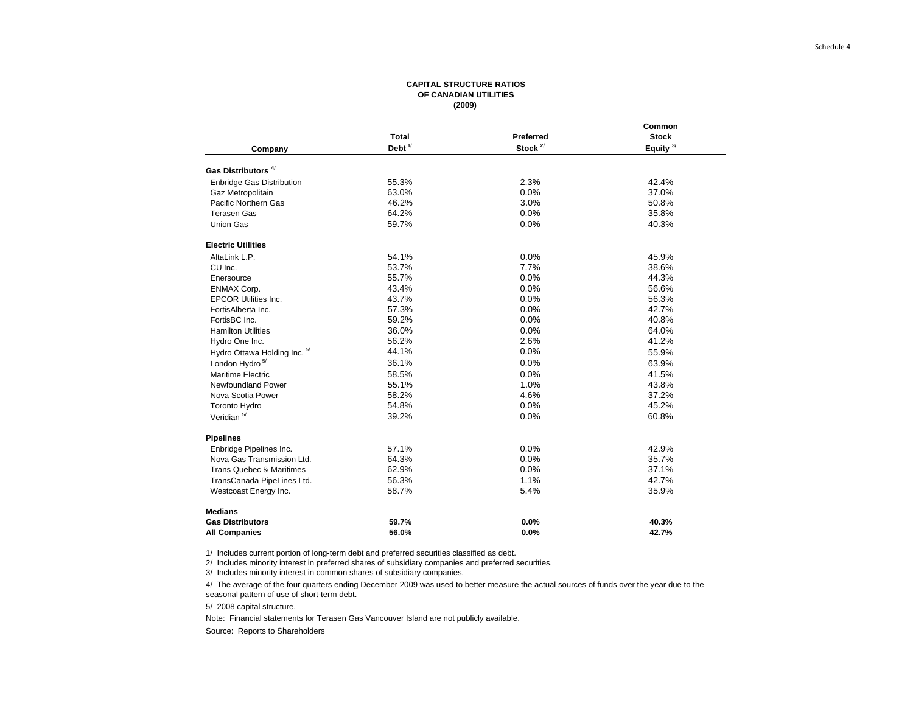Schedule 4

**CAPITAL STRUCTURE RATIOS**
**OF CANADIAN UTILITIES**
**(2009)**

| Company | Total Debt [1/] | Preferred Stock [2/] | Common Stock Equity [3/] |
|---|---|---|---|
| **Gas Distributors [4/]** | | | |
| Enbridge Gas Distribution | 55.3% | 2.3% | 42.4% |
| Gaz Metropolitain | 63.0% | 0.0% | 37.0% |
| Pacific Northern Gas | 46.2% | 3.0% | 50.8% |
| Terasen Gas | 64.2% | 0.0% | 35.8% |
| Union Gas | 59.7% | 0.0% | 40.3% |
| **Electric Utilities** | | | |
| AltaLink L.P. | 54.1% | 0.0% | 45.9% |
| CU Inc. | 53.7% | 7.7% | 38.6% |
| Enersource | 55.7% | 0.0% | 44.3% |
| ENMAX Corp. | 43.4% | 0.0% | 56.6% |
| EPCOR Utilities Inc. | 43.7% | 0.0% | 56.3% |
| FortisAlberta Inc. | 57.3% | 0.0% | 42.7% |
| FortisBC Inc. | 59.2% | 0.0% | 40.8% |
| Hamilton Utilities | 36.0% | 0.0% | 64.0% |
| Hydro One Inc. | 56.2% | 2.6% | 41.2% |
| Hydro Ottawa Holding Inc. [5/] | 44.1% | 0.0% | 55.9% |
| London Hydro [5/] | 36.1% | 0.0% | 63.9% |
| Maritime Electric | 58.5% | 0.0% | 41.5% |
| Newfoundland Power | 55.1% | 1.0% | 43.8% |
| Nova Scotia Power | 58.2% | 4.6% | 37.2% |
| Toronto Hydro | 54.8% | 0.0% | 45.2% |
| Veridian [5/] | 39.2% | 0.0% | 60.8% |
| **Pipelines** | | | |
| Enbridge Pipelines Inc. | 57.1% | 0.0% | 42.9% |
| Nova Gas Transmission Ltd. | 64.3% | 0.0% | 35.7% |
| Trans Quebec & Maritimes | 62.9% | 0.0% | 37.1% |
| TransCanada PipeLines Ltd. | 56.3% | 1.1% | 42.7% |
| Westcoast Energy Inc. | 58.7% | 5.4% | 35.9% |
| **Medians** | | | |
| **Gas Distributors** | **59.7%** | **0.0%** | **40.3%** |
| **All Companies** | **56.0%** | **0.0%** | **42.7%** |

1/ Includes current portion of long-term debt and preferred securities classified as debt.

2/ Includes minority interest in preferred shares of subsidiary companies and preferred securities.

3/ Includes minority interest in common shares of subsidiary companies.

4/ The average of the four quarters ending December 2009 was used to better measure the actual sources of funds over the year due to the seasonal pattern of use of short-term debt.

5/ 2008 capital structure.

Note: Financial statements for Terasen Gas Vancouver Island are not publicly available.

Source: Reports to Shareholders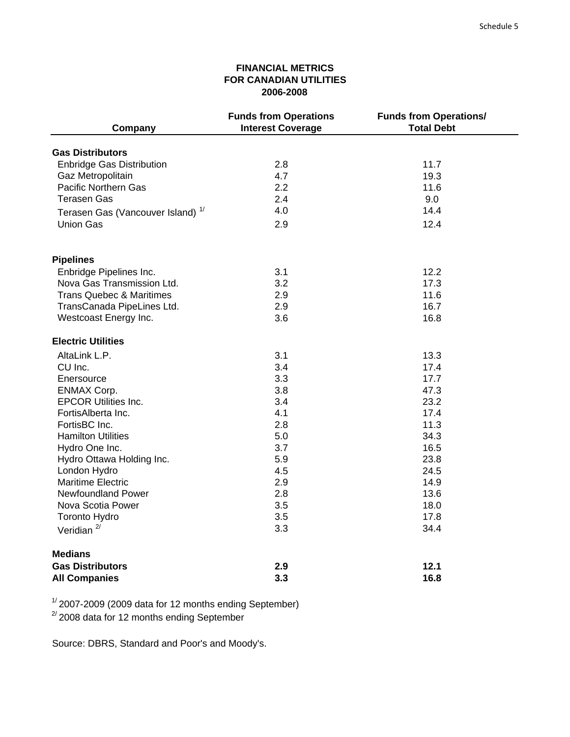Schedule 5

## FINANCIAL METRICS
## FOR CANADIAN UTILITIES
## 2006-2008

| Company | Funds from Operations Interest Coverage | Funds from Operations/ Total Debt |
|---|---|---|
| **Gas Distributors** | | |
| Enbridge Gas Distribution | 2.8 | 11.7 |
| Gaz Metropolitain | 4.7 | 19.3 |
| Pacific Northern Gas | 2.2 | 11.6 |
| Terasen Gas | 2.4 | 9.0 |
| Terasen Gas (Vancouver Island) [1/] | 4.0 | 14.4 |
| Union Gas | 2.9 | 12.4 |
| **Pipelines** | | |
| Enbridge Pipelines Inc. | 3.1 | 12.2 |
| Nova Gas Transmission Ltd. | 3.2 | 17.3 |
| Trans Quebec & Maritimes | 2.9 | 11.6 |
| TransCanada PipeLines Ltd. | 2.9 | 16.7 |
| Westcoast Energy Inc. | 3.6 | 16.8 |
| **Electric Utilities** | | |
| AltaLink L.P. | 3.1 | 13.3 |
| CU Inc. | 3.4 | 17.4 |
| Enersource | 3.3 | 17.7 |
| ENMAX Corp. | 3.8 | 47.3 |
| EPCOR Utilities Inc. | 3.4 | 23.2 |
| FortisAlberta Inc. | 4.1 | 17.4 |
| FortisBC Inc. | 2.8 | 11.3 |
| Hamilton Utilities | 5.0 | 34.3 |
| Hydro One Inc. | 3.7 | 16.5 |
| Hydro Ottawa Holding Inc. | 5.9 | 23.8 |
| London Hydro | 4.5 | 24.5 |
| Maritime Electric | 2.9 | 14.9 |
| Newfoundland Power | 2.8 | 13.6 |
| Nova Scotia Power | 3.5 | 18.0 |
| Toronto Hydro | 3.5 | 17.8 |
| Veridian [2/] | 3.3 | 34.4 |
| **Medians** | | |
| **Gas Distributors** | **2.9** | **12.1** |
| **All Companies** | **3.3** | **16.8** |

[1/] 2007-2009 (2009 data for 12 months ending September)

[2/] 2008 data for 12 months ending September

Source: DBRS, Standard and Poor's and Moody's.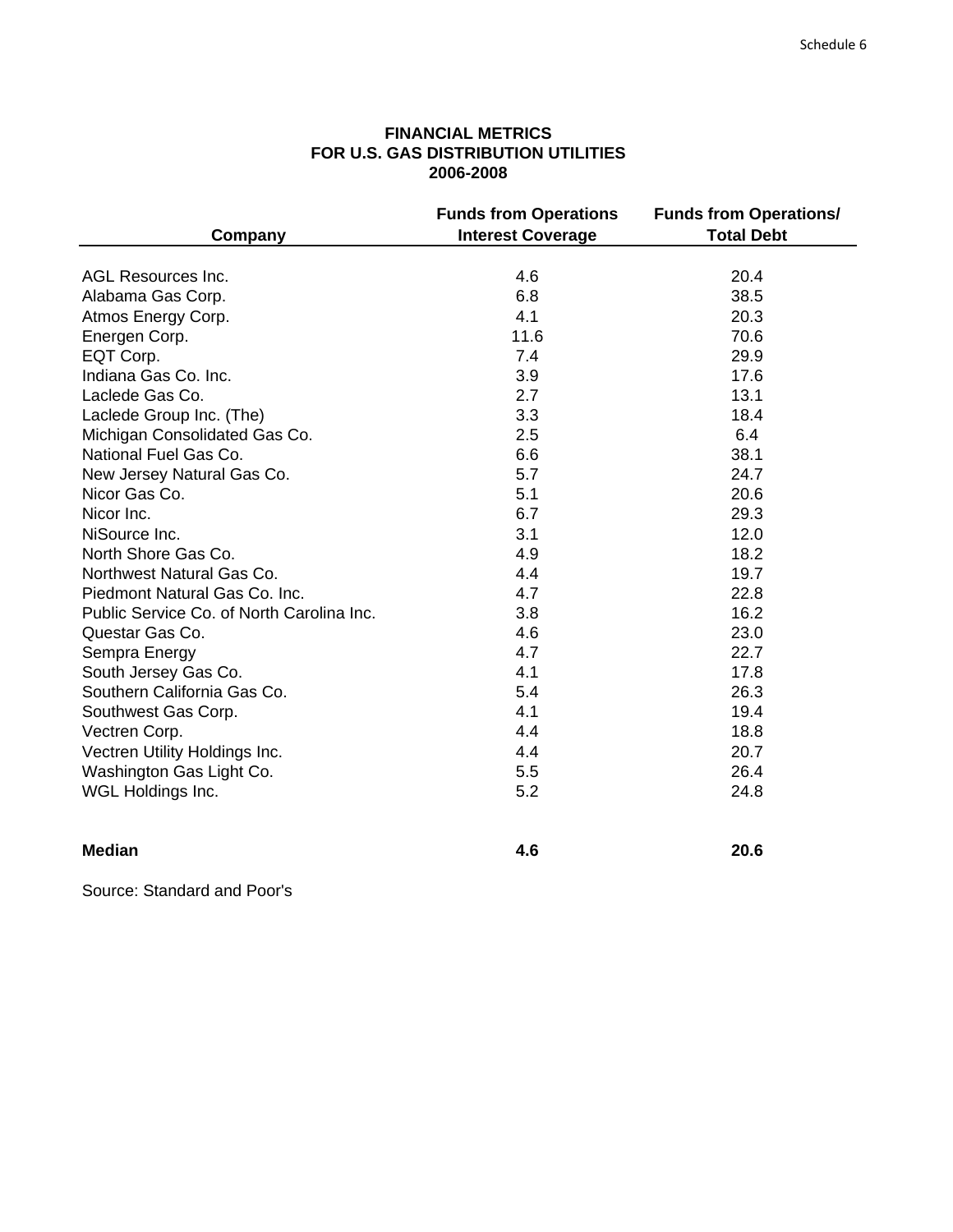Schedule 6

# FINANCIAL METRICS
## FOR U.S. GAS DISTRIBUTION UTILITIES
## 2006-2008

| Company | Funds from Operations Interest Coverage | Funds from Operations/ Total Debt |
|---|---|---|
| AGL Resources Inc. | 4.6 | 20.4 |
| Alabama Gas Corp. | 6.8 | 38.5 |
| Atmos Energy Corp. | 4.1 | 20.3 |
| Energen Corp. | 11.6 | 70.6 |
| EQT Corp. | 7.4 | 29.9 |
| Indiana Gas Co. Inc. | 3.9 | 17.6 |
| Laclede Gas Co. | 2.7 | 13.1 |
| Laclede Group Inc. (The) | 3.3 | 18.4 |
| Michigan Consolidated Gas Co. | 2.5 | 6.4 |
| National Fuel Gas Co. | 6.6 | 38.1 |
| New Jersey Natural Gas Co. | 5.7 | 24.7 |
| Nicor Gas Co. | 5.1 | 20.6 |
| Nicor Inc. | 6.7 | 29.3 |
| NiSource Inc. | 3.1 | 12.0 |
| North Shore Gas Co. | 4.9 | 18.2 |
| Northwest Natural Gas Co. | 4.4 | 19.7 |
| Piedmont Natural Gas Co. Inc. | 4.7 | 22.8 |
| Public Service Co. of North Carolina Inc. | 3.8 | 16.2 |
| Questar Gas Co. | 4.6 | 23.0 |
| Sempra Energy | 4.7 | 22.7 |
| South Jersey Gas Co. | 4.1 | 17.8 |
| Southern California Gas Co. | 5.4 | 26.3 |
| Southwest Gas Corp. | 4.1 | 19.4 |
| Vectren Corp. | 4.4 | 18.8 |
| Vectren Utility Holdings Inc. | 4.4 | 20.7 |
| Washington Gas Light Co. | 5.5 | 26.4 |
| WGL Holdings Inc. | 5.2 | 24.8 |
| **Median** | **4.6** | **20.6** |

Source: Standard and Poor's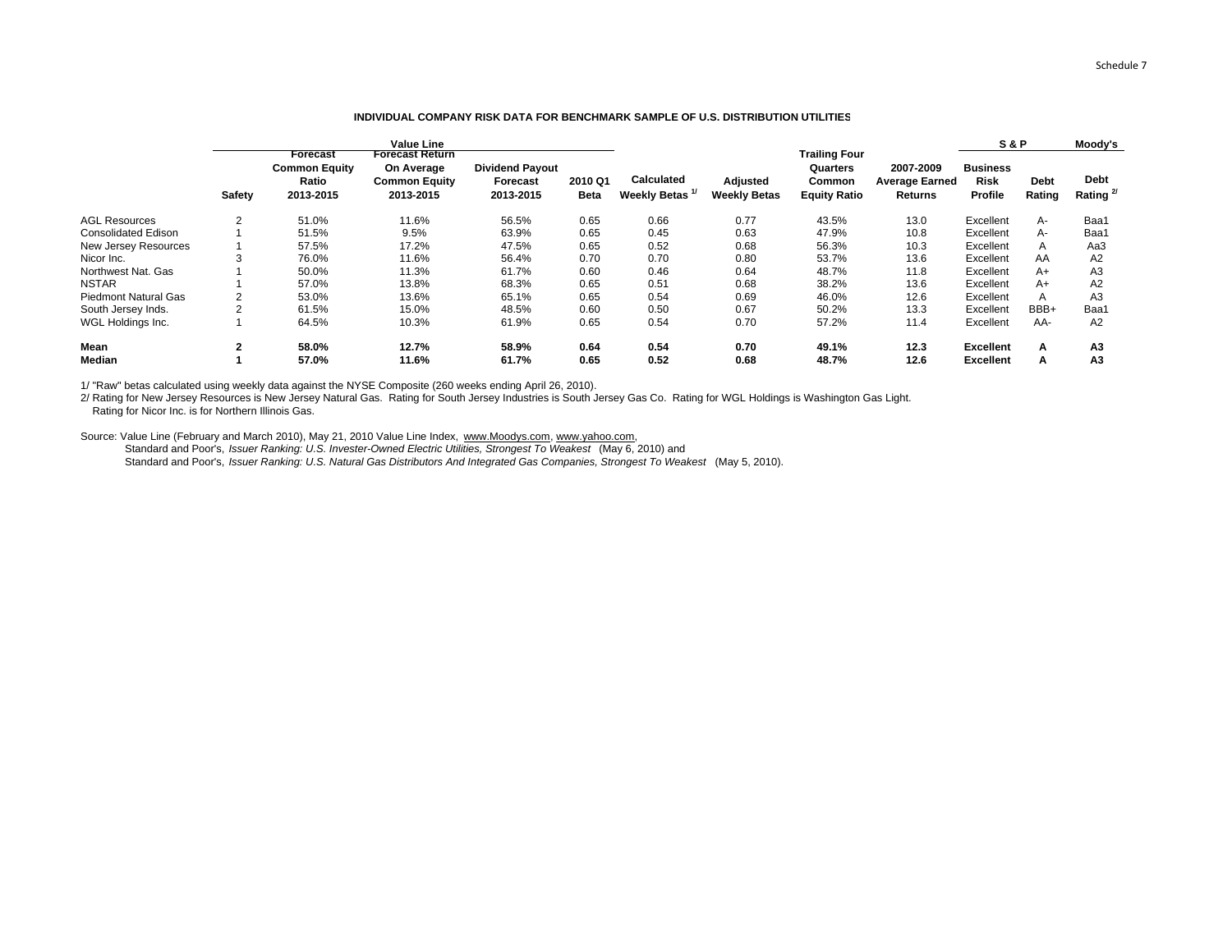Schedule 7

**INDIVIDUAL COMPANY RISK DATA FOR BENCHMARK SAMPLE OF U.S. DISTRIBUTION UTILITIES**

| | Value Line | | | | | | | | | S & P | | Moody's |
|---|---|---|---|---|---|---|---|---|---|---|---|---|
| | **Safety** | **Forecast Common Equity Ratio 2013-2015** | **Forecast Return On Average Common Equity 2013-2015** | **Dividend Payout Forecast 2013-2015** | **2010 Q1 Beta** | **Calculated Weekly Betas 1/** | **Adjusted Weekly Betas** | **Trailing Four Quarters Common Equity Ratio** | **2007-2009 Average Earned Returns** | **Business Risk Profile** | **Debt Rating** | **Debt Rating 2/** |
| AGL Resources | 2 | 51.0% | 11.6% | 56.5% | 0.65 | 0.66 | 0.77 | 43.5% | 13.0 | Excellent | A- | Baa1 |
| Consolidated Edison | 1 | 51.5% | 9.5% | 63.9% | 0.65 | 0.45 | 0.63 | 47.9% | 10.8 | Excellent | A- | Baa1 |
| New Jersey Resources | 1 | 57.5% | 17.2% | 47.5% | 0.65 | 0.52 | 0.68 | 56.3% | 10.3 | Excellent | A | Aa3 |
| Nicor Inc. | 3 | 76.0% | 11.6% | 56.4% | 0.70 | 0.70 | 0.80 | 53.7% | 13.6 | Excellent | AA | A2 |
| Northwest Nat. Gas | 1 | 50.0% | 11.3% | 61.7% | 0.60 | 0.46 | 0.64 | 48.7% | 11.8 | Excellent | A+ | A3 |
| NSTAR | 1 | 57.0% | 13.8% | 68.3% | 0.65 | 0.51 | 0.68 | 38.2% | 13.6 | Excellent | A+ | A2 |
| Piedmont Natural Gas | 2 | 53.0% | 13.6% | 65.1% | 0.65 | 0.54 | 0.69 | 46.0% | 12.6 | Excellent | A | A3 |
| South Jersey Inds. | 2 | 61.5% | 15.0% | 48.5% | 0.60 | 0.50 | 0.67 | 50.2% | 13.3 | Excellent | BBB+ | Baa1 |
| WGL Holdings Inc. | 1 | 64.5% | 10.3% | 61.9% | 0.65 | 0.54 | 0.70 | 57.2% | 11.4 | Excellent | AA- | A2 |
| **Mean** | **2** | **58.0%** | **12.7%** | **58.9%** | **0.64** | **0.54** | **0.70** | **49.1%** | **12.3** | **Excellent** | **A** | **A3** |
| **Median** | **1** | **57.0%** | **11.6%** | **61.7%** | **0.65** | **0.52** | **0.68** | **48.7%** | **12.6** | **Excellent** | **A** | **A3** |

1/ "Raw" betas calculated using weekly data against the NYSE Composite (260 weeks ending April 26, 2010).

2/ Rating for New Jersey Resources is New Jersey Natural Gas. Rating for South Jersey Industries is South Jersey Gas Co. Rating for WGL Holdings is Washington Gas Light.
Rating for Nicor Inc. is for Northern Illinois Gas.

Source: Value Line (February and March 2010), May 21, 2010 Value Line Index, www.Moodys.com, www.yahoo.com,
Standard and Poor's, *Issuer Ranking: U.S. Invester-Owned Electric Utilities, Strongest To Weakest* (May 6, 2010) and
Standard and Poor's, *Issuer Ranking: U.S. Natural Gas Distributors And Integrated Gas Companies, Strongest To Weakest* (May 5, 2010).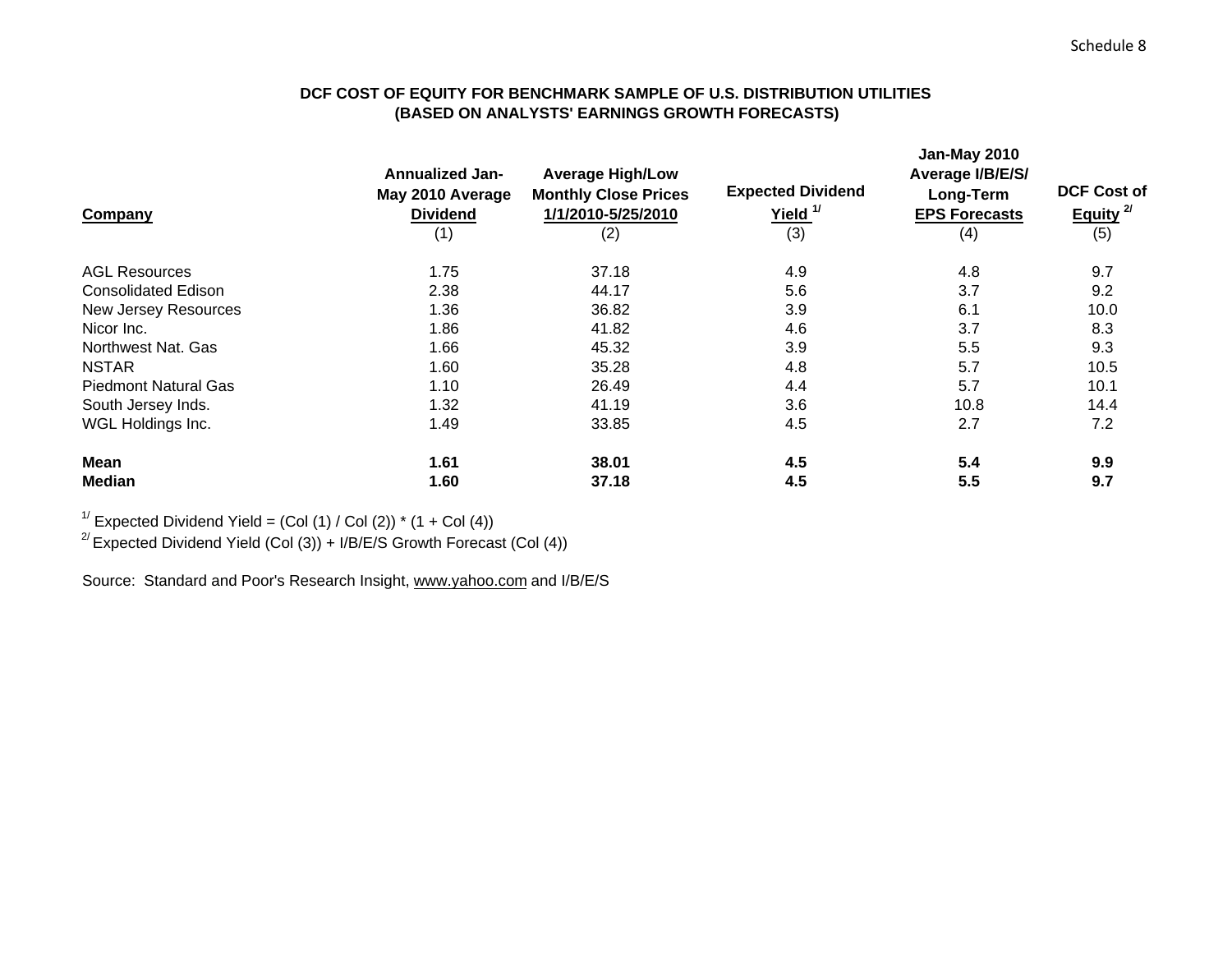Schedule 8

**DCF COST OF EQUITY FOR BENCHMARK SAMPLE OF U.S. DISTRIBUTION UTILITIES**
**(BASED ON ANALYSTS' EARNINGS GROWTH FORECASTS)**

| Company | Annualized Jan-May 2010 Average Dividend | Average High/Low Monthly Close Prices 1/1/2010-5/25/2010 | Expected Dividend Yield [1/] | Jan-May 2010 Average I/B/E/S/ Long-Term EPS Forecasts | DCF Cost of Equity [2/] |
|---|---|---|---|---|---|
| | (1) | (2) | (3) | (4) | (5) |
| AGL Resources | 1.75 | 37.18 | 4.9 | 4.8 | 9.7 |
| Consolidated Edison | 2.38 | 44.17 | 5.6 | 3.7 | 9.2 |
| New Jersey Resources | 1.36 | 36.82 | 3.9 | 6.1 | 10.0 |
| Nicor Inc. | 1.86 | 41.82 | 4.6 | 3.7 | 8.3 |
| Northwest Nat. Gas | 1.66 | 45.32 | 3.9 | 5.5 | 9.3 |
| NSTAR | 1.60 | 35.28 | 4.8 | 5.7 | 10.5 |
| Piedmont Natural Gas | 1.10 | 26.49 | 4.4 | 5.7 | 10.1 |
| South Jersey Inds. | 1.32 | 41.19 | 3.6 | 10.8 | 14.4 |
| WGL Holdings Inc. | 1.49 | 33.85 | 4.5 | 2.7 | 7.2 |
| **Mean** | **1.61** | **38.01** | **4.5** | **5.4** | **9.9** |
| **Median** | **1.60** | **37.18** | **4.5** | **5.5** | **9.7** |

[1/] Expected Dividend Yield = (Col (1) / Col (2)) * (1 + Col (4))

[2/] Expected Dividend Yield (Col (3)) + I/B/E/S Growth Forecast (Col (4))

Source: Standard and Poor's Research Insight, www.yahoo.com and I/B/E/S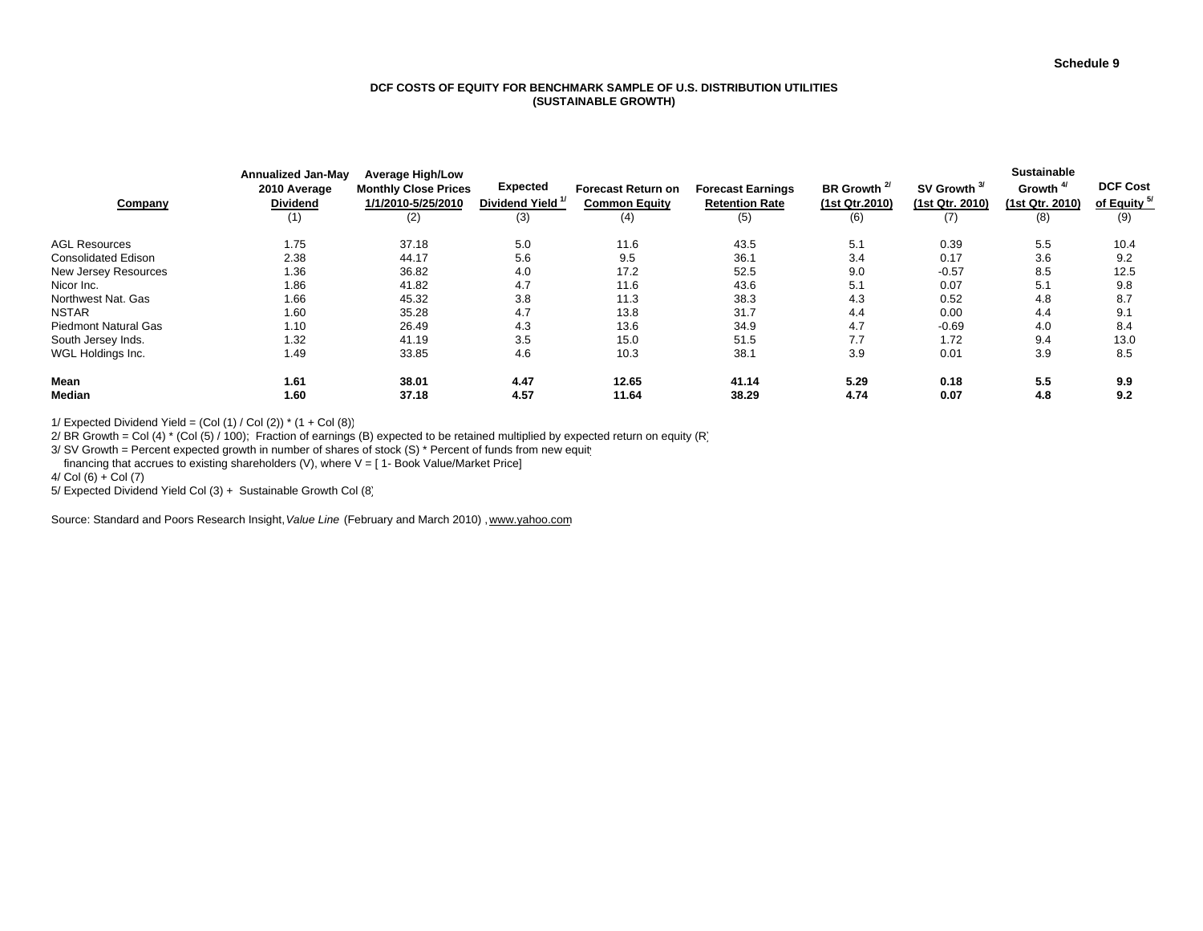Schedule 9

**DCF COSTS OF EQUITY FOR BENCHMARK SAMPLE OF U.S. DISTRIBUTION UTILITIES**
**(SUSTAINABLE GROWTH)**

| Company | Annualized Jan-May 2010 Average Dividend | Average High/Low Monthly Close Prices 1/1/2010-5/25/2010 | Expected Dividend Yield [1/] | Forecast Return on Common Equity | Forecast Earnings Retention Rate | BR Growth [2/] (1st Qtr.2010) | SV Growth [3/] (1st Qtr. 2010) | Sustainable Growth [4/] (1st Qtr. 2010) | DCF Cost of Equity [5/] |
|---|---|---|---|---|---|---|---|---|---|
| | (1) | (2) | (3) | (4) | (5) | (6) | (7) | (8) | (9) |
| AGL Resources | 1.75 | 37.18 | 5.0 | 11.6 | 43.5 | 5.1 | 0.39 | 5.5 | 10.4 |
| Consolidated Edison | 2.38 | 44.17 | 5.6 | 9.5 | 36.1 | 3.4 | 0.17 | 3.6 | 9.2 |
| New Jersey Resources | 1.36 | 36.82 | 4.0 | 17.2 | 52.5 | 9.0 | -0.57 | 8.5 | 12.5 |
| Nicor Inc. | 1.86 | 41.82 | 4.7 | 11.6 | 43.6 | 5.1 | 0.07 | 5.1 | 9.8 |
| Northwest Nat. Gas | 1.66 | 45.32 | 3.8 | 11.3 | 38.3 | 4.3 | 0.52 | 4.8 | 8.7 |
| NSTAR | 1.60 | 35.28 | 4.7 | 13.8 | 31.7 | 4.4 | 0.00 | 4.4 | 9.1 |
| Piedmont Natural Gas | 1.10 | 26.49 | 4.3 | 13.6 | 34.9 | 4.7 | -0.69 | 4.0 | 8.4 |
| South Jersey Inds. | 1.32 | 41.19 | 3.5 | 15.0 | 51.5 | 7.7 | 1.72 | 9.4 | 13.0 |
| WGL Holdings Inc. | 1.49 | 33.85 | 4.6 | 10.3 | 38.1 | 3.9 | 0.01 | 3.9 | 8.5 |
| **Mean** | **1.61** | **38.01** | **4.47** | **12.65** | **41.14** | **5.29** | **0.18** | **5.5** | **9.9** |
| **Median** | **1.60** | **37.18** | **4.57** | **11.64** | **38.29** | **4.74** | **0.07** | **4.8** | **9.2** |

1/ Expected Dividend Yield = (Col (1) / Col (2)) * (1 + Col (8))
2/ BR Growth = Col (4) * (Col (5) / 100); Fraction of earnings (B) expected to be retained multiplied by expected return on equity (R)
3/ SV Growth = Percent expected growth in number of shares of stock (S) * Percent of funds from new equity
financing that accrues to existing shareholders (V), where V = [ 1- Book Value/Market Price]
4/ Col (6) + Col (7)
5/ Expected Dividend Yield Col (3) + Sustainable Growth Col (8)

Source: Standard and Poors Research Insight, *Value Line* (February and March 2010) , www.yahoo.com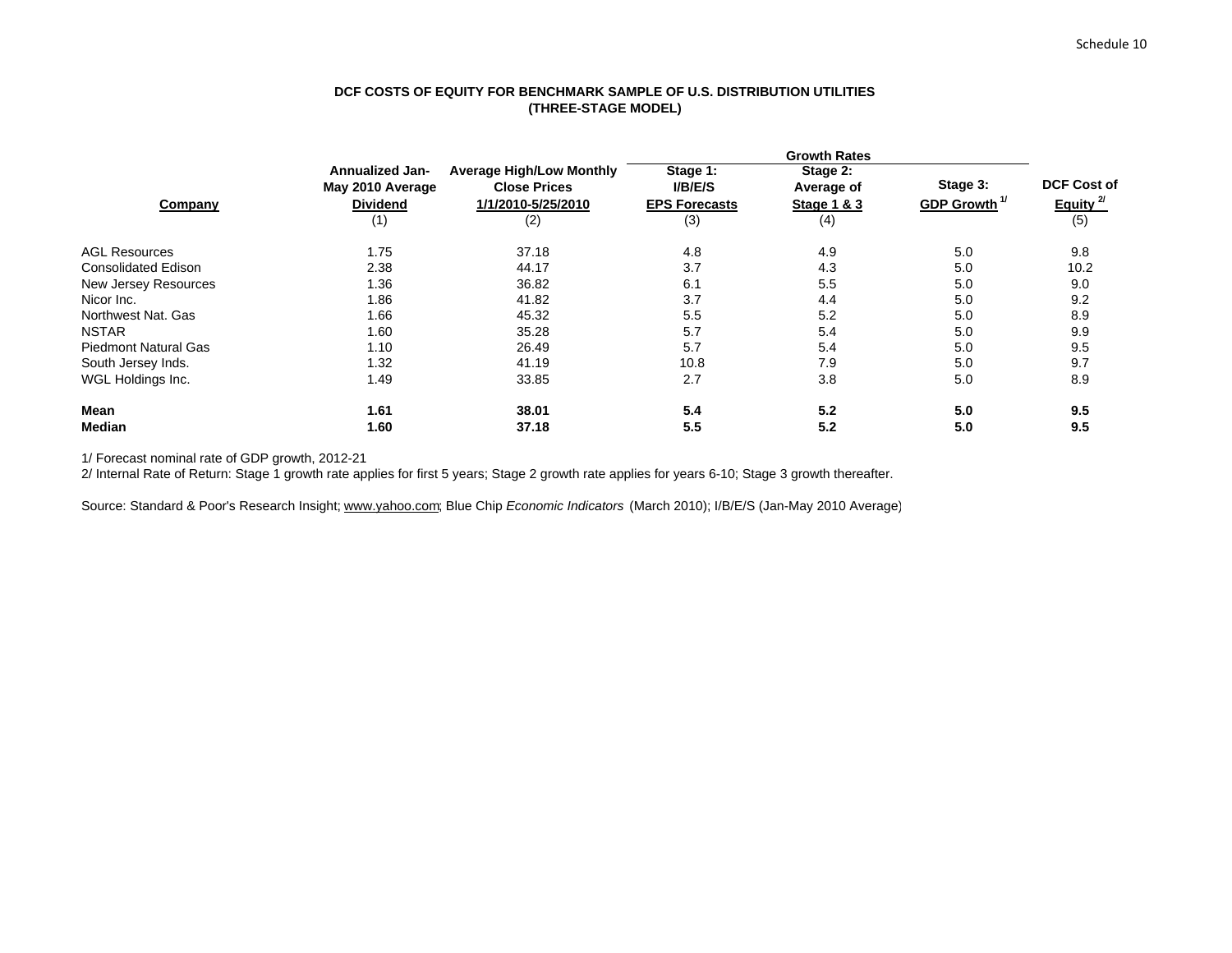Schedule 10

## DCF COSTS OF EQUITY FOR BENCHMARK SAMPLE OF U.S. DISTRIBUTION UTILITIES (THREE-STAGE MODEL)

| Company | Annualized Jan-May 2010 Average Dividend | Average High/Low Monthly Close Prices 1/1/2010-5/25/2010 | Growth Rates | | | DCF Cost of Equity [2/] |
|---|---|---|---|---|---|---|
| | | | Stage 1: I/B/E/S EPS Forecasts | Stage 2: Average of Stage 1 & 3 | Stage 3: GDP Growth [1/] | |
| | (1) | (2) | (3) | (4) | | (5) |
| AGL Resources | 1.75 | 37.18 | 4.8 | 4.9 | 5.0 | 9.8 |
| Consolidated Edison | 2.38 | 44.17 | 3.7 | 4.3 | 5.0 | 10.2 |
| New Jersey Resources | 1.36 | 36.82 | 6.1 | 5.5 | 5.0 | 9.0 |
| Nicor Inc. | 1.86 | 41.82 | 3.7 | 4.4 | 5.0 | 9.2 |
| Northwest Nat. Gas | 1.66 | 45.32 | 5.5 | 5.2 | 5.0 | 8.9 |
| NSTAR | 1.60 | 35.28 | 5.7 | 5.4 | 5.0 | 9.9 |
| Piedmont Natural Gas | 1.10 | 26.49 | 5.7 | 5.4 | 5.0 | 9.5 |
| South Jersey Inds. | 1.32 | 41.19 | 10.8 | 7.9 | 5.0 | 9.7 |
| WGL Holdings Inc. | 1.49 | 33.85 | 2.7 | 3.8 | 5.0 | 8.9 |
| **Mean** | **1.61** | **38.01** | **5.4** | **5.2** | **5.0** | **9.5** |
| **Median** | **1.60** | **37.18** | **5.5** | **5.2** | **5.0** | **9.5** |

1/ Forecast nominal rate of GDP growth, 2012-21

2/ Internal Rate of Return: Stage 1 growth rate applies for first 5 years; Stage 2 growth rate applies for years 6-10; Stage 3 growth thereafter.

Source: Standard & Poor's Research Insight; www.yahoo.com; Blue Chip *Economic Indicators* (March 2010); I/B/E/S (Jan-May 2010 Average)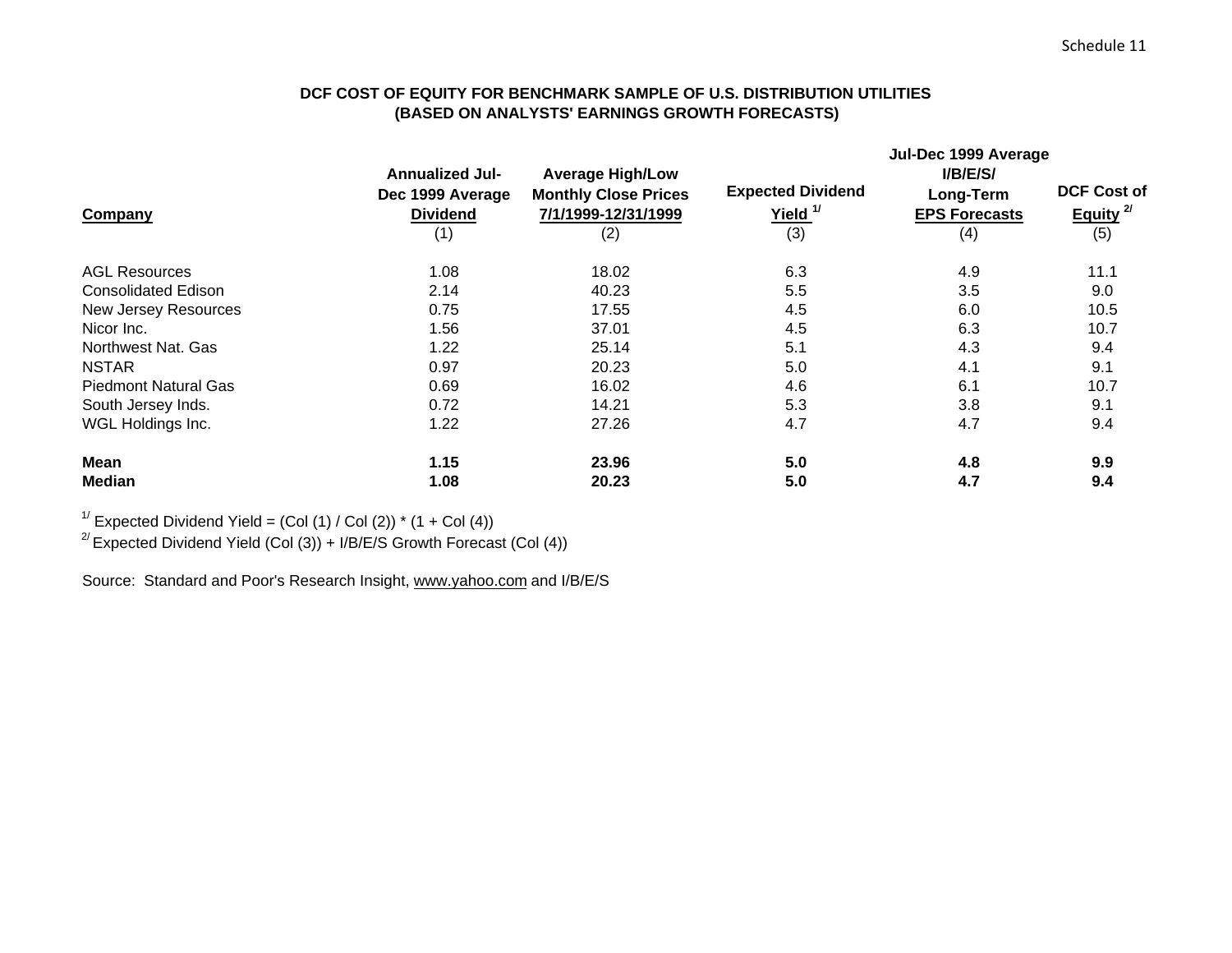Schedule 11

**DCF COST OF EQUITY FOR BENCHMARK SAMPLE OF U.S. DISTRIBUTION UTILITIES**
**(BASED ON ANALYSTS' EARNINGS GROWTH FORECASTS)**

| Company | Annualized Jul-Dec 1999 Average Dividend | Average High/Low Monthly Close Prices 7/1/1999-12/31/1999 | Expected Dividend Yield [1/] | Jul-Dec 1999 Average I/B/E/S/ Long-Term EPS Forecasts | DCF Cost of Equity [2/] |
|---|---|---|---|---|---|
| | (1) | (2) | (3) | (4) | (5) |
| AGL Resources | 1.08 | 18.02 | 6.3 | 4.9 | 11.1 |
| Consolidated Edison | 2.14 | 40.23 | 5.5 | 3.5 | 9.0 |
| New Jersey Resources | 0.75 | 17.55 | 4.5 | 6.0 | 10.5 |
| Nicor Inc. | 1.56 | 37.01 | 4.5 | 6.3 | 10.7 |
| Northwest Nat. Gas | 1.22 | 25.14 | 5.1 | 4.3 | 9.4 |
| NSTAR | 0.97 | 20.23 | 5.0 | 4.1 | 9.1 |
| Piedmont Natural Gas | 0.69 | 16.02 | 4.6 | 6.1 | 10.7 |
| South Jersey Inds. | 0.72 | 14.21 | 5.3 | 3.8 | 9.1 |
| WGL Holdings Inc. | 1.22 | 27.26 | 4.7 | 4.7 | 9.4 |
| **Mean** | **1.15** | **23.96** | **5.0** | **4.8** | **9.9** |
| **Median** | **1.08** | **20.23** | **5.0** | **4.7** | **9.4** |

[1/] Expected Dividend Yield = (Col (1) / Col (2)) * (1 + Col (4))

[2/] Expected Dividend Yield (Col (3)) + I/B/E/S Growth Forecast (Col (4))

Source: Standard and Poor's Research Insight, www.yahoo.com and I/B/E/S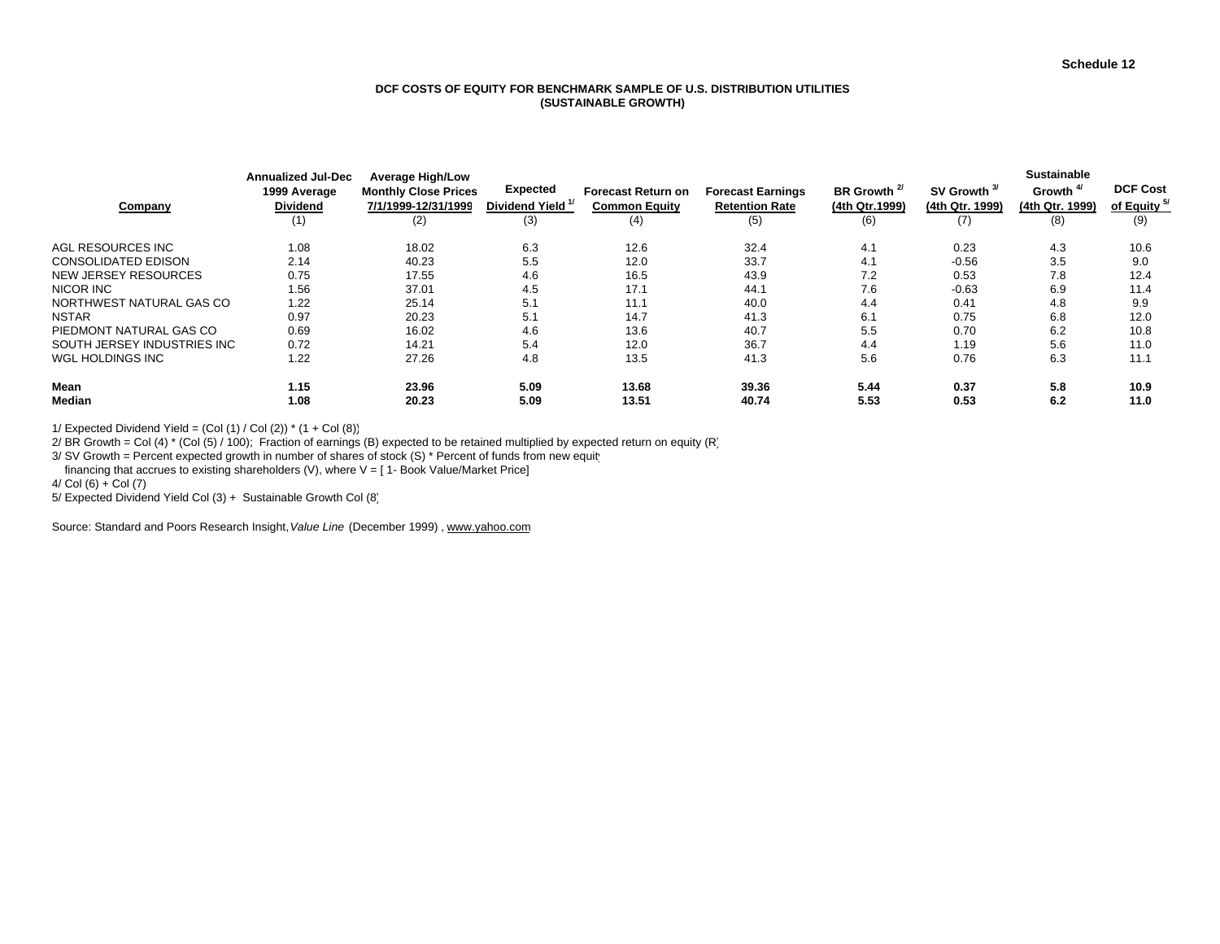Schedule 12

## DCF COSTS OF EQUITY FOR BENCHMARK SAMPLE OF U.S. DISTRIBUTION UTILITIES
## (SUSTAINABLE GROWTH)

| Company | Annualized Jul-Dec 1999 Average Dividend | Average High/Low Monthly Close Prices 7/1/1999-12/31/1999 | Expected Dividend Yield [1/] | Forecast Return on Common Equity | Forecast Earnings Retention Rate | BR Growth [2/] (4th Qtr.1999) | SV Growth [3/] (4th Qtr. 1999) | Sustainable Growth [4/] (4th Qtr. 1999) | DCF Cost of Equity [5/] |
|---|---|---|---|---|---|---|---|---|---|
| | (1) | (2) | (3) | (4) | (5) | (6) | (7) | (8) | (9) |
| AGL RESOURCES INC | 1.08 | 18.02 | 6.3 | 12.6 | 32.4 | 4.1 | 0.23 | 4.3 | 10.6 |
| CONSOLIDATED EDISON | 2.14 | 40.23 | 5.5 | 12.0 | 33.7 | 4.1 | -0.56 | 3.5 | 9.0 |
| NEW JERSEY RESOURCES | 0.75 | 17.55 | 4.6 | 16.5 | 43.9 | 7.2 | 0.53 | 7.8 | 12.4 |
| NICOR INC | 1.56 | 37.01 | 4.5 | 17.1 | 44.1 | 7.6 | -0.63 | 6.9 | 11.4 |
| NORTHWEST NATURAL GAS CO | 1.22 | 25.14 | 5.1 | 11.1 | 40.0 | 4.4 | 0.41 | 4.8 | 9.9 |
| NSTAR | 0.97 | 20.23 | 5.1 | 14.7 | 41.3 | 6.1 | 0.75 | 6.8 | 12.0 |
| PIEDMONT NATURAL GAS CO | 0.69 | 16.02 | 4.6 | 13.6 | 40.7 | 5.5 | 0.70 | 6.2 | 10.8 |
| SOUTH JERSEY INDUSTRIES INC | 0.72 | 14.21 | 5.4 | 12.0 | 36.7 | 4.4 | 1.19 | 5.6 | 11.0 |
| WGL HOLDINGS INC | 1.22 | 27.26 | 4.8 | 13.5 | 41.3 | 5.6 | 0.76 | 6.3 | 11.1 |
| **Mean** | **1.15** | **23.96** | **5.09** | **13.68** | **39.36** | **5.44** | **0.37** | **5.8** | **10.9** |
| **Median** | **1.08** | **20.23** | **5.09** | **13.51** | **40.74** | **5.53** | **0.53** | **6.2** | **11.0** |

1/ Expected Dividend Yield = (Col (1) / Col (2)) * (1 + Col (8))
2/ BR Growth = Col (4) * (Col (5) / 100); Fraction of earnings (B) expected to be retained multiplied by expected return on equity (R)
3/ SV Growth = Percent expected growth in number of shares of stock (S) * Percent of funds from new equity
financing that accrues to existing shareholders (V), where V = [ 1- Book Value/Market Price]
4/ Col (6) + Col (7)
5/ Expected Dividend Yield Col (3) + Sustainable Growth Col (8)

Source: Standard and Poors Research Insight, *Value Line* (December 1999) , www.yahoo.com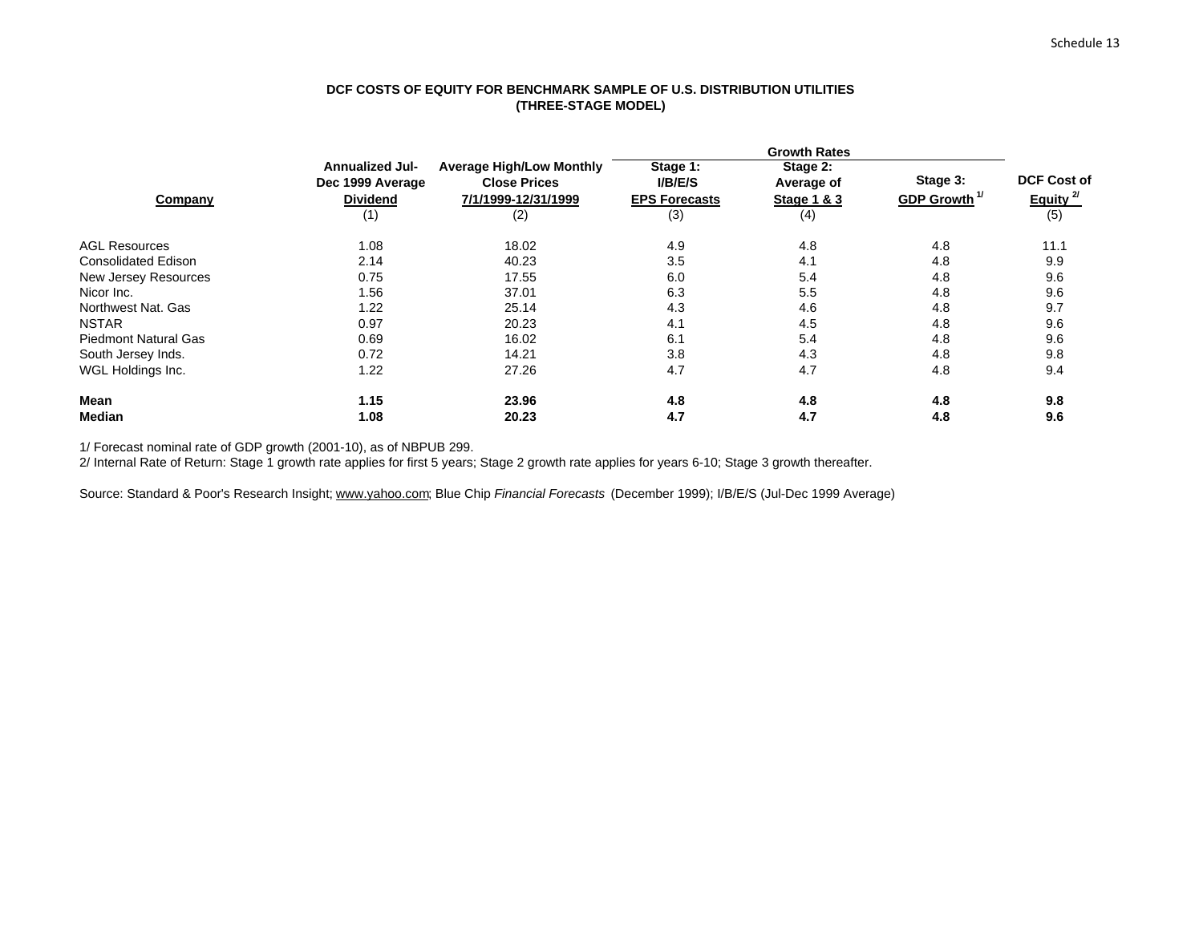Schedule 13

**DCF COSTS OF EQUITY FOR BENCHMARK SAMPLE OF U.S. DISTRIBUTION UTILITIES**
**(THREE-STAGE MODEL)**

| Company | Annualized Jul-Dec 1999 Average Dividend | Average High/Low Monthly Close Prices 7/1/1999-12/31/1999 | Growth Rates | | | DCF Cost of Equity [2/] |
|---|---|---|---|---|---|---|
| | | | Stage 1: I/B/E/S EPS Forecasts | Stage 2: Average of Stage 1 & 3 | Stage 3: GDP Growth [1/] | |
| | (1) | (2) | (3) | (4) | | (5) |
| AGL Resources | 1.08 | 18.02 | 4.9 | 4.8 | 4.8 | 11.1 |
| Consolidated Edison | 2.14 | 40.23 | 3.5 | 4.1 | 4.8 | 9.9 |
| New Jersey Resources | 0.75 | 17.55 | 6.0 | 5.4 | 4.8 | 9.6 |
| Nicor Inc. | 1.56 | 37.01 | 6.3 | 5.5 | 4.8 | 9.6 |
| Northwest Nat. Gas | 1.22 | 25.14 | 4.3 | 4.6 | 4.8 | 9.7 |
| NSTAR | 0.97 | 20.23 | 4.1 | 4.5 | 4.8 | 9.6 |
| Piedmont Natural Gas | 0.69 | 16.02 | 6.1 | 5.4 | 4.8 | 9.6 |
| South Jersey Inds. | 0.72 | 14.21 | 3.8 | 4.3 | 4.8 | 9.8 |
| WGL Holdings Inc. | 1.22 | 27.26 | 4.7 | 4.7 | 4.8 | 9.4 |
| **Mean** | **1.15** | **23.96** | **4.8** | **4.8** | **4.8** | **9.8** |
| **Median** | **1.08** | **20.23** | **4.7** | **4.7** | **4.8** | **9.6** |

1/ Forecast nominal rate of GDP growth (2001-10), as of NBPUB 299.
2/ Internal Rate of Return: Stage 1 growth rate applies for first 5 years; Stage 2 growth rate applies for years 6-10; Stage 3 growth thereafter.

Source: Standard & Poor's Research Insight; www.yahoo.com; Blue Chip *Financial Forecasts* (December 1999); I/B/E/S (Jul-Dec 1999 Average)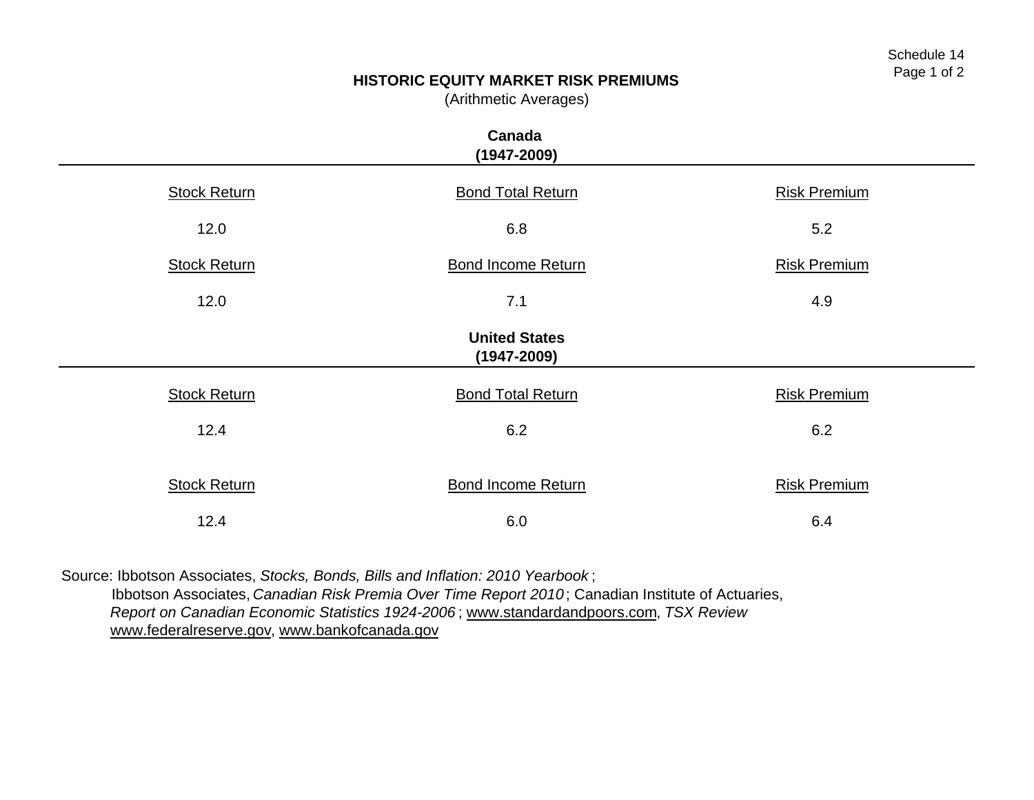Schedule 14

# HISTORIC EQUITY MARKET RISK PREMIUMS

(Arithmetic Averages)

## Canada
## (1947-2009)

| Stock Return | Bond Total Return | Risk Premium |
|---|---|---|
| 12.0 | 6.8 | 5.2 |

| Stock Return | Bond Income Return | Risk Premium |
|---|---|---|
| 12.0 | 7.1 | 4.9 |

## United States
## (1947-2009)

| Stock Return | Bond Total Return | Risk Premium |
|---|---|---|
| 12.4 | 6.2 | 6.2 |

| Stock Return | Bond Income Return | Risk Premium |
|---|---|---|
| 12.4 | 6.0 | 6.4 |

Source: Ibbotson Associates, *Stocks, Bonds, Bills and Inflation: 2010 Yearbook* ;
Ibbotson Associates, *Canadian Risk Premia Over Time Report 2010* ; Canadian Institute of Actuaries,
*Report on Canadian Economic Statistics 1924-2006* ; www.standardandpoors.com, *TSX Review*
www.federalreserve.gov, www.bankofcanada.gov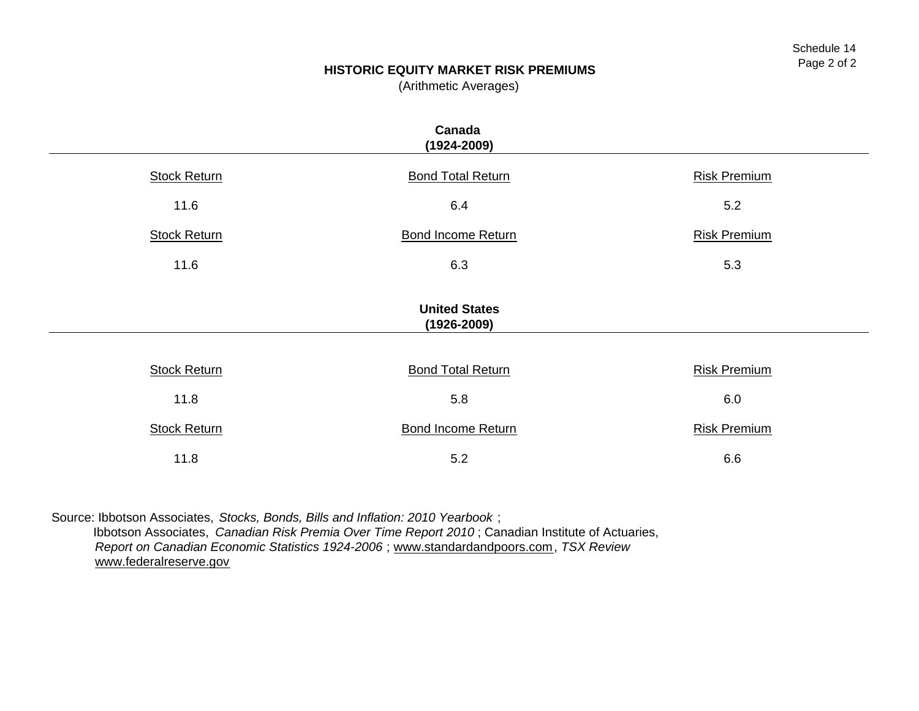# HISTORIC EQUITY MARKET RISK PREMIUMS

(Arithmetic Averages)

## Canada
## (1924-2009)

| Stock Return | Bond Total Return | Risk Premium |
|---|---|---|
| 11.6 | 6.4 | 5.2 |

| Stock Return | Bond Income Return | Risk Premium |
|---|---|---|
| 11.6 | 6.3 | 5.3 |

## United States
## (1926-2009)

| Stock Return | Bond Total Return | Risk Premium |
|---|---|---|
| 11.8 | 5.8 | 6.0 |

| Stock Return | Bond Income Return | Risk Premium |
|---|---|---|
| 11.8 | 5.2 | 6.6 |

Source: Ibbotson Associates, *Stocks, Bonds, Bills and Inflation: 2010 Yearbook* ;
Ibbotson Associates, *Canadian Risk Premia Over Time Report 2010* ; Canadian Institute of Actuaries,
*Report on Canadian Economic Statistics 1924-2006* ; www.standardandpoors.com, *TSX Review*
www.federalreserve.gov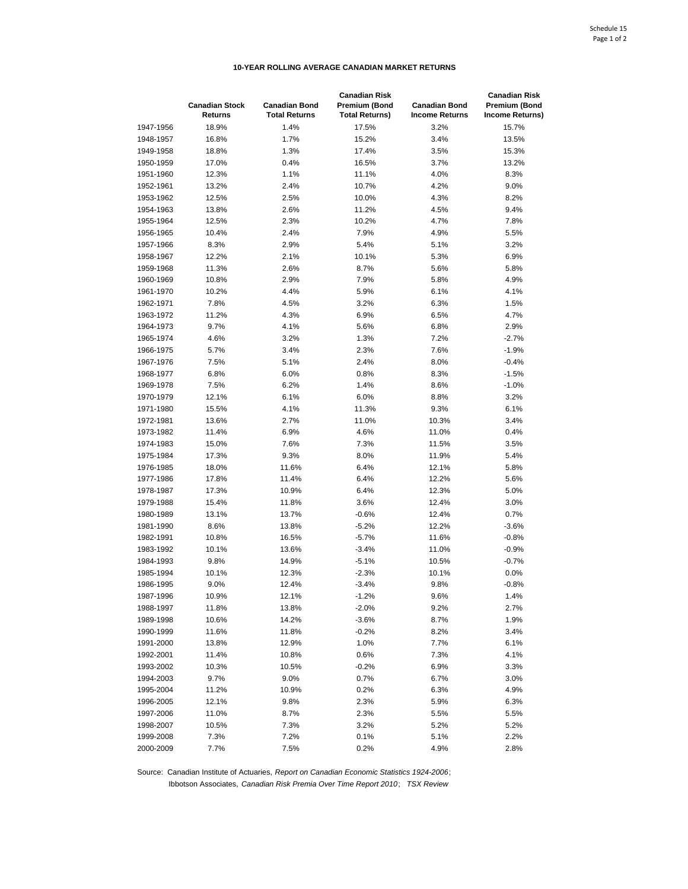Schedule 15

## 10-YEAR ROLLING AVERAGE CANADIAN MARKET RETURNS

| | Canadian Stock Returns | Canadian Bond Total Returns | Canadian Risk Premium (Bond Total Returns) | Canadian Bond Income Returns | Canadian Risk Premium (Bond Income Returns) |
|---|---|---|---|---|---|
| 1947-1956 | 18.9% | 1.4% | 17.5% | 3.2% | 15.7% |
| 1948-1957 | 16.8% | 1.7% | 15.2% | 3.4% | 13.5% |
| 1949-1958 | 18.8% | 1.3% | 17.4% | 3.5% | 15.3% |
| 1950-1959 | 17.0% | 0.4% | 16.5% | 3.7% | 13.2% |
| 1951-1960 | 12.3% | 1.1% | 11.1% | 4.0% | 8.3% |
| 1952-1961 | 13.2% | 2.4% | 10.7% | 4.2% | 9.0% |
| 1953-1962 | 12.5% | 2.5% | 10.0% | 4.3% | 8.2% |
| 1954-1963 | 13.8% | 2.6% | 11.2% | 4.5% | 9.4% |
| 1955-1964 | 12.5% | 2.3% | 10.2% | 4.7% | 7.8% |
| 1956-1965 | 10.4% | 2.4% | 7.9% | 4.9% | 5.5% |
| 1957-1966 | 8.3% | 2.9% | 5.4% | 5.1% | 3.2% |
| 1958-1967 | 12.2% | 2.1% | 10.1% | 5.3% | 6.9% |
| 1959-1968 | 11.3% | 2.6% | 8.7% | 5.6% | 5.8% |
| 1960-1969 | 10.8% | 2.9% | 7.9% | 5.8% | 4.9% |
| 1961-1970 | 10.2% | 4.4% | 5.9% | 6.1% | 4.1% |
| 1962-1971 | 7.8% | 4.5% | 3.2% | 6.3% | 1.5% |
| 1963-1972 | 11.2% | 4.3% | 6.9% | 6.5% | 4.7% |
| 1964-1973 | 9.7% | 4.1% | 5.6% | 6.8% | 2.9% |
| 1965-1974 | 4.6% | 3.2% | 1.3% | 7.2% | -2.7% |
| 1966-1975 | 5.7% | 3.4% | 2.3% | 7.6% | -1.9% |
| 1967-1976 | 7.5% | 5.1% | 2.4% | 8.0% | -0.4% |
| 1968-1977 | 6.8% | 6.0% | 0.8% | 8.3% | -1.5% |
| 1969-1978 | 7.5% | 6.2% | 1.4% | 8.6% | -1.0% |
| 1970-1979 | 12.1% | 6.1% | 6.0% | 8.8% | 3.2% |
| 1971-1980 | 15.5% | 4.1% | 11.3% | 9.3% | 6.1% |
| 1972-1981 | 13.6% | 2.7% | 11.0% | 10.3% | 3.4% |
| 1973-1982 | 11.4% | 6.9% | 4.6% | 11.0% | 0.4% |
| 1974-1983 | 15.0% | 7.6% | 7.3% | 11.5% | 3.5% |
| 1975-1984 | 17.3% | 9.3% | 8.0% | 11.9% | 5.4% |
| 1976-1985 | 18.0% | 11.6% | 6.4% | 12.1% | 5.8% |
| 1977-1986 | 17.8% | 11.4% | 6.4% | 12.2% | 5.6% |
| 1978-1987 | 17.3% | 10.9% | 6.4% | 12.3% | 5.0% |
| 1979-1988 | 15.4% | 11.8% | 3.6% | 12.4% | 3.0% |
| 1980-1989 | 13.1% | 13.7% | -0.6% | 12.4% | 0.7% |
| 1981-1990 | 8.6% | 13.8% | -5.2% | 12.2% | -3.6% |
| 1982-1991 | 10.8% | 16.5% | -5.7% | 11.6% | -0.8% |
| 1983-1992 | 10.1% | 13.6% | -3.4% | 11.0% | -0.9% |
| 1984-1993 | 9.8% | 14.9% | -5.1% | 10.5% | -0.7% |
| 1985-1994 | 10.1% | 12.3% | -2.3% | 10.1% | 0.0% |
| 1986-1995 | 9.0% | 12.4% | -3.4% | 9.8% | -0.8% |
| 1987-1996 | 10.9% | 12.1% | -1.2% | 9.6% | 1.4% |
| 1988-1997 | 11.8% | 13.8% | -2.0% | 9.2% | 2.7% |
| 1989-1998 | 10.6% | 14.2% | -3.6% | 8.7% | 1.9% |
| 1990-1999 | 11.6% | 11.8% | -0.2% | 8.2% | 3.4% |
| 1991-2000 | 13.8% | 12.9% | 1.0% | 7.7% | 6.1% |
| 1992-2001 | 11.4% | 10.8% | 0.6% | 7.3% | 4.1% |
| 1993-2002 | 10.3% | 10.5% | -0.2% | 6.9% | 3.3% |
| 1994-2003 | 9.7% | 9.0% | 0.7% | 6.7% | 3.0% |
| 1995-2004 | 11.2% | 10.9% | 0.2% | 6.3% | 4.9% |
| 1996-2005 | 12.1% | 9.8% | 2.3% | 5.9% | 6.3% |
| 1997-2006 | 11.0% | 8.7% | 2.3% | 5.5% | 5.5% |
| 1998-2007 | 10.5% | 7.3% | 3.2% | 5.2% | 5.2% |
| 1999-2008 | 7.3% | 7.2% | 0.1% | 5.1% | 2.2% |
| 2000-2009 | 7.7% | 7.5% | 0.2% | 4.9% | 2.8% |

Source: Canadian Institute of Actuaries, *Report on Canadian Economic Statistics 1924-2006*; Ibbotson Associates, *Canadian Risk Premia Over Time Report 2010*; *TSX Review*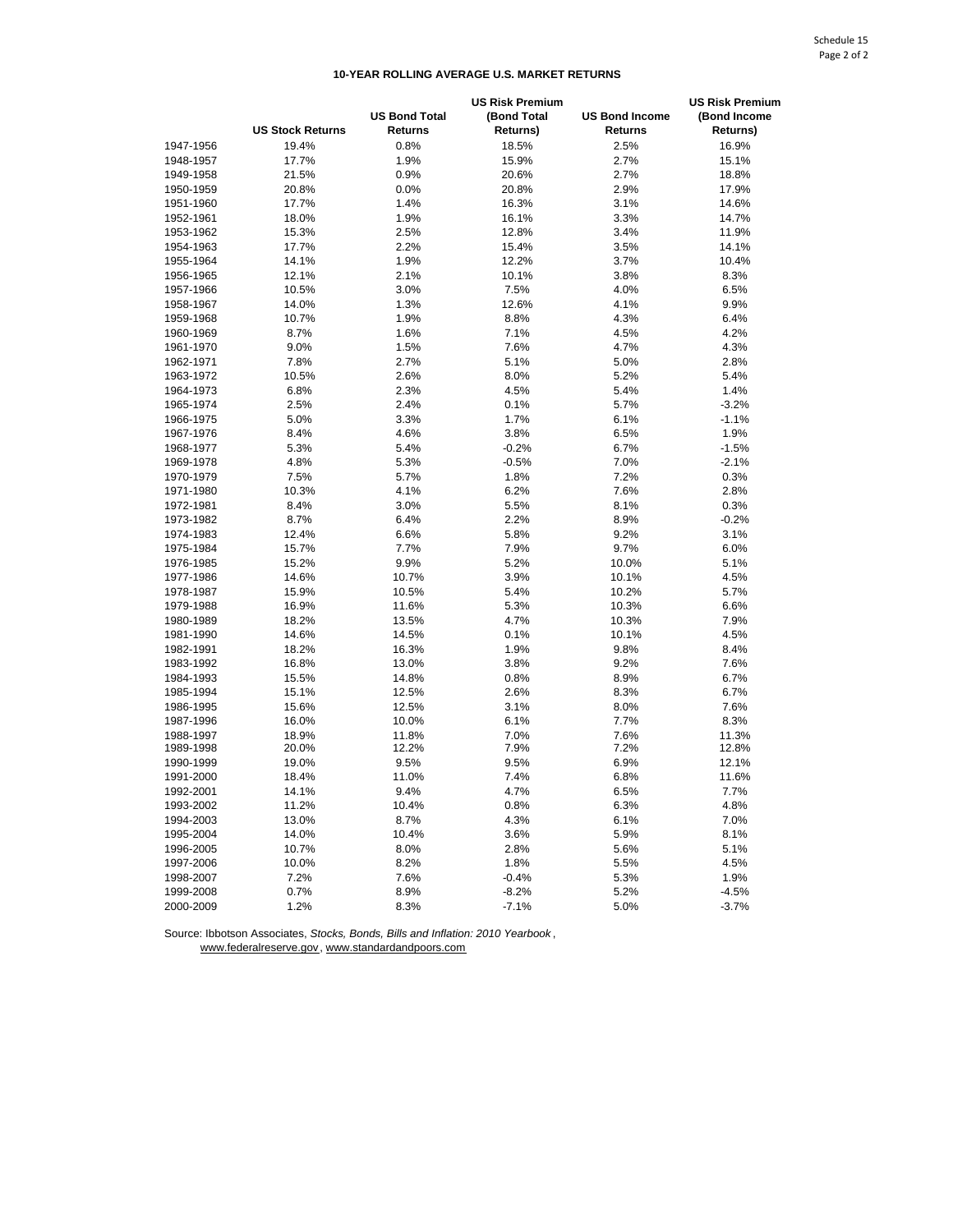## 10-YEAR ROLLING AVERAGE U.S. MARKET RETURNS

| | US Stock Returns | US Bond Total Returns | US Risk Premium (Bond Total Returns) | US Bond Income Returns | US Risk Premium (Bond Income Returns) |
|---|---|---|---|---|---|
| 1947-1956 | 19.4% | 0.8% | 18.5% | 2.5% | 16.9% |
| 1948-1957 | 17.7% | 1.9% | 15.9% | 2.7% | 15.1% |
| 1949-1958 | 21.5% | 0.9% | 20.6% | 2.7% | 18.8% |
| 1950-1959 | 20.8% | 0.0% | 20.8% | 2.9% | 17.9% |
| 1951-1960 | 17.7% | 1.4% | 16.3% | 3.1% | 14.6% |
| 1952-1961 | 18.0% | 1.9% | 16.1% | 3.3% | 14.7% |
| 1953-1962 | 15.3% | 2.5% | 12.8% | 3.4% | 11.9% |
| 1954-1963 | 17.7% | 2.2% | 15.4% | 3.5% | 14.1% |
| 1955-1964 | 14.1% | 1.9% | 12.2% | 3.7% | 10.4% |
| 1956-1965 | 12.1% | 2.1% | 10.1% | 3.8% | 8.3% |
| 1957-1966 | 10.5% | 3.0% | 7.5% | 4.0% | 6.5% |
| 1958-1967 | 14.0% | 1.3% | 12.6% | 4.1% | 9.9% |
| 1959-1968 | 10.7% | 1.9% | 8.8% | 4.3% | 6.4% |
| 1960-1969 | 8.7% | 1.6% | 7.1% | 4.5% | 4.2% |
| 1961-1970 | 9.0% | 1.5% | 7.6% | 4.7% | 4.3% |
| 1962-1971 | 7.8% | 2.7% | 5.1% | 5.0% | 2.8% |
| 1963-1972 | 10.5% | 2.6% | 8.0% | 5.2% | 5.4% |
| 1964-1973 | 6.8% | 2.3% | 4.5% | 5.4% | 1.4% |
| 1965-1974 | 2.5% | 2.4% | 0.1% | 5.7% | -3.2% |
| 1966-1975 | 5.0% | 3.3% | 1.7% | 6.1% | -1.1% |
| 1967-1976 | 8.4% | 4.6% | 3.8% | 6.5% | 1.9% |
| 1968-1977 | 5.3% | 5.4% | -0.2% | 6.7% | -1.5% |
| 1969-1978 | 4.8% | 5.3% | -0.5% | 7.0% | -2.1% |
| 1970-1979 | 7.5% | 5.7% | 1.8% | 7.2% | 0.3% |
| 1971-1980 | 10.3% | 4.1% | 6.2% | 7.6% | 2.8% |
| 1972-1981 | 8.4% | 3.0% | 5.5% | 8.1% | 0.3% |
| 1973-1982 | 8.7% | 6.4% | 2.2% | 8.9% | -0.2% |
| 1974-1983 | 12.4% | 6.6% | 5.8% | 9.2% | 3.1% |
| 1975-1984 | 15.7% | 7.7% | 7.9% | 9.7% | 6.0% |
| 1976-1985 | 15.2% | 9.9% | 5.2% | 10.0% | 5.1% |
| 1977-1986 | 14.6% | 10.7% | 3.9% | 10.1% | 4.5% |
| 1978-1987 | 15.9% | 10.5% | 5.4% | 10.2% | 5.7% |
| 1979-1988 | 16.9% | 11.6% | 5.3% | 10.3% | 6.6% |
| 1980-1989 | 18.2% | 13.5% | 4.7% | 10.3% | 7.9% |
| 1981-1990 | 14.6% | 14.5% | 0.1% | 10.1% | 4.5% |
| 1982-1991 | 18.2% | 16.3% | 1.9% | 9.8% | 8.4% |
| 1983-1992 | 16.8% | 13.0% | 3.8% | 9.2% | 7.6% |
| 1984-1993 | 15.5% | 14.8% | 0.8% | 8.9% | 6.7% |
| 1985-1994 | 15.1% | 12.5% | 2.6% | 8.3% | 6.7% |
| 1986-1995 | 15.6% | 12.5% | 3.1% | 8.0% | 7.6% |
| 1987-1996 | 16.0% | 10.0% | 6.1% | 7.7% | 8.3% |
| 1988-1997 | 18.9% | 11.8% | 7.0% | 7.6% | 11.3% |
| 1989-1998 | 20.0% | 12.2% | 7.9% | 7.2% | 12.8% |
| 1990-1999 | 19.0% | 9.5% | 9.5% | 6.9% | 12.1% |
| 1991-2000 | 18.4% | 11.0% | 7.4% | 6.8% | 11.6% |
| 1992-2001 | 14.1% | 9.4% | 4.7% | 6.5% | 7.7% |
| 1993-2002 | 11.2% | 10.4% | 0.8% | 6.3% | 4.8% |
| 1994-2003 | 13.0% | 8.7% | 4.3% | 6.1% | 7.0% |
| 1995-2004 | 14.0% | 10.4% | 3.6% | 5.9% | 8.1% |
| 1996-2005 | 10.7% | 8.0% | 2.8% | 5.6% | 5.1% |
| 1997-2006 | 10.0% | 8.2% | 1.8% | 5.5% | 4.5% |
| 1998-2007 | 7.2% | 7.6% | -0.4% | 5.3% | 1.9% |
| 1999-2008 | 0.7% | 8.9% | -8.2% | 5.2% | -4.5% |
| 2000-2009 | 1.2% | 8.3% | -7.1% | 5.0% | -3.7% |

Source: Ibbotson Associates, *Stocks, Bonds, Bills and Inflation: 2010 Yearbook*, www.federalreserve.gov, www.standardandpoors.com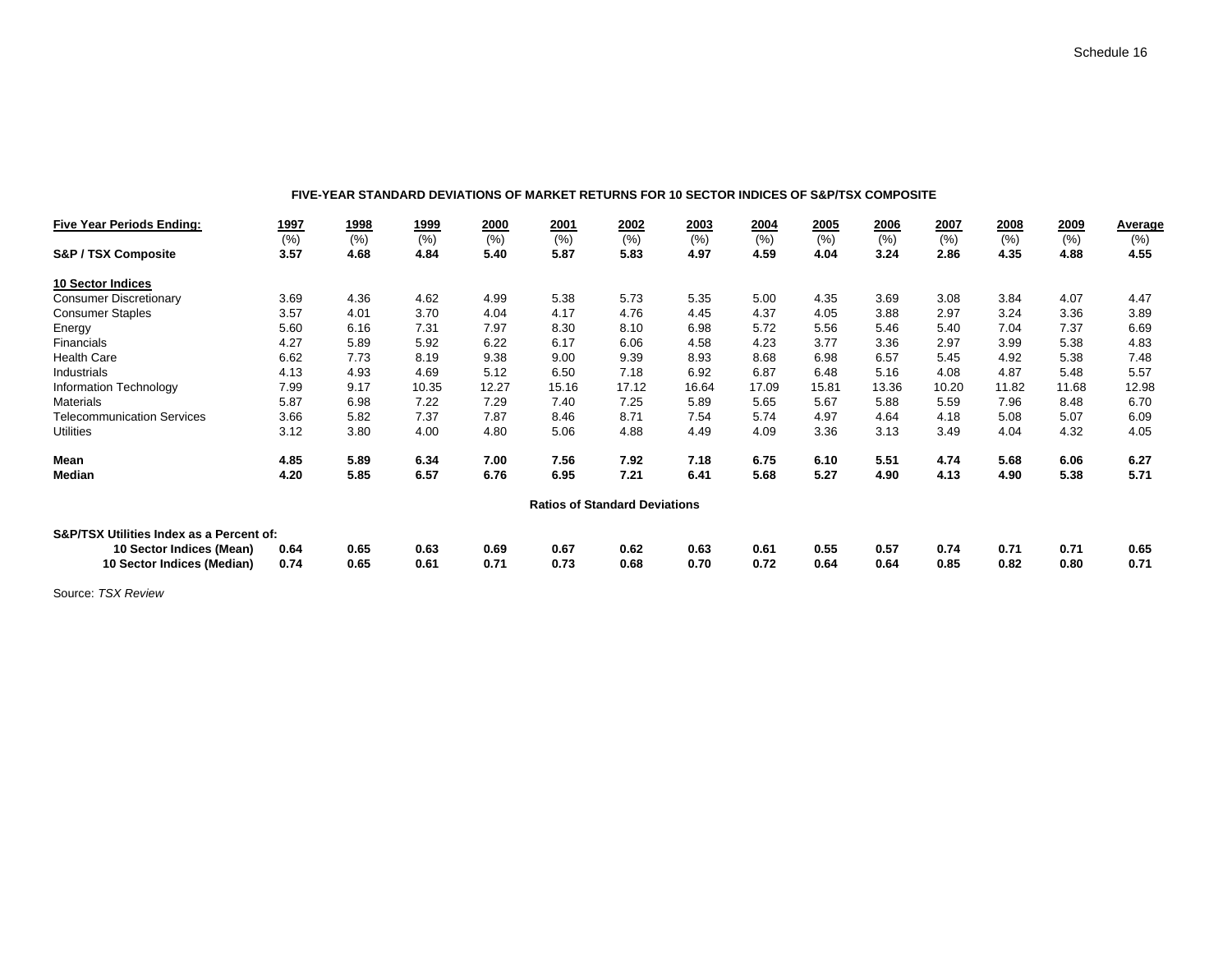Schedule 16

**FIVE-YEAR STANDARD DEVIATIONS OF MARKET RETURNS FOR 10 SECTOR INDICES OF S&P/TSX COMPOSITE**

| **Five Year Periods Ending:** | **1997** | **1998** | **1999** | **2000** | **2001** | **2002** | **2003** | **2004** | **2005** | **2006** | **2007** | **2008** | **2009** | **Average** |
|---|---|---|---|---|---|---|---|---|---|---|---|---|---|---|
| | (%) | (%) | (%) | (%) | (%) | (%) | (%) | (%) | (%) | (%) | (%) | (%) | (%) | (%) |
| **S&P / TSX Composite** | **3.57** | **4.68** | **4.84** | **5.40** | **5.87** | **5.83** | **4.97** | **4.59** | **4.04** | **3.24** | **2.86** | **4.35** | **4.88** | **4.55** |
| **10 Sector Indices** | | | | | | | | | | | | | | |
| Consumer Discretionary | 3.69 | 4.36 | 4.62 | 4.99 | 5.38 | 5.73 | 5.35 | 5.00 | 4.35 | 3.69 | 3.08 | 3.84 | 4.07 | 4.47 |
| Consumer Staples | 3.57 | 4.01 | 3.70 | 4.04 | 4.17 | 4.76 | 4.45 | 4.37 | 4.05 | 3.88 | 2.97 | 3.24 | 3.36 | 3.89 |
| Energy | 5.60 | 6.16 | 7.31 | 7.97 | 8.30 | 8.10 | 6.98 | 5.72 | 5.56 | 5.46 | 5.40 | 7.04 | 7.37 | 6.69 |
| Financials | 4.27 | 5.89 | 5.92 | 6.22 | 6.17 | 6.06 | 4.58 | 4.23 | 3.77 | 3.36 | 2.97 | 3.99 | 5.38 | 4.83 |
| Health Care | 6.62 | 7.73 | 8.19 | 9.38 | 9.00 | 9.39 | 8.93 | 8.68 | 6.98 | 6.57 | 5.45 | 4.92 | 5.38 | 7.48 |
| Industrials | 4.13 | 4.93 | 4.69 | 5.12 | 6.50 | 7.18 | 6.92 | 6.87 | 6.48 | 5.16 | 4.08 | 4.87 | 5.48 | 5.57 |
| Information Technology | 7.99 | 9.17 | 10.35 | 12.27 | 15.16 | 17.12 | 16.64 | 17.09 | 15.81 | 13.36 | 10.20 | 11.82 | 11.68 | 12.98 |
| Materials | 5.87 | 6.98 | 7.22 | 7.29 | 7.40 | 7.25 | 5.89 | 5.65 | 5.67 | 5.88 | 5.59 | 7.96 | 8.48 | 6.70 |
| Telecommunication Services | 3.66 | 5.82 | 7.37 | 7.87 | 8.46 | 8.71 | 7.54 | 5.74 | 4.97 | 4.64 | 4.18 | 5.08 | 5.07 | 6.09 |
| Utilities | 3.12 | 3.80 | 4.00 | 4.80 | 5.06 | 4.88 | 4.49 | 4.09 | 3.36 | 3.13 | 3.49 | 4.04 | 4.32 | 4.05 |
| **Mean** | **4.85** | **5.89** | **6.34** | **7.00** | **7.56** | **7.92** | **7.18** | **6.75** | **6.10** | **5.51** | **4.74** | **5.68** | **6.06** | **6.27** |
| **Median** | **4.20** | **5.85** | **6.57** | **6.76** | **6.95** | **7.21** | **6.41** | **5.68** | **5.27** | **4.90** | **4.13** | **4.90** | **5.38** | **5.71** |

**Ratios of Standard Deviations**

| **S&P/TSX Utilities Index as a Percent of:** | **1997** | **1998** | **1999** | **2000** | **2001** | **2002** | **2003** | **2004** | **2005** | **2006** | **2007** | **2008** | **2009** | **Average** |
|---|---|---|---|---|---|---|---|---|---|---|---|---|---|---|
| **10 Sector Indices (Mean)** | **0.64** | **0.65** | **0.63** | **0.69** | **0.67** | **0.62** | **0.63** | **0.61** | **0.55** | **0.57** | **0.74** | **0.71** | **0.71** | **0.65** |
| **10 Sector Indices (Median)** | **0.74** | **0.65** | **0.61** | **0.71** | **0.73** | **0.68** | **0.70** | **0.72** | **0.64** | **0.64** | **0.85** | **0.82** | **0.80** | **0.71** |

Source: *TSX Review*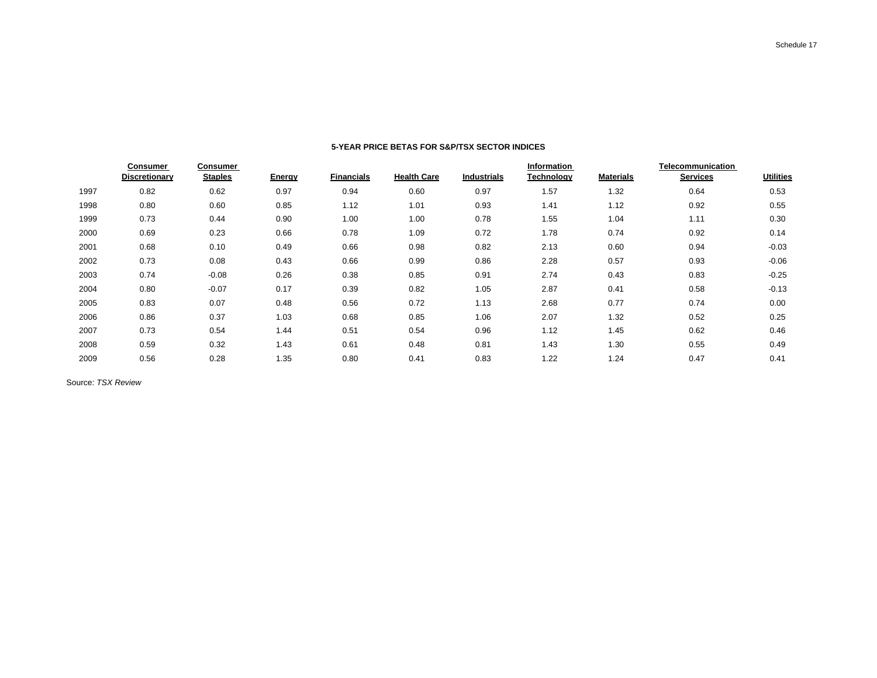Schedule 17

**5-YEAR PRICE BETAS FOR S&P/TSX SECTOR INDICES**

| | Consumer Discretionary | Consumer Staples | Energy | Financials | Health Care | Industrials | Information Technology | Materials | Telecommunication Services | Utilities |
|---|---|---|---|---|---|---|---|---|---|---|
| 1997 | 0.82 | 0.62 | 0.97 | 0.94 | 0.60 | 0.97 | 1.57 | 1.32 | 0.64 | 0.53 |
| 1998 | 0.80 | 0.60 | 0.85 | 1.12 | 1.01 | 0.93 | 1.41 | 1.12 | 0.92 | 0.55 |
| 1999 | 0.73 | 0.44 | 0.90 | 1.00 | 1.00 | 0.78 | 1.55 | 1.04 | 1.11 | 0.30 |
| 2000 | 0.69 | 0.23 | 0.66 | 0.78 | 1.09 | 0.72 | 1.78 | 0.74 | 0.92 | 0.14 |
| 2001 | 0.68 | 0.10 | 0.49 | 0.66 | 0.98 | 0.82 | 2.13 | 0.60 | 0.94 | -0.03 |
| 2002 | 0.73 | 0.08 | 0.43 | 0.66 | 0.99 | 0.86 | 2.28 | 0.57 | 0.93 | -0.06 |
| 2003 | 0.74 | -0.08 | 0.26 | 0.38 | 0.85 | 0.91 | 2.74 | 0.43 | 0.83 | -0.25 |
| 2004 | 0.80 | -0.07 | 0.17 | 0.39 | 0.82 | 1.05 | 2.87 | 0.41 | 0.58 | -0.13 |
| 2005 | 0.83 | 0.07 | 0.48 | 0.56 | 0.72 | 1.13 | 2.68 | 0.77 | 0.74 | 0.00 |
| 2006 | 0.86 | 0.37 | 1.03 | 0.68 | 0.85 | 1.06 | 2.07 | 1.32 | 0.52 | 0.25 |
| 2007 | 0.73 | 0.54 | 1.44 | 0.51 | 0.54 | 0.96 | 1.12 | 1.45 | 0.62 | 0.46 |
| 2008 | 0.59 | 0.32 | 1.43 | 0.61 | 0.48 | 0.81 | 1.43 | 1.30 | 0.55 | 0.49 |
| 2009 | 0.56 | 0.28 | 1.35 | 0.80 | 0.41 | 0.83 | 1.22 | 1.24 | 0.47 | 0.41 |

Source: *TSX Review*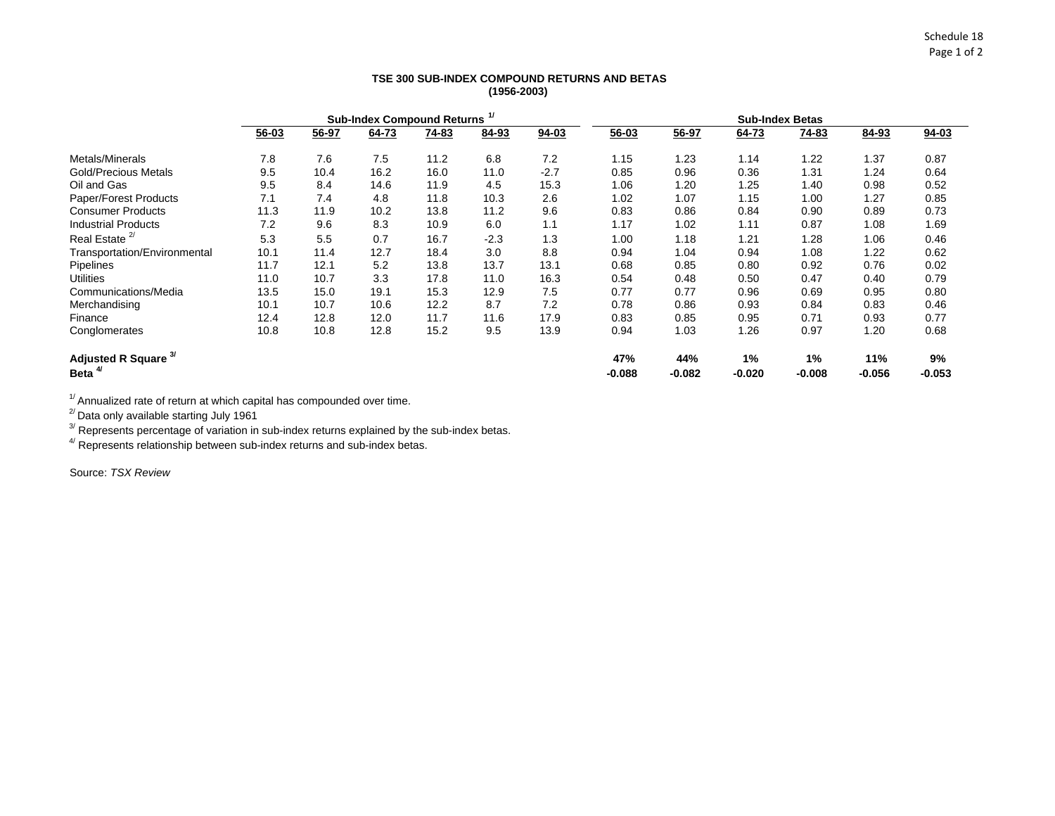Schedule 18
Page 1 of 2

## TSE 300 SUB-INDEX COMPOUND RETURNS AND BETAS
## (1956-2003)

| | Sub-Index Compound Returns [1/] | | | | | | Sub-Index Betas | | | | | |
|---|---|---|---|---|---|---|---|---|---|---|---|---|
| | 56-03 | 56-97 | 64-73 | 74-83 | 84-93 | 94-03 | 56-03 | 56-97 | 64-73 | 74-83 | 84-93 | 94-03 |
| Metals/Minerals | 7.8 | 7.6 | 7.5 | 11.2 | 6.8 | 7.2 | 1.15 | 1.23 | 1.14 | 1.22 | 1.37 | 0.87 |
| Gold/Precious Metals | 9.5 | 10.4 | 16.2 | 16.0 | 11.0 | -2.7 | 0.85 | 0.96 | 0.36 | 1.31 | 1.24 | 0.64 |
| Oil and Gas | 9.5 | 8.4 | 14.6 | 11.9 | 4.5 | 15.3 | 1.06 | 1.20 | 1.25 | 1.40 | 0.98 | 0.52 |
| Paper/Forest Products | 7.1 | 7.4 | 4.8 | 11.8 | 10.3 | 2.6 | 1.02 | 1.07 | 1.15 | 1.00 | 1.27 | 0.85 |
| Consumer Products | 11.3 | 11.9 | 10.2 | 13.8 | 11.2 | 9.6 | 0.83 | 0.86 | 0.84 | 0.90 | 0.89 | 0.73 |
| Industrial Products | 7.2 | 9.6 | 8.3 | 10.9 | 6.0 | 1.1 | 1.17 | 1.02 | 1.11 | 0.87 | 1.08 | 1.69 |
| Real Estate [2/] | 5.3 | 5.5 | 0.7 | 16.7 | -2.3 | 1.3 | 1.00 | 1.18 | 1.21 | 1.28 | 1.06 | 0.46 |
| Transportation/Environmental | 10.1 | 11.4 | 12.7 | 18.4 | 3.0 | 8.8 | 0.94 | 1.04 | 0.94 | 1.08 | 1.22 | 0.62 |
| Pipelines | 11.7 | 12.1 | 5.2 | 13.8 | 13.7 | 13.1 | 0.68 | 0.85 | 0.80 | 0.92 | 0.76 | 0.02 |
| Utilities | 11.0 | 10.7 | 3.3 | 17.8 | 11.0 | 16.3 | 0.54 | 0.48 | 0.50 | 0.47 | 0.40 | 0.79 |
| Communications/Media | 13.5 | 15.0 | 19.1 | 15.3 | 12.9 | 7.5 | 0.77 | 0.77 | 0.96 | 0.69 | 0.95 | 0.80 |
| Merchandising | 10.1 | 10.7 | 10.6 | 12.2 | 8.7 | 7.2 | 0.78 | 0.86 | 0.93 | 0.84 | 0.83 | 0.46 |
| Finance | 12.4 | 12.8 | 12.0 | 11.7 | 11.6 | 17.9 | 0.83 | 0.85 | 0.95 | 0.71 | 0.93 | 0.77 |
| Conglomerates | 10.8 | 10.8 | 12.8 | 15.2 | 9.5 | 13.9 | 0.94 | 1.03 | 1.26 | 0.97 | 1.20 | 0.68 |
| **Adjusted R Square [3/]** | | | | | | | **47%** | **44%** | **1%** | **1%** | **11%** | **9%** |
| **Beta [4/]** | | | | | | | **-0.088** | **-0.082** | **-0.020** | **-0.008** | **-0.056** | **-0.053** |

[1/] Annualized rate of return at which capital has compounded over time.
[2/] Data only available starting July 1961
[3/] Represents percentage of variation in sub-index returns explained by the sub-index betas.
[4/] Represents relationship between sub-index returns and sub-index betas.

Source: *TSX Review*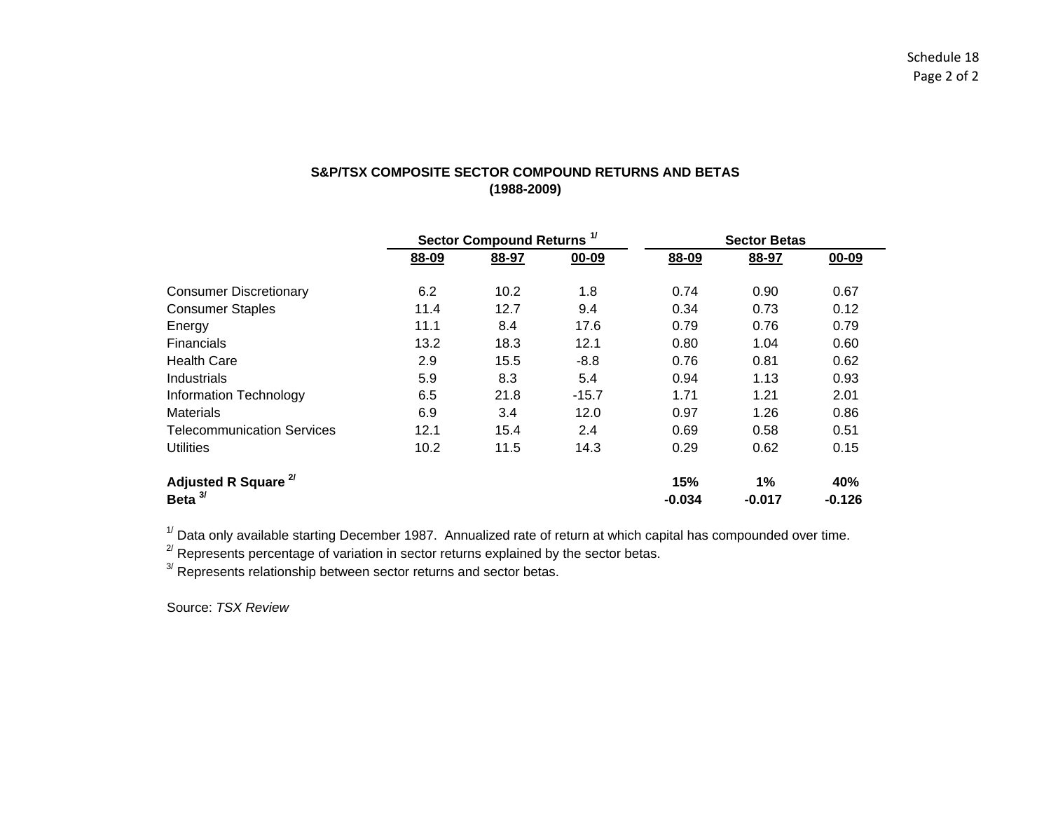Schedule 18

## S&P/TSX COMPOSITE SECTOR COMPOUND RETURNS AND BETAS
### (1988-2009)

| | Sector Compound Returns [1/] | | | Sector Betas | | |
|---|---|---|---|---|---|---|
| | 88-09 | 88-97 | 00-09 | 88-09 | 88-97 | 00-09 |
| Consumer Discretionary | 6.2 | 10.2 | 1.8 | 0.74 | 0.90 | 0.67 |
| Consumer Staples | 11.4 | 12.7 | 9.4 | 0.34 | 0.73 | 0.12 |
| Energy | 11.1 | 8.4 | 17.6 | 0.79 | 0.76 | 0.79 |
| Financials | 13.2 | 18.3 | 12.1 | 0.80 | 1.04 | 0.60 |
| Health Care | 2.9 | 15.5 | -8.8 | 0.76 | 0.81 | 0.62 |
| Industrials | 5.9 | 8.3 | 5.4 | 0.94 | 1.13 | 0.93 |
| Information Technology | 6.5 | 21.8 | -15.7 | 1.71 | 1.21 | 2.01 |
| Materials | 6.9 | 3.4 | 12.0 | 0.97 | 1.26 | 0.86 |
| Telecommunication Services | 12.1 | 15.4 | 2.4 | 0.69 | 0.58 | 0.51 |
| Utilities | 10.2 | 11.5 | 14.3 | 0.29 | 0.62 | 0.15 |
| **Adjusted R Square [2/]** | | | | **15%** | **1%** | **40%** |
| **Beta [3/]** | | | | **-0.034** | **-0.017** | **-0.126** |

[1/] Data only available starting December 1987. Annualized rate of return at which capital has compounded over time.
[2/] Represents percentage of variation in sector returns explained by the sector betas.
[3/] Represents relationship between sector returns and sector betas.

Source: *TSX Review*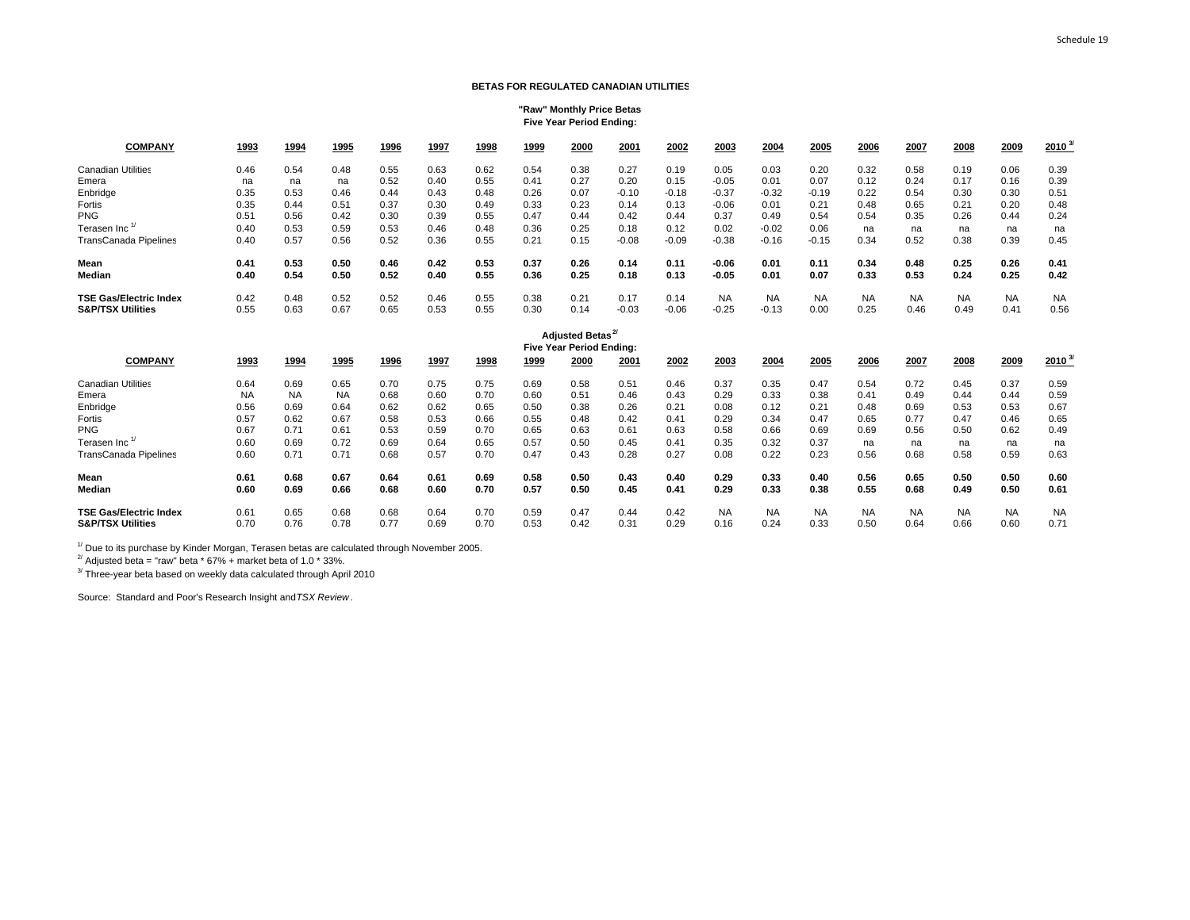Schedule 19

### BETAS FOR REGULATED CANADIAN UTILITIES

**"Raw" Monthly Price Betas**
**Five Year Period Ending:**

| COMPANY | 1993 | 1994 | 1995 | 1996 | 1997 | 1998 | 1999 | 2000 | 2001 | 2002 | 2003 | 2004 | 2005 | 2006 | 2007 | 2008 | 2009 | 2010 [3/] |
|---|---|---|---|---|---|---|---|---|---|---|---|---|---|---|---|---|---|---|
| Canadian Utilities | 0.46 | 0.54 | 0.48 | 0.55 | 0.63 | 0.62 | 0.54 | 0.38 | 0.27 | 0.19 | 0.05 | 0.03 | 0.20 | 0.32 | 0.58 | 0.19 | 0.06 | 0.39 |
| Emera | na | na | na | 0.52 | 0.40 | 0.55 | 0.41 | 0.27 | 0.20 | 0.15 | -0.05 | 0.01 | 0.07 | 0.12 | 0.24 | 0.17 | 0.16 | 0.39 |
| Enbridge | 0.35 | 0.53 | 0.46 | 0.44 | 0.43 | 0.48 | 0.26 | 0.07 | -0.10 | -0.18 | -0.37 | -0.32 | -0.19 | 0.22 | 0.54 | 0.30 | 0.30 | 0.51 |
| Fortis | 0.35 | 0.44 | 0.51 | 0.37 | 0.30 | 0.49 | 0.33 | 0.23 | 0.14 | 0.13 | -0.06 | 0.01 | 0.21 | 0.48 | 0.65 | 0.21 | 0.20 | 0.48 |
| PNG | 0.51 | 0.56 | 0.42 | 0.30 | 0.39 | 0.55 | 0.47 | 0.44 | 0.42 | 0.44 | 0.37 | 0.49 | 0.54 | 0.54 | 0.35 | 0.26 | 0.44 | 0.24 |
| Terasen Inc [1/] | 0.40 | 0.53 | 0.59 | 0.53 | 0.46 | 0.48 | 0.36 | 0.25 | 0.18 | 0.12 | 0.02 | -0.02 | 0.06 | na | na | na | na | na |
| TransCanada Pipelines | 0.40 | 0.57 | 0.56 | 0.52 | 0.36 | 0.55 | 0.21 | 0.15 | -0.08 | -0.09 | -0.38 | -0.16 | -0.15 | 0.34 | 0.52 | 0.38 | 0.39 | 0.45 |
| **Mean** | **0.41** | **0.53** | **0.50** | **0.46** | **0.42** | **0.53** | **0.37** | **0.26** | **0.14** | **0.11** | **-0.06** | **0.01** | **0.11** | **0.34** | **0.48** | **0.25** | **0.26** | **0.41** |
| **Median** | **0.40** | **0.54** | **0.50** | **0.52** | **0.40** | **0.55** | **0.36** | **0.25** | **0.18** | **0.13** | **-0.05** | **0.01** | **0.07** | **0.33** | **0.53** | **0.24** | **0.25** | **0.42** |
| **TSE Gas/Electric Index** | 0.42 | 0.48 | 0.52 | 0.52 | 0.46 | 0.55 | 0.38 | 0.21 | 0.17 | 0.14 | NA | NA | NA | NA | NA | NA | NA | NA |
| **S&P/TSX Utilities** | 0.55 | 0.63 | 0.67 | 0.65 | 0.53 | 0.55 | 0.30 | 0.14 | -0.03 | -0.06 | -0.25 | -0.13 | 0.00 | 0.25 | 0.46 | 0.49 | 0.41 | 0.56 |

**Adjusted Betas [2/]**
**Five Year Period Ending:**

| COMPANY | 1993 | 1994 | 1995 | 1996 | 1997 | 1998 | 1999 | 2000 | 2001 | 2002 | 2003 | 2004 | 2005 | 2006 | 2007 | 2008 | 2009 | 2010 [3/] |
|---|---|---|---|---|---|---|---|---|---|---|---|---|---|---|---|---|---|---|
| Canadian Utilities | 0.64 | 0.69 | 0.65 | 0.70 | 0.75 | 0.75 | 0.69 | 0.58 | 0.51 | 0.46 | 0.37 | 0.35 | 0.47 | 0.54 | 0.72 | 0.45 | 0.37 | 0.59 |
| Emera | NA | NA | NA | 0.68 | 0.60 | 0.70 | 0.60 | 0.51 | 0.46 | 0.43 | 0.29 | 0.33 | 0.38 | 0.41 | 0.49 | 0.44 | 0.44 | 0.59 |
| Enbridge | 0.56 | 0.69 | 0.64 | 0.62 | 0.62 | 0.65 | 0.50 | 0.38 | 0.26 | 0.21 | 0.08 | 0.12 | 0.21 | 0.48 | 0.69 | 0.53 | 0.53 | 0.67 |
| Fortis | 0.57 | 0.62 | 0.67 | 0.58 | 0.53 | 0.66 | 0.55 | 0.48 | 0.42 | 0.41 | 0.29 | 0.34 | 0.47 | 0.65 | 0.77 | 0.47 | 0.46 | 0.65 |
| PNG | 0.67 | 0.71 | 0.61 | 0.53 | 0.59 | 0.70 | 0.65 | 0.63 | 0.61 | 0.63 | 0.58 | 0.66 | 0.69 | 0.69 | 0.56 | 0.50 | 0.62 | 0.49 |
| Terasen Inc [1/] | 0.60 | 0.69 | 0.72 | 0.69 | 0.64 | 0.65 | 0.57 | 0.50 | 0.45 | 0.41 | 0.35 | 0.32 | 0.37 | na | na | na | na | na |
| TransCanada Pipelines | 0.60 | 0.71 | 0.71 | 0.68 | 0.57 | 0.70 | 0.47 | 0.43 | 0.28 | 0.27 | 0.08 | 0.22 | 0.23 | 0.56 | 0.68 | 0.58 | 0.59 | 0.63 |
| **Mean** | **0.61** | **0.68** | **0.67** | **0.64** | **0.61** | **0.69** | **0.58** | **0.50** | **0.43** | **0.40** | **0.29** | **0.33** | **0.40** | **0.56** | **0.65** | **0.50** | **0.50** | **0.60** |
| **Median** | **0.60** | **0.69** | **0.66** | **0.68** | **0.60** | **0.70** | **0.57** | **0.50** | **0.45** | **0.41** | **0.29** | **0.33** | **0.38** | **0.55** | **0.68** | **0.49** | **0.50** | **0.61** |
| **TSE Gas/Electric Index** | 0.61 | 0.65 | 0.68 | 0.68 | 0.64 | 0.70 | 0.59 | 0.47 | 0.44 | 0.42 | NA | NA | NA | NA | NA | NA | NA | NA |
| **S&P/TSX Utilities** | 0.70 | 0.76 | 0.78 | 0.77 | 0.69 | 0.70 | 0.53 | 0.42 | 0.31 | 0.29 | 0.16 | 0.24 | 0.33 | 0.50 | 0.64 | 0.66 | 0.60 | 0.71 |

[1/] Due to its purchase by Kinder Morgan, Terasen betas are calculated through November 2005.

[2/] Adjusted beta = "raw" beta * 67% + market beta of 1.0 * 33%.

[3/] Three-year beta based on weekly data calculated through April 2010

Source: Standard and Poor's Research Insight and *TSX Review*.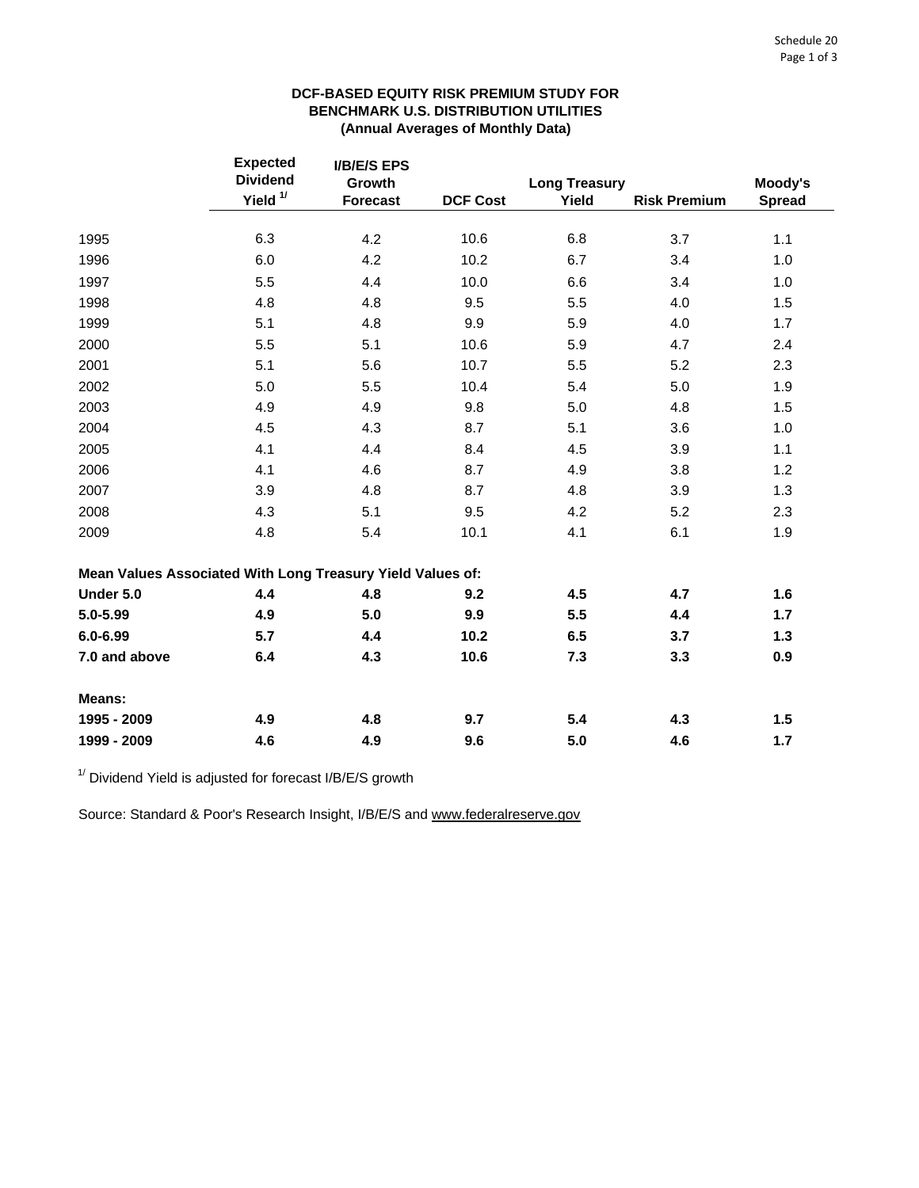Schedule 20

Page 1 of 3

### DCF-BASED EQUITY RISK PREMIUM STUDY FOR BENCHMARK U.S. DISTRIBUTION UTILITIES (Annual Averages of Monthly Data)

| | Expected Dividend Yield [1/] | I/B/E/S EPS Growth Forecast | DCF Cost | Long Treasury Yield | Risk Premium | Moody's Spread |
|---|---|---|---|---|---|---|
| 1995 | 6.3 | 4.2 | 10.6 | 6.8 | 3.7 | 1.1 |
| 1996 | 6.0 | 4.2 | 10.2 | 6.7 | 3.4 | 1.0 |
| 1997 | 5.5 | 4.4 | 10.0 | 6.6 | 3.4 | 1.0 |
| 1998 | 4.8 | 4.8 | 9.5 | 5.5 | 4.0 | 1.5 |
| 1999 | 5.1 | 4.8 | 9.9 | 5.9 | 4.0 | 1.7 |
| 2000 | 5.5 | 5.1 | 10.6 | 5.9 | 4.7 | 2.4 |
| 2001 | 5.1 | 5.6 | 10.7 | 5.5 | 5.2 | 2.3 |
| 2002 | 5.0 | 5.5 | 10.4 | 5.4 | 5.0 | 1.9 |
| 2003 | 4.9 | 4.9 | 9.8 | 5.0 | 4.8 | 1.5 |
| 2004 | 4.5 | 4.3 | 8.7 | 5.1 | 3.6 | 1.0 |
| 2005 | 4.1 | 4.4 | 8.4 | 4.5 | 3.9 | 1.1 |
| 2006 | 4.1 | 4.6 | 8.7 | 4.9 | 3.8 | 1.2 |
| 2007 | 3.9 | 4.8 | 8.7 | 4.8 | 3.9 | 1.3 |
| 2008 | 4.3 | 5.1 | 9.5 | 4.2 | 5.2 | 2.3 |
| 2009 | 4.8 | 5.4 | 10.1 | 4.1 | 6.1 | 1.9 |
| **Mean Values Associated With Long Treasury Yield Values of:** | | | | | | |
| **Under 5.0** | **4.4** | **4.8** | **9.2** | **4.5** | **4.7** | **1.6** |
| **5.0-5.99** | **4.9** | **5.0** | **9.9** | **5.5** | **4.4** | **1.7** |
| **6.0-6.99** | **5.7** | **4.4** | **10.2** | **6.5** | **3.7** | **1.3** |
| **7.0 and above** | **6.4** | **4.3** | **10.6** | **7.3** | **3.3** | **0.9** |
| **Means:** | | | | | | |
| **1995 - 2009** | **4.9** | **4.8** | **9.7** | **5.4** | **4.3** | **1.5** |
| **1999 - 2009** | **4.6** | **4.9** | **9.6** | **5.0** | **4.6** | **1.7** |

[1/] Dividend Yield is adjusted for forecast I/B/E/S growth

Source: Standard & Poor's Research Insight, I/B/E/S and www.federalreserve.gov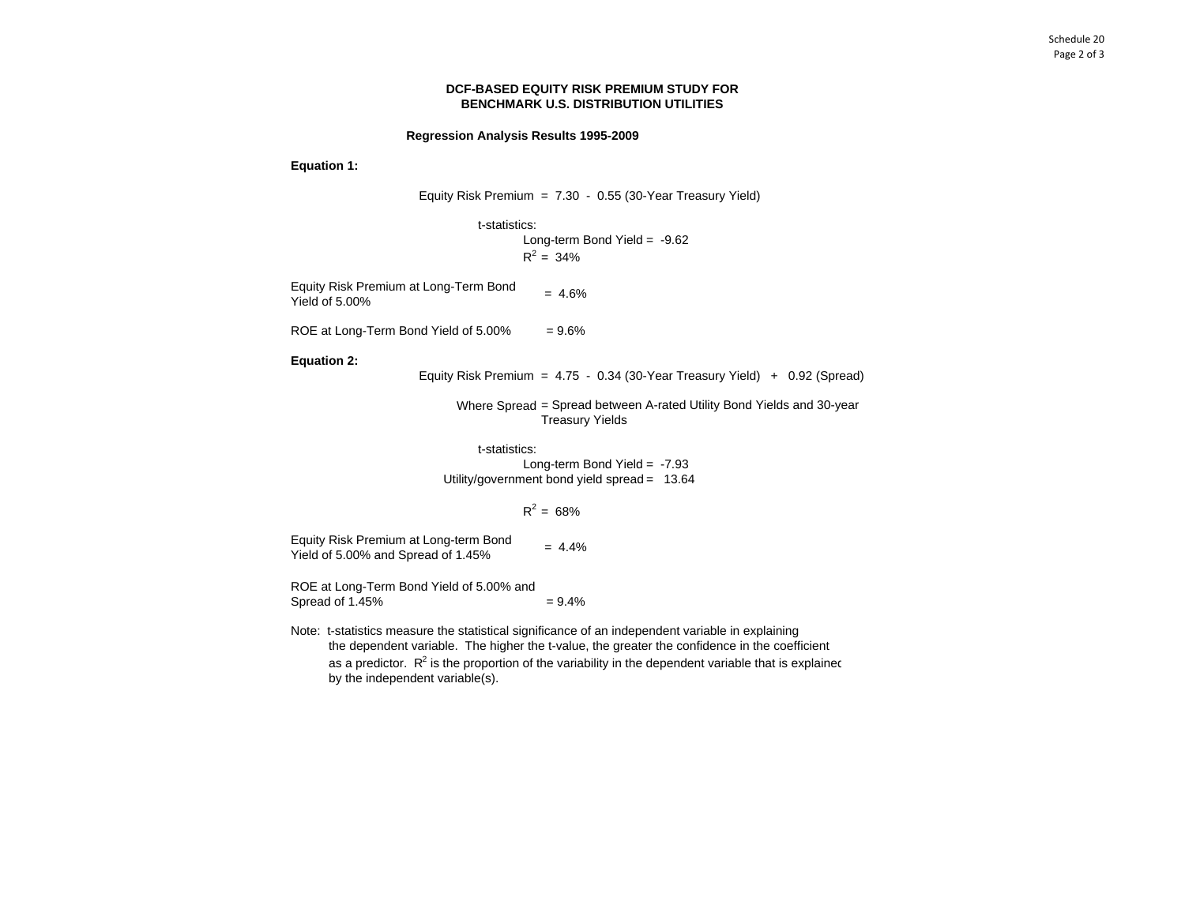# DCF-BASED EQUITY RISK PREMIUM STUDY FOR BENCHMARK U.S. DISTRIBUTION UTILITIES

## Regression Analysis Results 1995-2009

**Equation 1:**

Equity Risk Premium = 7.30 - 0.55 (30-Year Treasury Yield)

t-statistics:

Long-term Bond Yield = -9.62

$R^2$ = 34%

Equity Risk Premium at Long-Term Bond Yield of 5.00% = 4.6%

ROE at Long-Term Bond Yield of 5.00% = 9.6%

**Equation 2:**

Equity Risk Premium = 4.75 - 0.34 (30-Year Treasury Yield) + 0.92 (Spread)

Where Spread = Spread between A-rated Utility Bond Yields and 30-year Treasury Yields

t-statistics:

Long-term Bond Yield = -7.93

Utility/government bond yield spread = 13.64

$R^2$ = 68%

Equity Risk Premium at Long-term Bond Yield of 5.00% and Spread of 1.45% = 4.4%

ROE at Long-Term Bond Yield of 5.00% and Spread of 1.45% = 9.4%

Note: t-statistics measure the statistical significance of an independent variable in explaining the dependent variable. The higher the t-value, the greater the confidence in the coefficient as a predictor. $R^2$ is the proportion of the variability in the dependent variable that is explained by the independent variable(s).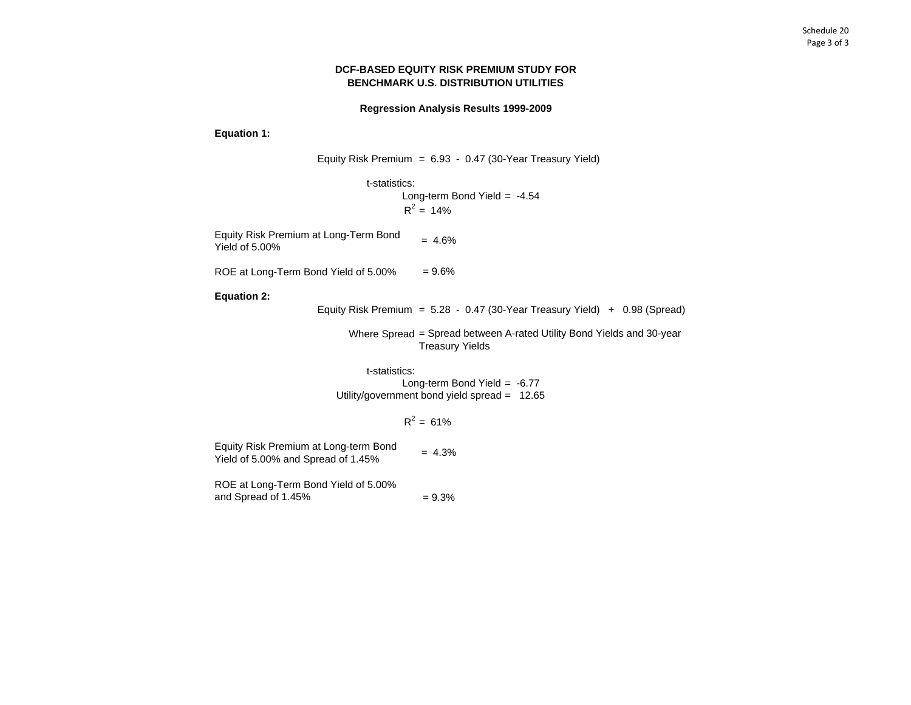Schedule 20

## DCF-BASED EQUITY RISK PREMIUM STUDY FOR BENCHMARK U.S. DISTRIBUTION UTILITIES

### Regression Analysis Results 1999-2009

**Equation 1:**

Equity Risk Premium = 6.93 - 0.47 (30-Year Treasury Yield)

t-statistics:

Long-term Bond Yield = -4.54

$R^2$ = 14%

Equity Risk Premium at Long-Term Bond Yield of 5.00% = 4.6%

ROE at Long-Term Bond Yield of 5.00% = 9.6%

**Equation 2:**

Equity Risk Premium = 5.28 - 0.47 (30-Year Treasury Yield) + 0.98 (Spread)

Where Spread = Spread between A-rated Utility Bond Yields and 30-year Treasury Yields

t-statistics:

Long-term Bond Yield = -6.77

Utility/government bond yield spread = 12.65

$R^2$ = 61%

Equity Risk Premium at Long-term Bond Yield of 5.00% and Spread of 1.45% = 4.3%

ROE at Long-Term Bond Yield of 5.00% and Spread of 1.45% = 9.3%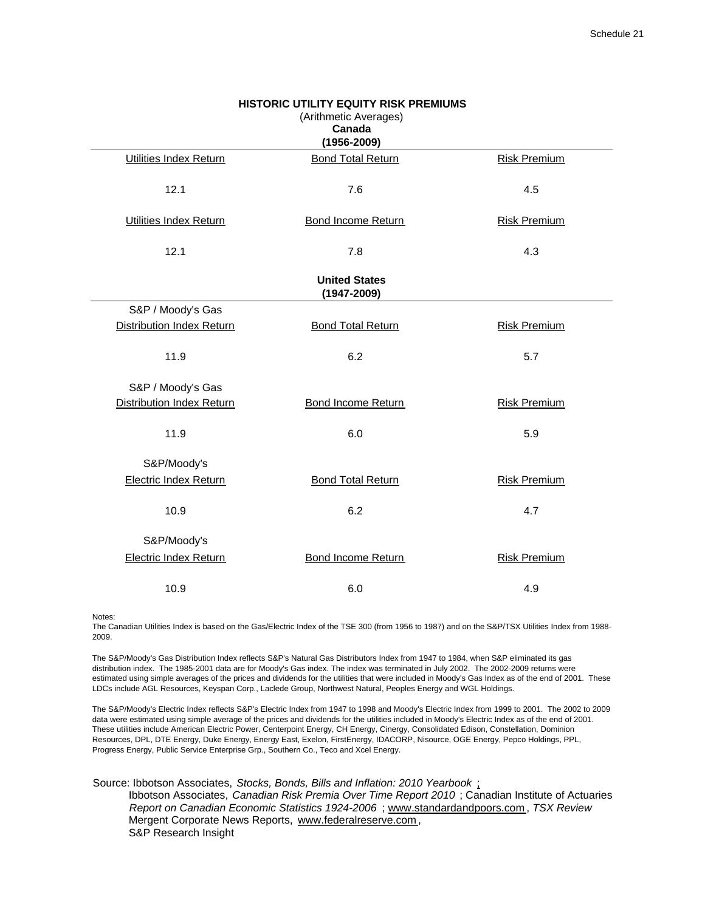Schedule 21

## HISTORIC UTILITY EQUITY RISK PREMIUMS

(Arithmetic Averages)

**Canada**
**(1956-2009)**

| Utilities Index Return | Bond Total Return | Risk Premium |
|---|---|---|
| 12.1 | 7.6 | 4.5 |

| Utilities Index Return | Bond Income Return | Risk Premium |
|---|---|---|
| 12.1 | 7.8 | 4.3 |

**United States**
**(1947-2009)**

| S&P / Moody's Gas Distribution Index Return | Bond Total Return | Risk Premium |
|---|---|---|
| 11.9 | 6.2 | 5.7 |

| S&P / Moody's Gas Distribution Index Return | Bond Income Return | Risk Premium |
|---|---|---|
| 11.9 | 6.0 | 5.9 |

| S&P/Moody's Electric Index Return | Bond Total Return | Risk Premium |
|---|---|---|
| 10.9 | 6.2 | 4.7 |

| S&P/Moody's Electric Index Return | Bond Income Return | Risk Premium |
|---|---|---|
| 10.9 | 6.0 | 4.9 |

Notes:
The Canadian Utilities Index is based on the Gas/Electric Index of the TSE 300 (from 1956 to 1987) and on the S&P/TSX Utilities Index from 1988-2009.

The S&P/Moody's Gas Distribution Index reflects S&P's Natural Gas Distributors Index from 1947 to 1984, when S&P eliminated its gas distribution index. The 1985-2001 data are for Moody's Gas index. The index was terminated in July 2002. The 2002-2009 returns were estimated using simple averages of the prices and dividends for the utilities that were included in Moody's Gas Index as of the end of 2001. These LDCs include AGL Resources, Keyspan Corp., Laclede Group, Northwest Natural, Peoples Energy and WGL Holdings.

The S&P/Moody's Electric Index reflects S&P's Electric Index from 1947 to 1998 and Moody's Electric Index from 1999 to 2001. The 2002 to 2009 data were estimated using simple average of the prices and dividends for the utilities included in Moody's Electric Index as of the end of 2001. These utilities include American Electric Power, Centerpoint Energy, CH Energy, Cinergy, Consolidated Edison, Constellation, Dominion Resources, DPL, DTE Energy, Duke Energy, Energy East, Exelon, FirstEnergy, IDACORP, Nisource, OGE Energy, Pepco Holdings, PPL, Progress Energy, Public Service Enterprise Grp., Southern Co., Teco and Xcel Energy.

Source: Ibbotson Associates, *Stocks, Bonds, Bills and Inflation: 2010 Yearbook* ;
Ibbotson Associates, *Canadian Risk Premia Over Time Report 2010* ; Canadian Institute of Actuaries *Report on Canadian Economic Statistics 1924-2006* ; www.standardandpoors.com , *TSX Review*
Mergent Corporate News Reports, www.federalreserve.com ,
S&P Research Insight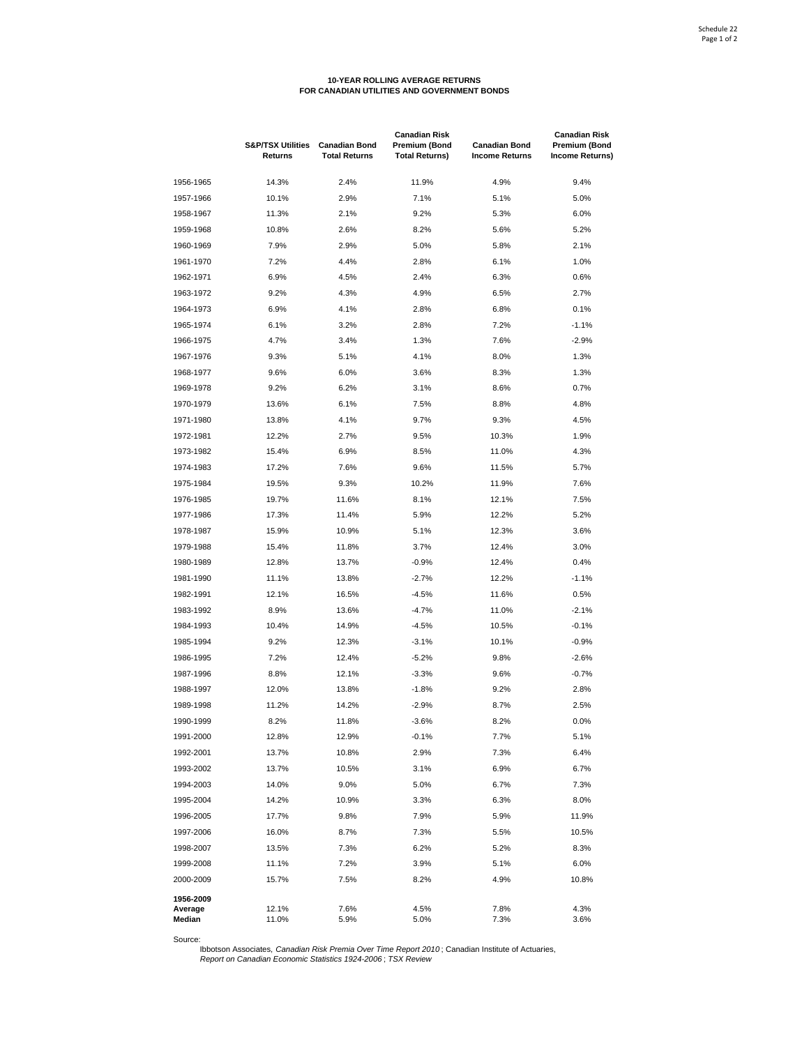Schedule 22

# 10-YEAR ROLLING AVERAGE RETURNS FOR CANADIAN UTILITIES AND GOVERNMENT BONDS

| | S&P/TSX Utilities Returns | Canadian Bond Total Returns | Canadian Risk Premium (Bond Total Returns) | Canadian Bond Income Returns | Canadian Risk Premium (Bond Income Returns) |
|---|---|---|---|---|---|
| 1956-1965 | 14.3% | 2.4% | 11.9% | 4.9% | 9.4% |
| 1957-1966 | 10.1% | 2.9% | 7.1% | 5.1% | 5.0% |
| 1958-1967 | 11.3% | 2.1% | 9.2% | 5.3% | 6.0% |
| 1959-1968 | 10.8% | 2.6% | 8.2% | 5.6% | 5.2% |
| 1960-1969 | 7.9% | 2.9% | 5.0% | 5.8% | 2.1% |
| 1961-1970 | 7.2% | 4.4% | 2.8% | 6.1% | 1.0% |
| 1962-1971 | 6.9% | 4.5% | 2.4% | 6.3% | 0.6% |
| 1963-1972 | 9.2% | 4.3% | 4.9% | 6.5% | 2.7% |
| 1964-1973 | 6.9% | 4.1% | 2.8% | 6.8% | 0.1% |
| 1965-1974 | 6.1% | 3.2% | 2.8% | 7.2% | -1.1% |
| 1966-1975 | 4.7% | 3.4% | 1.3% | 7.6% | -2.9% |
| 1967-1976 | 9.3% | 5.1% | 4.1% | 8.0% | 1.3% |
| 1968-1977 | 9.6% | 6.0% | 3.6% | 8.3% | 1.3% |
| 1969-1978 | 9.2% | 6.2% | 3.1% | 8.6% | 0.7% |
| 1970-1979 | 13.6% | 6.1% | 7.5% | 8.8% | 4.8% |
| 1971-1980 | 13.8% | 4.1% | 9.7% | 9.3% | 4.5% |
| 1972-1981 | 12.2% | 2.7% | 9.5% | 10.3% | 1.9% |
| 1973-1982 | 15.4% | 6.9% | 8.5% | 11.0% | 4.3% |
| 1974-1983 | 17.2% | 7.6% | 9.6% | 11.5% | 5.7% |
| 1975-1984 | 19.5% | 9.3% | 10.2% | 11.9% | 7.6% |
| 1976-1985 | 19.7% | 11.6% | 8.1% | 12.1% | 7.5% |
| 1977-1986 | 17.3% | 11.4% | 5.9% | 12.2% | 5.2% |
| 1978-1987 | 15.9% | 10.9% | 5.1% | 12.3% | 3.6% |
| 1979-1988 | 15.4% | 11.8% | 3.7% | 12.4% | 3.0% |
| 1980-1989 | 12.8% | 13.7% | -0.9% | 12.4% | 0.4% |
| 1981-1990 | 11.1% | 13.8% | -2.7% | 12.2% | -1.1% |
| 1982-1991 | 12.1% | 16.5% | -4.5% | 11.6% | 0.5% |
| 1983-1992 | 8.9% | 13.6% | -4.7% | 11.0% | -2.1% |
| 1984-1993 | 10.4% | 14.9% | -4.5% | 10.5% | -0.1% |
| 1985-1994 | 9.2% | 12.3% | -3.1% | 10.1% | -0.9% |
| 1986-1995 | 7.2% | 12.4% | -5.2% | 9.8% | -2.6% |
| 1987-1996 | 8.8% | 12.1% | -3.3% | 9.6% | -0.7% |
| 1988-1997 | 12.0% | 13.8% | -1.8% | 9.2% | 2.8% |
| 1989-1998 | 11.2% | 14.2% | -2.9% | 8.7% | 2.5% |
| 1990-1999 | 8.2% | 11.8% | -3.6% | 8.2% | 0.0% |
| 1991-2000 | 12.8% | 12.9% | -0.1% | 7.7% | 5.1% |
| 1992-2001 | 13.7% | 10.8% | 2.9% | 7.3% | 6.4% |
| 1993-2002 | 13.7% | 10.5% | 3.1% | 6.9% | 6.7% |
| 1994-2003 | 14.0% | 9.0% | 5.0% | 6.7% | 7.3% |
| 1995-2004 | 14.2% | 10.9% | 3.3% | 6.3% | 8.0% |
| 1996-2005 | 17.7% | 9.8% | 7.9% | 5.9% | 11.9% |
| 1997-2006 | 16.0% | 8.7% | 7.3% | 5.5% | 10.5% |
| 1998-2007 | 13.5% | 7.3% | 6.2% | 5.2% | 8.3% |
| 1999-2008 | 11.1% | 7.2% | 3.9% | 5.1% | 6.0% |
| 2000-2009 | 15.7% | 7.5% | 8.2% | 4.9% | 10.8% |
| **1956-2009 Average** | 12.1% | 7.6% | 4.5% | 7.8% | 4.3% |
| **Median** | 11.0% | 5.9% | 5.0% | 7.3% | 3.6% |

Source:

Ibbotson Associates, *Canadian Risk Premia Over Time Report 2010* ; Canadian Institute of Actuaries, *Report on Canadian Economic Statistics 1924-2006* ; *TSX Review*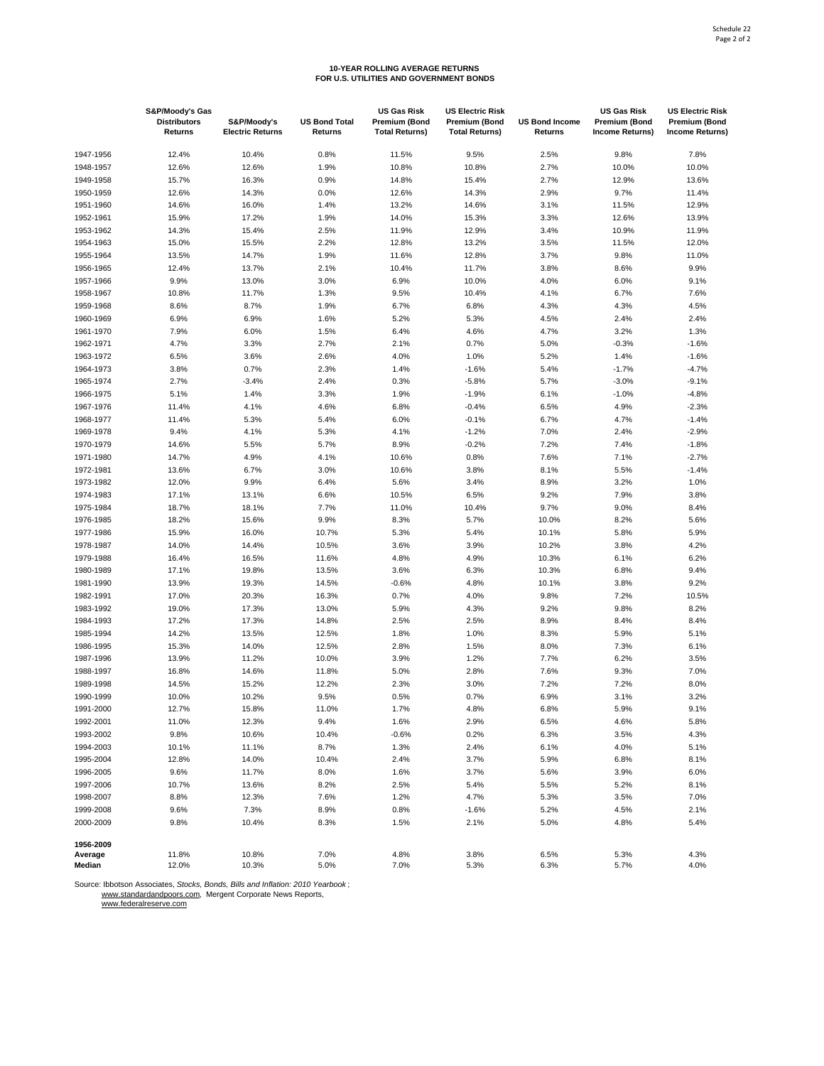# 10-YEAR ROLLING AVERAGE RETURNS FOR U.S. UTILITIES AND GOVERNMENT BONDS

| | S&P/Moody's Gas Distributors Returns | S&P/Moody's Electric Returns | US Bond Total Returns | US Gas Risk Premium (Bond Total Returns) | US Electric Risk Premium (Bond Total Returns) | US Bond Income Returns | US Gas Risk Premium (Bond Income Returns) | US Electric Risk Premium (Bond Income Returns) |
|---|---|---|---|---|---|---|---|---|
| 1947-1956 | 12.4% | 10.4% | 0.8% | 11.5% | 9.5% | 2.5% | 9.8% | 7.8% |
| 1948-1957 | 12.6% | 12.6% | 1.9% | 10.8% | 10.8% | 2.7% | 10.0% | 10.0% |
| 1949-1958 | 15.7% | 16.3% | 0.9% | 14.8% | 15.4% | 2.7% | 12.9% | 13.6% |
| 1950-1959 | 12.6% | 14.3% | 0.0% | 12.6% | 14.3% | 2.9% | 9.7% | 11.4% |
| 1951-1960 | 14.6% | 16.0% | 1.4% | 13.2% | 14.6% | 3.1% | 11.5% | 12.9% |
| 1952-1961 | 15.9% | 17.2% | 1.9% | 14.0% | 15.3% | 3.3% | 12.6% | 13.9% |
| 1953-1962 | 14.3% | 15.4% | 2.5% | 11.9% | 12.9% | 3.4% | 10.9% | 11.9% |
| 1954-1963 | 15.0% | 15.5% | 2.2% | 12.8% | 13.2% | 3.5% | 11.5% | 12.0% |
| 1955-1964 | 13.5% | 14.7% | 1.9% | 11.6% | 12.8% | 3.7% | 9.8% | 11.0% |
| 1956-1965 | 12.4% | 13.7% | 2.1% | 10.4% | 11.7% | 3.8% | 8.6% | 9.9% |
| 1957-1966 | 9.9% | 13.0% | 3.0% | 6.9% | 10.0% | 4.0% | 6.0% | 9.1% |
| 1958-1967 | 10.8% | 11.7% | 1.3% | 9.5% | 10.4% | 4.1% | 6.7% | 7.6% |
| 1959-1968 | 8.6% | 8.7% | 1.9% | 6.7% | 6.8% | 4.3% | 4.3% | 4.5% |
| 1960-1969 | 6.9% | 6.9% | 1.6% | 5.2% | 5.3% | 4.5% | 2.4% | 2.4% |
| 1961-1970 | 7.9% | 6.0% | 1.5% | 6.4% | 4.6% | 4.7% | 3.2% | 1.3% |
| 1962-1971 | 4.7% | 3.3% | 2.7% | 2.1% | 0.7% | 5.0% | -0.3% | -1.6% |
| 1963-1972 | 6.5% | 3.6% | 2.6% | 4.0% | 1.0% | 5.2% | 1.4% | -1.6% |
| 1964-1973 | 3.8% | 0.7% | 2.3% | 1.4% | -1.6% | 5.4% | -1.7% | -4.7% |
| 1965-1974 | 2.7% | -3.4% | 2.4% | 0.3% | -5.8% | 5.7% | -3.0% | -9.1% |
| 1966-1975 | 5.1% | 1.4% | 3.3% | 1.9% | -1.9% | 6.1% | -1.0% | -4.8% |
| 1967-1976 | 11.4% | 4.1% | 4.6% | 6.8% | -0.4% | 6.5% | 4.9% | -2.3% |
| 1968-1977 | 11.4% | 5.3% | 5.4% | 6.0% | -0.1% | 6.7% | 4.7% | -1.4% |
| 1969-1978 | 9.4% | 4.1% | 5.3% | 4.1% | -1.2% | 7.0% | 2.4% | -2.9% |
| 1970-1979 | 14.6% | 5.5% | 5.7% | 8.9% | -0.2% | 7.2% | 7.4% | -1.8% |
| 1971-1980 | 14.7% | 4.9% | 4.1% | 10.6% | 0.8% | 7.6% | 7.1% | -2.7% |
| 1972-1981 | 13.6% | 6.7% | 3.0% | 10.6% | 3.8% | 8.1% | 5.5% | -1.4% |
| 1973-1982 | 12.0% | 9.9% | 6.4% | 5.6% | 3.4% | 8.9% | 3.2% | 1.0% |
| 1974-1983 | 17.1% | 13.1% | 6.6% | 10.5% | 6.5% | 9.2% | 7.9% | 3.8% |
| 1975-1984 | 18.7% | 18.1% | 7.7% | 11.0% | 10.4% | 9.7% | 9.0% | 8.4% |
| 1976-1985 | 18.2% | 15.6% | 9.9% | 8.3% | 5.7% | 10.0% | 8.2% | 5.6% |
| 1977-1986 | 15.9% | 16.0% | 10.7% | 5.3% | 5.4% | 10.1% | 5.8% | 5.9% |
| 1978-1987 | 14.0% | 14.4% | 10.5% | 3.6% | 3.9% | 10.2% | 3.8% | 4.2% |
| 1979-1988 | 16.4% | 16.5% | 11.6% | 4.8% | 4.9% | 10.3% | 6.1% | 6.2% |
| 1980-1989 | 17.1% | 19.8% | 13.5% | 3.6% | 6.3% | 10.3% | 6.8% | 9.4% |
| 1981-1990 | 13.9% | 19.3% | 14.5% | -0.6% | 4.8% | 10.1% | 3.8% | 9.2% |
| 1982-1991 | 17.0% | 20.3% | 16.3% | 0.7% | 4.0% | 9.8% | 7.2% | 10.5% |
| 1983-1992 | 19.0% | 17.3% | 13.0% | 5.9% | 4.3% | 9.2% | 9.8% | 8.2% |
| 1984-1993 | 17.2% | 17.3% | 14.8% | 2.5% | 2.5% | 8.9% | 8.4% | 8.4% |
| 1985-1994 | 14.2% | 13.5% | 12.5% | 1.8% | 1.0% | 8.3% | 5.9% | 5.1% |
| 1986-1995 | 15.3% | 14.0% | 12.5% | 2.8% | 1.5% | 8.0% | 7.3% | 6.1% |
| 1987-1996 | 13.9% | 11.2% | 10.0% | 3.9% | 1.2% | 7.7% | 6.2% | 3.5% |
| 1988-1997 | 16.8% | 14.6% | 11.8% | 5.0% | 2.8% | 7.6% | 9.3% | 7.0% |
| 1989-1998 | 14.5% | 15.2% | 12.2% | 2.3% | 3.0% | 7.2% | 7.2% | 8.0% |
| 1990-1999 | 10.0% | 10.2% | 9.5% | 0.5% | 0.7% | 6.9% | 3.1% | 3.2% |
| 1991-2000 | 12.7% | 15.8% | 11.0% | 1.7% | 4.8% | 6.8% | 5.9% | 9.1% |
| 1992-2001 | 11.0% | 12.3% | 9.4% | 1.6% | 2.9% | 6.5% | 4.6% | 5.8% |
| 1993-2002 | 9.8% | 10.6% | 10.4% | -0.6% | 0.2% | 6.3% | 3.5% | 4.3% |
| 1994-2003 | 10.1% | 11.1% | 8.7% | 1.3% | 2.4% | 6.1% | 4.0% | 5.1% |
| 1995-2004 | 12.8% | 14.0% | 10.4% | 2.4% | 3.7% | 5.9% | 6.8% | 8.1% |
| 1996-2005 | 9.6% | 11.7% | 8.0% | 1.6% | 3.7% | 5.6% | 3.9% | 6.0% |
| 1997-2006 | 10.7% | 13.6% | 8.2% | 2.5% | 5.4% | 5.5% | 5.2% | 8.1% |
| 1998-2007 | 8.8% | 12.3% | 7.6% | 1.2% | 4.7% | 5.3% | 3.5% | 7.0% |
| 1999-2008 | 9.6% | 7.3% | 8.9% | 0.8% | -1.6% | 5.2% | 4.5% | 2.1% |
| 2000-2009 | 9.8% | 10.4% | 8.3% | 1.5% | 2.1% | 5.0% | 4.8% | 5.4% |
| **1956-2009** | | | | | | | | |
| **Average** | 11.8% | 10.8% | 7.0% | 4.8% | 3.8% | 6.5% | 5.3% | 4.3% |
| **Median** | 12.0% | 10.3% | 5.0% | 7.0% | 5.3% | 6.3% | 5.7% | 4.0% |

Source: Ibbotson Associates, *Stocks, Bonds, Bills and Inflation: 2010 Yearbook*; www.standardandpoors.com, Mergent Corporate News Reports, www.federalreserve.com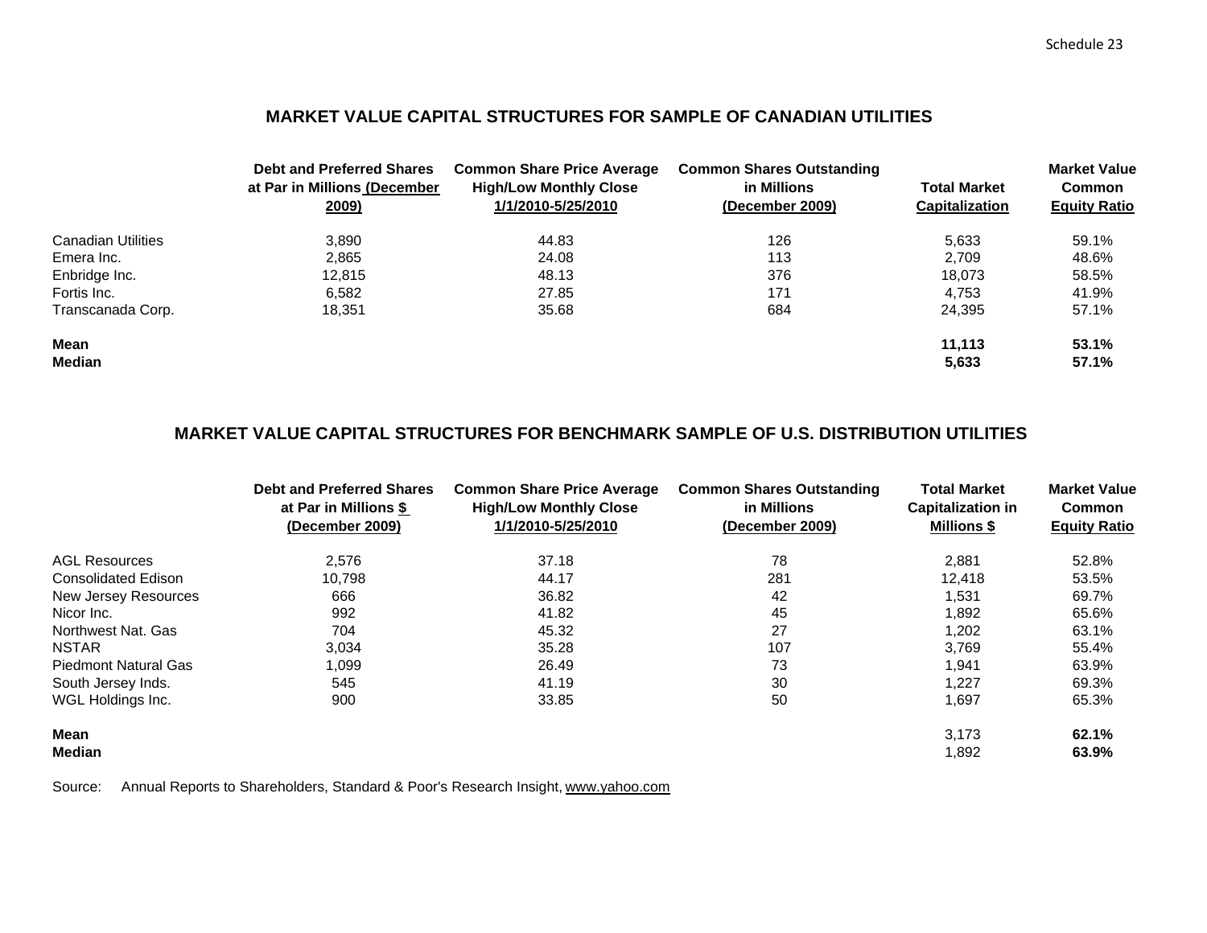Schedule 23

## MARKET VALUE CAPITAL STRUCTURES FOR SAMPLE OF CANADIAN UTILITIES

| | Debt and Preferred Shares at Par in Millions (December 2009) | Common Share Price Average High/Low Monthly Close 1/1/2010-5/25/2010 | Common Shares Outstanding in Millions (December 2009) | Total Market Capitalization | Market Value Common Equity Ratio |
|---|---|---|---|---|---|
| Canadian Utilities | 3,890 | 44.83 | 126 | 5,633 | 59.1% |
| Emera Inc. | 2,865 | 24.08 | 113 | 2,709 | 48.6% |
| Enbridge Inc. | 12,815 | 48.13 | 376 | 18,073 | 58.5% |
| Fortis Inc. | 6,582 | 27.85 | 171 | 4,753 | 41.9% |
| Transcanada Corp. | 18,351 | 35.68 | 684 | 24,395 | 57.1% |
| **Mean** | | | | **11,113** | **53.1%** |
| **Median** | | | | **5,633** | **57.1%** |

## MARKET VALUE CAPITAL STRUCTURES FOR BENCHMARK SAMPLE OF U.S. DISTRIBUTION UTILITIES

| | Debt and Preferred Shares at Par in Millions $ (December 2009) | Common Share Price Average High/Low Monthly Close 1/1/2010-5/25/2010 | Common Shares Outstanding in Millions (December 2009) | Total Market Capitalization in Millions $ | Market Value Common Equity Ratio |
|---|---|---|---|---|---|
| AGL Resources | 2,576 | 37.18 | 78 | 2,881 | 52.8% |
| Consolidated Edison | 10,798 | 44.17 | 281 | 12,418 | 53.5% |
| New Jersey Resources | 666 | 36.82 | 42 | 1,531 | 69.7% |
| Nicor Inc. | 992 | 41.82 | 45 | 1,892 | 65.6% |
| Northwest Nat. Gas | 704 | 45.32 | 27 | 1,202 | 63.1% |
| NSTAR | 3,034 | 35.28 | 107 | 3,769 | 55.4% |
| Piedmont Natural Gas | 1,099 | 26.49 | 73 | 1,941 | 63.9% |
| South Jersey Inds. | 545 | 41.19 | 30 | 1,227 | 69.3% |
| WGL Holdings Inc. | 900 | 33.85 | 50 | 1,697 | 65.3% |
| **Mean** | | | | 3,173 | **62.1%** |
| **Median** | | | | 1,892 | **63.9%** |

Source: Annual Reports to Shareholders, Standard & Poor's Research Insight, www.yahoo.com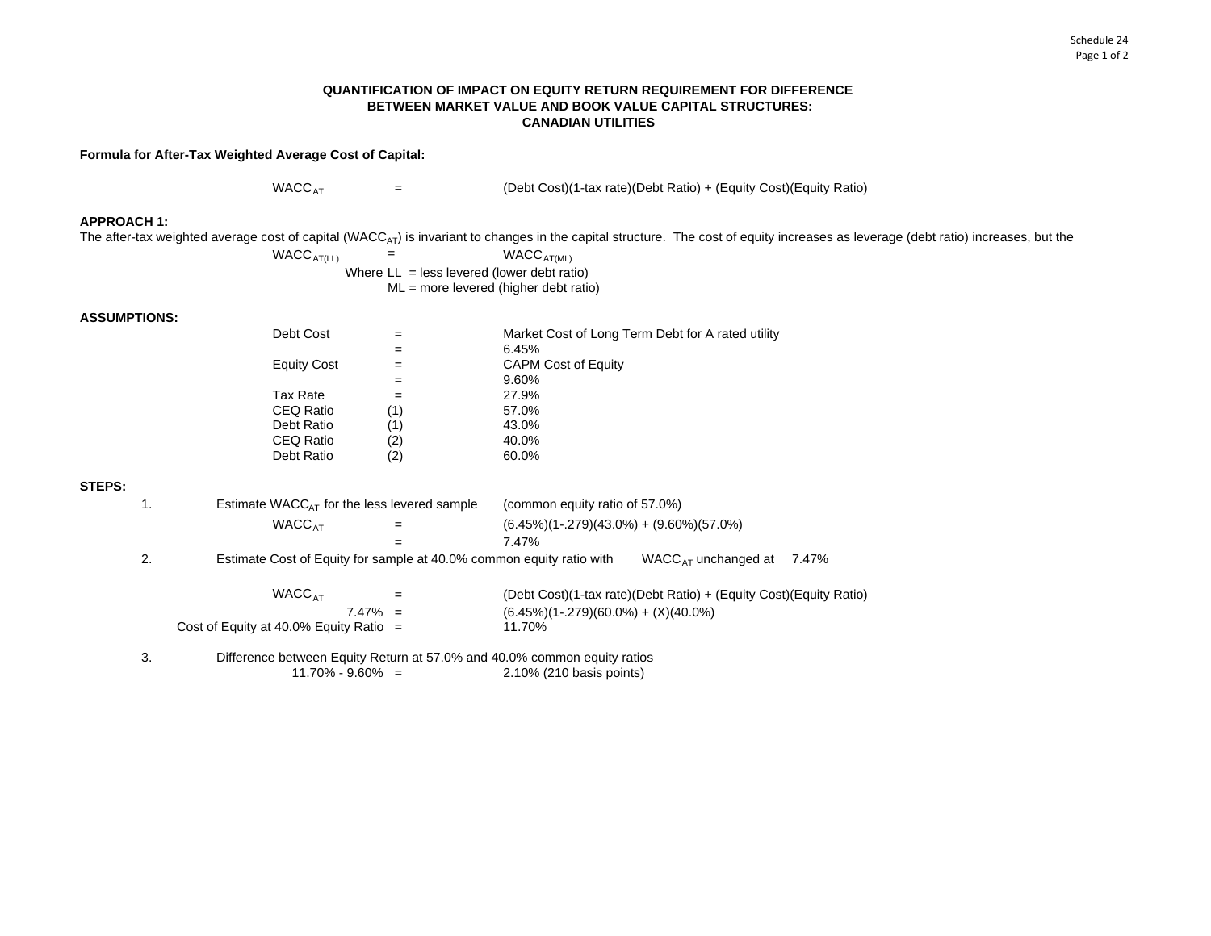**QUANTIFICATION OF IMPACT ON EQUITY RETURN REQUIREMENT FOR DIFFERENCE BETWEEN MARKET VALUE AND BOOK VALUE CAPITAL STRUCTURES: CANADIAN UTILITIES**

**Formula for After-Tax Weighted Average Cost of Capital:**

$WACC_{AT}$ = (Debt Cost)(1-tax rate)(Debt Ratio) + (Equity Cost)(Equity Ratio)

**APPROACH 1:**

The after-tax weighted average cost of capital ($WACC_{AT}$) is invariant to changes in the capital structure. The cost of equity increases as leverage (debt ratio) increases, but the

$WACC_{AT(LL)}$ = $WACC_{AT(ML)}$

Where LL = less levered (lower debt ratio)
ML = more levered (higher debt ratio)

**ASSUMPTIONS:**

| | | |
|---|---|---|
| Debt Cost | = | Market Cost of Long Term Debt for A rated utility |
| | = | 6.45% |
| Equity Cost | = | CAPM Cost of Equity |
| | = | 9.60% |
| Tax Rate | = | 27.9% |
| CEQ Ratio | (1) | 57.0% |
| Debt Ratio | (1) | 43.0% |
| CEQ Ratio | (2) | 40.0% |
| Debt Ratio | (2) | 60.0% |

**STEPS:**

1. Estimate $WACC_{AT}$ for the less levered sample (common equity ratio of 57.0%)

   $WACC_{AT}$ = (6.45%)(1-.279)(43.0%) + (9.60%)(57.0%)
   = 7.47%

2. Estimate Cost of Equity for sample at 40.0% common equity ratio with $WACC_{AT}$ unchanged at 7.47%

   $WACC_{AT}$ = (Debt Cost)(1-tax rate)(Debt Ratio) + (Equity Cost)(Equity Ratio)
   7.47% = (6.45%)(1-.279)(60.0%) + (X)(40.0%)
   Cost of Equity at 40.0% Equity Ratio = 11.70%

3. Difference between Equity Return at 57.0% and 40.0% common equity ratios

   11.70% - 9.60% = 2.10% (210 basis points)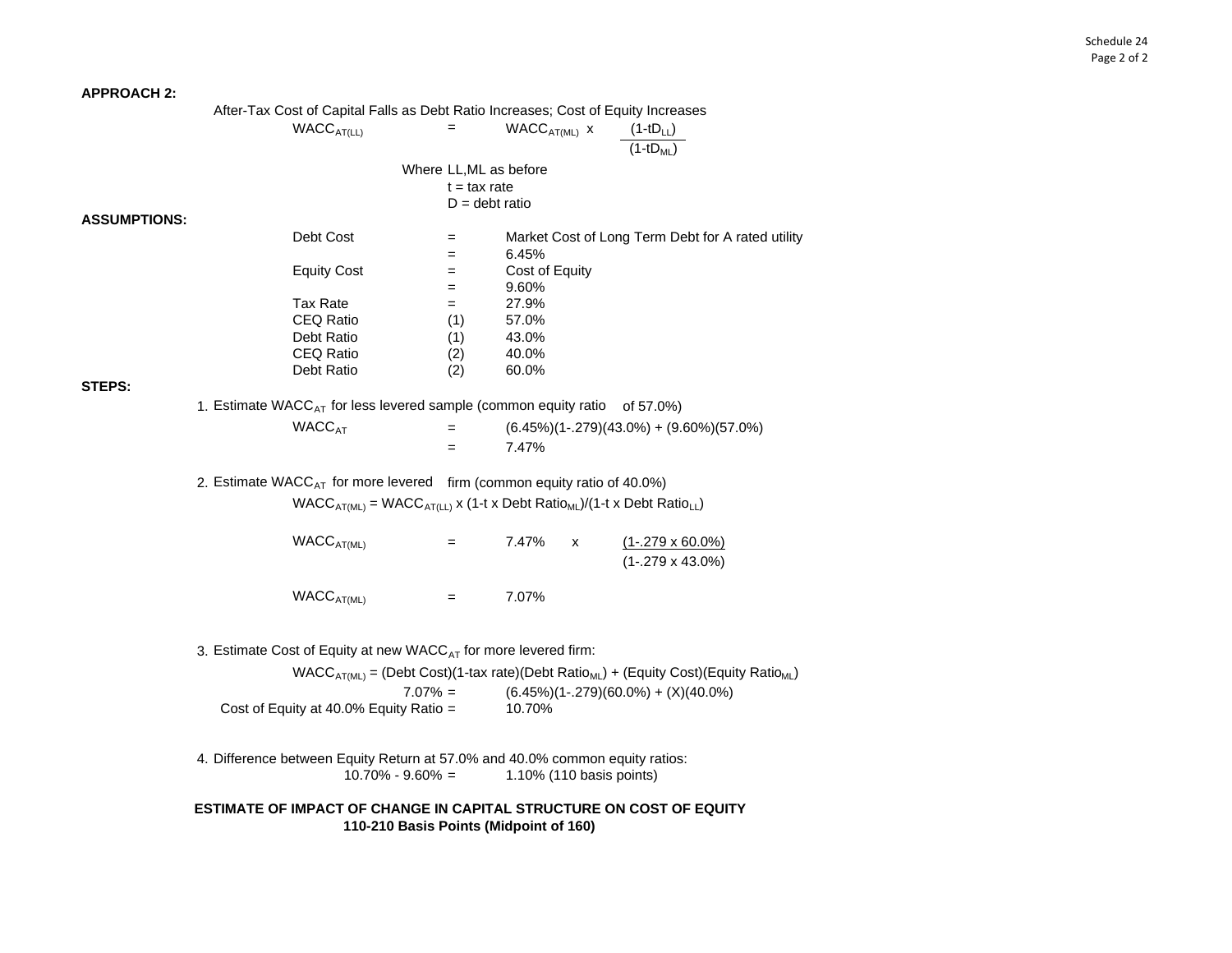**APPROACH 2:**

After-Tax Cost of Capital Falls as Debt Ratio Increases; Cost of Equity Increases

$$WACC_{AT(LL)} = WACC_{AT(ML)} \times \frac{(1-tD_{LL})}{(1-tD_{ML})}$$

Where LL,ML as before
t = tax rate
D = debt ratio

**ASSUMPTIONS:**

| | | |
|---|---|---|
| Debt Cost | = | Market Cost of Long Term Debt for A rated utility |
| | = | 6.45% |
| Equity Cost | = | Cost of Equity |
| | = | 9.60% |
| Tax Rate | = | 27.9% |
| CEQ Ratio | (1) | 57.0% |
| Debt Ratio | (1) | 43.0% |
| CEQ Ratio | (2) | 40.0% |
| Debt Ratio | (2) | 60.0% |

**STEPS:**

1. Estimate $WACC_{AT}$ for less levered sample (common equity ratio of 57.0%)

   $WACC_{AT}$ = (6.45%)(1-.279)(43.0%) + (9.60%)(57.0%)

   = 7.47%

2. Estimate $WACC_{AT}$ for more levered firm (common equity ratio of 40.0%)

   $WACC_{AT(ML)} = WACC_{AT(LL)} \times (1\text{-t} \times \text{Debt Ratio}_{ML})/(1\text{-t} \times \text{Debt Ratio}_{LL})$

   $$WACC_{AT(ML)} = 7.47\% \times \frac{(1-.279 \times 60.0\%)}{(1-.279 \times 43.0\%)}$$

   $WACC_{AT(ML)}$ = 7.07%

3. Estimate Cost of Equity at new $WACC_{AT}$ for more levered firm:

   $WACC_{AT(ML)}$ = (Debt Cost)(1-tax rate)(Debt $\text{Ratio}_{ML}$) + (Equity Cost)(Equity $\text{Ratio}_{ML}$)

   7.07% = (6.45%)(1-.279)(60.0%) + (X)(40.0%)

   Cost of Equity at 40.0% Equity Ratio = 10.70%

4. Difference between Equity Return at 57.0% and 40.0% common equity ratios:

   10.70% - 9.60% = 1.10% (110 basis points)

**ESTIMATE OF IMPACT OF CHANGE IN CAPITAL STRUCTURE ON COST OF EQUITY**
**110-210 Basis Points (Midpoint of 160)**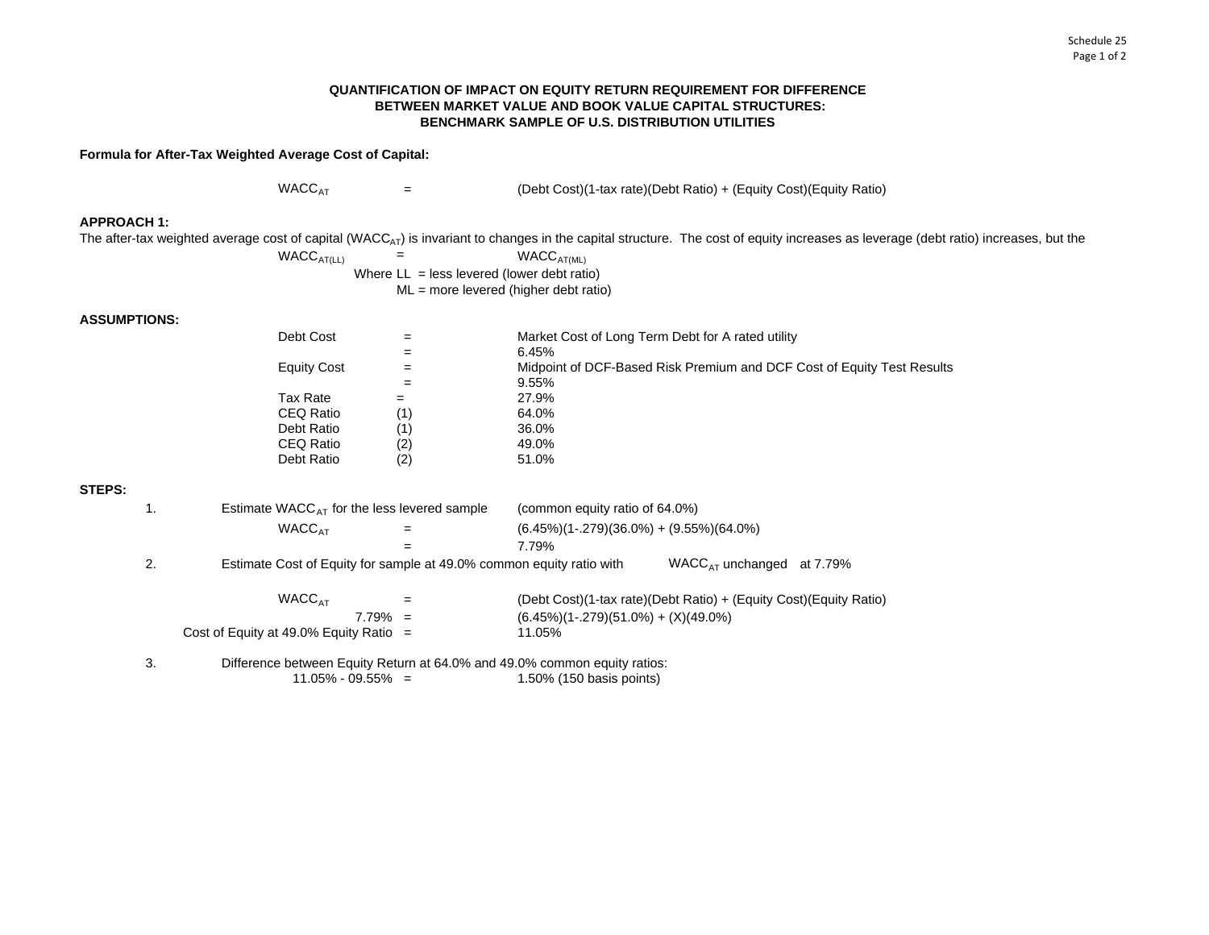### QUANTIFICATION OF IMPACT ON EQUITY RETURN REQUIREMENT FOR DIFFERENCE BETWEEN MARKET VALUE AND BOOK VALUE CAPITAL STRUCTURES: BENCHMARK SAMPLE OF U.S. DISTRIBUTION UTILITIES

**Formula for After-Tax Weighted Average Cost of Capital:**

$WACC_{AT}$ = (Debt Cost)(1-tax rate)(Debt Ratio) + (Equity Cost)(Equity Ratio)

**APPROACH 1:**

The after-tax weighted average cost of capital ($WACC_{AT}$) is invariant to changes in the capital structure. The cost of equity increases as leverage (debt ratio) increases, but the

$WACC_{AT(LL)}$ = $WACC_{AT(ML)}$

Where LL = less levered (lower debt ratio)
ML = more levered (higher debt ratio)

**ASSUMPTIONS:**

| | | |
|---|---|---|
| Debt Cost | = | Market Cost of Long Term Debt for A rated utility |
| | = | 6.45% |
| Equity Cost | = | Midpoint of DCF-Based Risk Premium and DCF Cost of Equity Test Results |
| | = | 9.55% |
| Tax Rate | = | 27.9% |
| CEQ Ratio | (1) | 64.0% |
| Debt Ratio | (1) | 36.0% |
| CEQ Ratio | (2) | 49.0% |
| Debt Ratio | (2) | 51.0% |

**STEPS:**

1. Estimate $WACC_{AT}$ for the less levered sample (common equity ratio of 64.0%)

   $WACC_{AT}$ = (6.45%)(1-.279)(36.0%) + (9.55%)(64.0%)
   = 7.79%

2. Estimate Cost of Equity for sample at 49.0% common equity ratio with $WACC_{AT}$ unchanged at 7.79%

   $WACC_{AT}$ = (Debt Cost)(1-tax rate)(Debt Ratio) + (Equity Cost)(Equity Ratio)
   7.79% = (6.45%)(1-.279)(51.0%) + (X)(49.0%)
   Cost of Equity at 49.0% Equity Ratio = 11.05%

3. Difference between Equity Return at 64.0% and 49.0% common equity ratios:

   11.05% - 09.55% = 1.50% (150 basis points)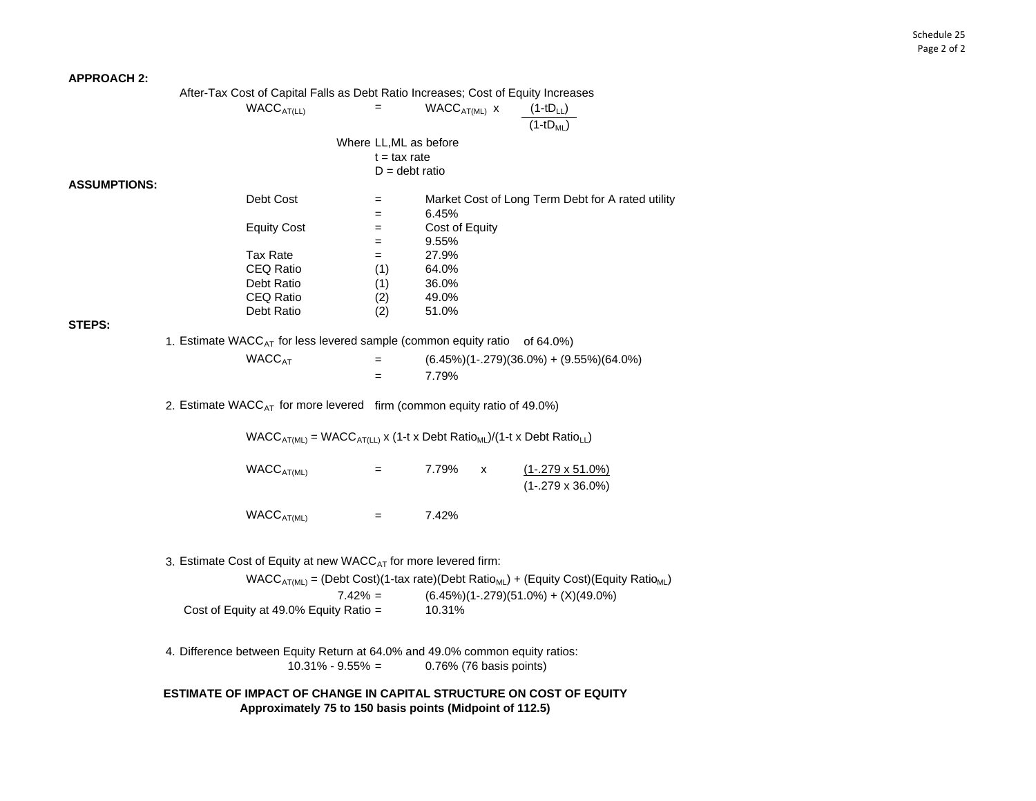**APPROACH 2:**

After-Tax Cost of Capital Falls as Debt Ratio Increases; Cost of Equity Increases

$$WACC_{AT(LL)} = WACC_{AT(ML)} \times \frac{(1\text{-}tD_{LL})}{(1\text{-}tD_{ML})}$$

Where LL,ML as before
t = tax rate
D = debt ratio

**ASSUMPTIONS:**

| | | |
|---|---|---|
| Debt Cost | = | Market Cost of Long Term Debt for A rated utility |
| | = | 6.45% |
| Equity Cost | = | Cost of Equity |
| | = | 9.55% |
| Tax Rate | = | 27.9% |
| CEQ Ratio | (1) | 64.0% |
| Debt Ratio | (1) | 36.0% |
| CEQ Ratio | (2) | 49.0% |
| Debt Ratio | (2) | 51.0% |

**STEPS:**

1. Estimate $WACC_{AT}$ for less levered sample (common equity ratio of 64.0%)

   $WACC_{AT}$ = (6.45%)(1-.279)(36.0%) + (9.55%)(64.0%)
   = 7.79%

2. Estimate $WACC_{AT}$ for more levered firm (common equity ratio of 49.0%)

   $WACC_{AT(ML)} = WACC_{AT(LL)} \times (1\text{-}t \times \text{Debt Ratio}_{ML})/(1\text{-}t \times \text{Debt Ratio}_{LL})$

   $$WACC_{AT(ML)} = 7.79\% \times \frac{(1\text{-}.279 \times 51.0\%)}{(1\text{-}.279 \times 36.0\%)}$$

   $WACC_{AT(ML)}$ = 7.42%

3. Estimate Cost of Equity at new $WACC_{AT}$ for more levered firm:

   $WACC_{AT(ML)}$ = (Debt Cost)(1-tax rate)(Debt $\text{Ratio}_{ML}$) + (Equity Cost)(Equity $\text{Ratio}_{ML}$)
   7.42% = (6.45%)(1-.279)(51.0%) + (X)(49.0%)
   Cost of Equity at 49.0% Equity Ratio = 10.31%

4. Difference between Equity Return at 64.0% and 49.0% common equity ratios:
   10.31% - 9.55% = 0.76% (76 basis points)

**ESTIMATE OF IMPACT OF CHANGE IN CAPITAL STRUCTURE ON COST OF EQUITY**
**Approximately 75 to 150 basis points (Midpoint of 112.5)**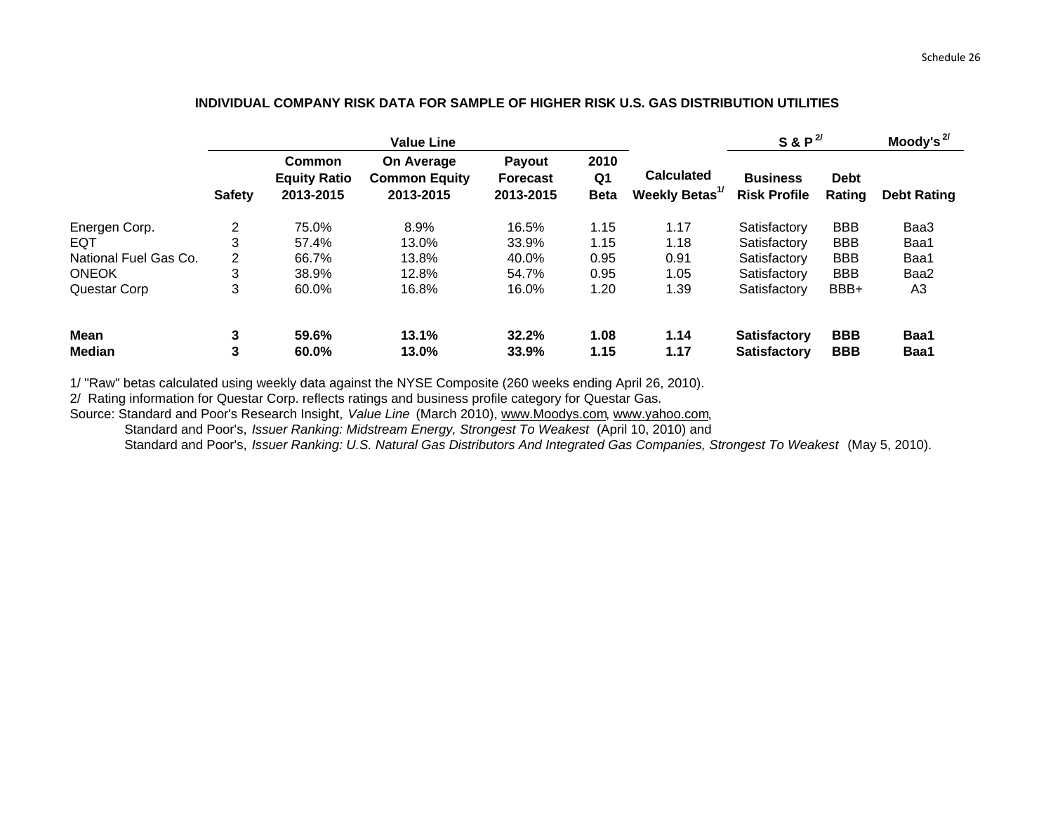Schedule 26

## INDIVIDUAL COMPANY RISK DATA FOR SAMPLE OF HIGHER RISK U.S. GAS DISTRIBUTION UTILITIES

| | Value Line | | | | | | S & P [2/] | | Moody's [2/] |
|---|---|---|---|---|---|---|---|---|---|
| | **Safety** | **Common Equity Ratio 2013-2015** | **On Average Common Equity 2013-2015** | **Payout Forecast 2013-2015** | **2010 Q1 Beta** | **Calculated Weekly Betas[1/]** | **Business Risk Profile** | **Debt Rating** | **Debt Rating** |
| Energen Corp. | 2 | 75.0% | 8.9% | 16.5% | 1.15 | 1.17 | Satisfactory | BBB | Baa3 |
| EQT | 3 | 57.4% | 13.0% | 33.9% | 1.15 | 1.18 | Satisfactory | BBB | Baa1 |
| National Fuel Gas Co. | 2 | 66.7% | 13.8% | 40.0% | 0.95 | 0.91 | Satisfactory | BBB | Baa1 |
| ONEOK | 3 | 38.9% | 12.8% | 54.7% | 0.95 | 1.05 | Satisfactory | BBB | Baa2 |
| Questar Corp | 3 | 60.0% | 16.8% | 16.0% | 1.20 | 1.39 | Satisfactory | BBB+ | A3 |
| **Mean** | **3** | **59.6%** | **13.1%** | **32.2%** | **1.08** | **1.14** | **Satisfactory** | **BBB** | **Baa1** |
| **Median** | **3** | **60.0%** | **13.0%** | **33.9%** | **1.15** | **1.17** | **Satisfactory** | **BBB** | **Baa1** |

1/ "Raw" betas calculated using weekly data against the NYSE Composite (260 weeks ending April 26, 2010).

2/ Rating information for Questar Corp. reflects ratings and business profile category for Questar Gas.

Source: Standard and Poor's Research Insight, *Value Line* (March 2010), www.Moodys.com, www.yahoo.com,
Standard and Poor's, *Issuer Ranking: Midstream Energy, Strongest To Weakest* (April 10, 2010) and
Standard and Poor's, *Issuer Ranking: U.S. Natural Gas Distributors And Integrated Gas Companies, Strongest To Weakest* (May 5, 2010).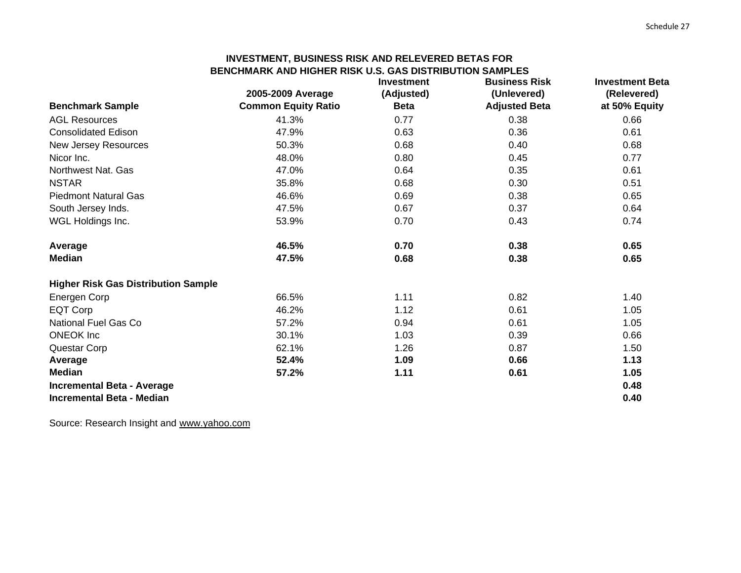Schedule 27

## INVESTMENT, BUSINESS RISK AND RELEVERED BETAS FOR BENCHMARK AND HIGHER RISK U.S. GAS DISTRIBUTION SAMPLES

| Benchmark Sample | 2005-2009 Average Common Equity Ratio | Investment (Adjusted) Beta | Business Risk (Unlevered) Adjusted Beta | Investment Beta (Relevered) at 50% Equity |
|---|---|---|---|---|
| AGL Resources | 41.3% | 0.77 | 0.38 | 0.66 |
| Consolidated Edison | 47.9% | 0.63 | 0.36 | 0.61 |
| New Jersey Resources | 50.3% | 0.68 | 0.40 | 0.68 |
| Nicor Inc. | 48.0% | 0.80 | 0.45 | 0.77 |
| Northwest Nat. Gas | 47.0% | 0.64 | 0.35 | 0.61 |
| NSTAR | 35.8% | 0.68 | 0.30 | 0.51 |
| Piedmont Natural Gas | 46.6% | 0.69 | 0.38 | 0.65 |
| South Jersey Inds. | 47.5% | 0.67 | 0.37 | 0.64 |
| WGL Holdings Inc. | 53.9% | 0.70 | 0.43 | 0.74 |
| **Average** | **46.5%** | **0.70** | **0.38** | **0.65** |
| **Median** | **47.5%** | **0.68** | **0.38** | **0.65** |
| **Higher Risk Gas Distribution Sample** | | | | |
| Energen Corp | 66.5% | 1.11 | 0.82 | 1.40 |
| EQT Corp | 46.2% | 1.12 | 0.61 | 1.05 |
| National Fuel Gas Co | 57.2% | 0.94 | 0.61 | 1.05 |
| ONEOK Inc | 30.1% | 1.03 | 0.39 | 0.66 |
| Questar Corp | 62.1% | 1.26 | 0.87 | 1.50 |
| **Average** | **52.4%** | **1.09** | **0.66** | **1.13** |
| **Median** | **57.2%** | **1.11** | **0.61** | **1.05** |
| **Incremental Beta - Average** | | | | **0.48** |
| **Incremental Beta - Median** | | | | **0.40** |

Source: Research Insight and www.yahoo.com